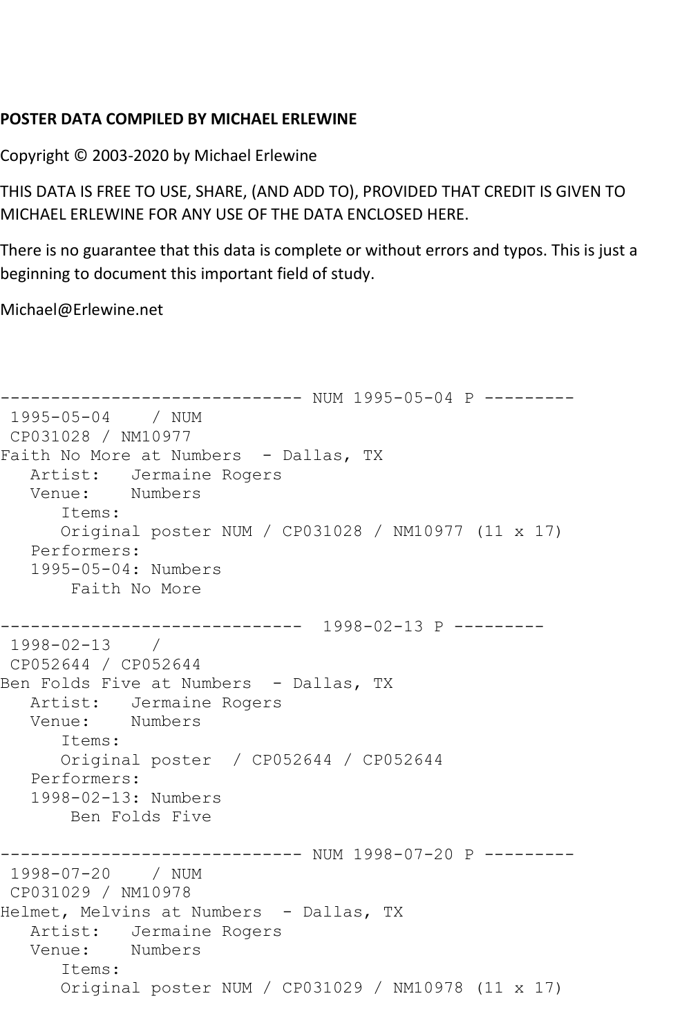**POSTER DATA COMPILED BY MICHAEL ERLEWINE**

Copyright © 2003-2020 by Michael Erlewine

THIS DATA IS FREE TO USE, SHARE, (AND ADD TO), PROVIDED THAT CREDIT IS GIVEN TO MICHAEL ERLEWINE FOR ANY USE OF THE DATA ENCLOSED HERE.

There is no guarantee that this data is complete or without errors and typos. This is just a beginning to document this important field of study.

Michael@Erlewine.net

```
------------------------------ NUM 1995-05-04 P ---------
 1995-05-04    / NUM
 CP031028 / NM10977
Faith No More at Numbers  - Dallas, TX
   Artist:   Jermaine Rogers
   Venue:    Numbers
      Items:
      Original poster NUM / CP031028 / NM10977 (11 x 17)
   Performers:
   1995-05-04: Numbers
       Faith No More

------------------------------  1998-02-13 P ---------
 1998-02-13    /
 CP052644 / CP052644
Ben Folds Five at Numbers  - Dallas, TX
   Artist:   Jermaine Rogers
   Venue:    Numbers
      Items:
      Original poster  / CP052644 / CP052644
   Performers:
   1998-02-13: Numbers
       Ben Folds Five

------------------------------ NUM 1998-07-20 P ---------
 1998-07-20    / NUM
 CP031029 / NM10978
Helmet, Melvins at Numbers  - Dallas, TX
   Artist:   Jermaine Rogers
   Venue:    Numbers
      Items:
      Original poster NUM / CP031029 / NM10978 (11 x 17)
```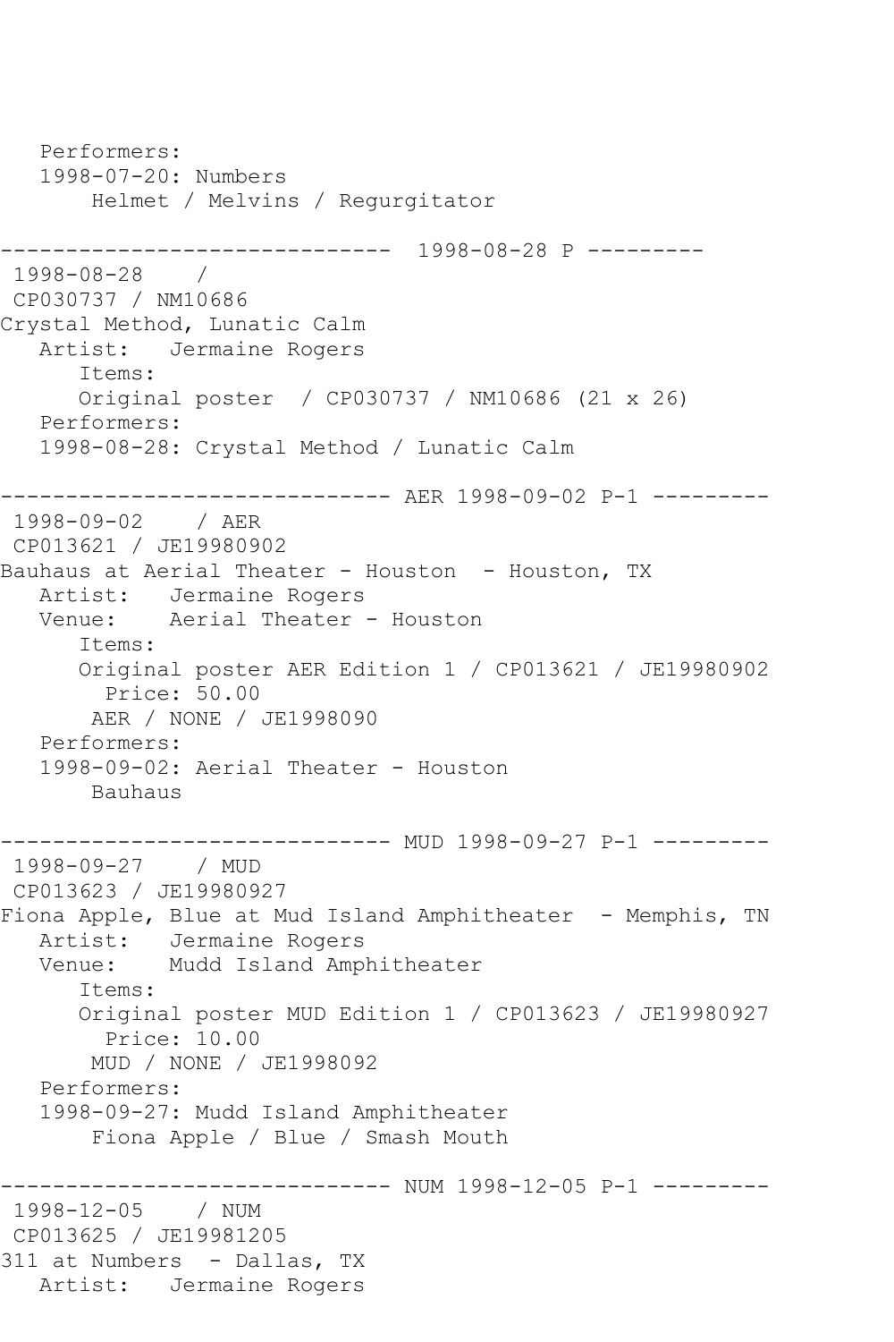```
   Performers:
   1998-07-20: Numbers
        Helmet / Melvins / Regurgitator

------------------------------  1998-08-28 P ---------
 1998-08-28    /
 CP030737 / NM10686
Crystal Method, Lunatic Calm
   Artist:   Jermaine Rogers
      Items:
      Original poster  / CP030737 / NM10686 (21 x 26)
   Performers:
   1998-08-28: Crystal Method / Lunatic Calm

------------------------------ AER 1998-09-02 P-1 ---------
 1998-09-02    / AER
 CP013621 / JE19980902
Bauhaus at Aerial Theater - Houston  - Houston, TX
   Artist:   Jermaine Rogers
   Venue:    Aerial Theater - Houston
      Items:
      Original poster AER Edition 1 / CP013621 / JE19980902
        Price: 50.00
       AER / NONE / JE1998090
   Performers:
   1998-09-02: Aerial Theater - Houston
        Bauhaus

------------------------------ MUD 1998-09-27 P-1 ---------
 1998-09-27    / MUD
 CP013623 / JE19980927
Fiona Apple, Blue at Mud Island Amphitheater  - Memphis, TN
   Artist:   Jermaine Rogers
   Venue:    Mudd Island Amphitheater
      Items:
      Original poster MUD Edition 1 / CP013623 / JE19980927
        Price: 10.00
       MUD / NONE / JE1998092
   Performers:
   1998-09-27: Mudd Island Amphitheater
        Fiona Apple / Blue / Smash Mouth

------------------------------ NUM 1998-12-05 P-1 ---------
 1998-12-05    / NUM
 CP013625 / JE19981205
311 at Numbers  - Dallas, TX
   Artist:   Jermaine Rogers
```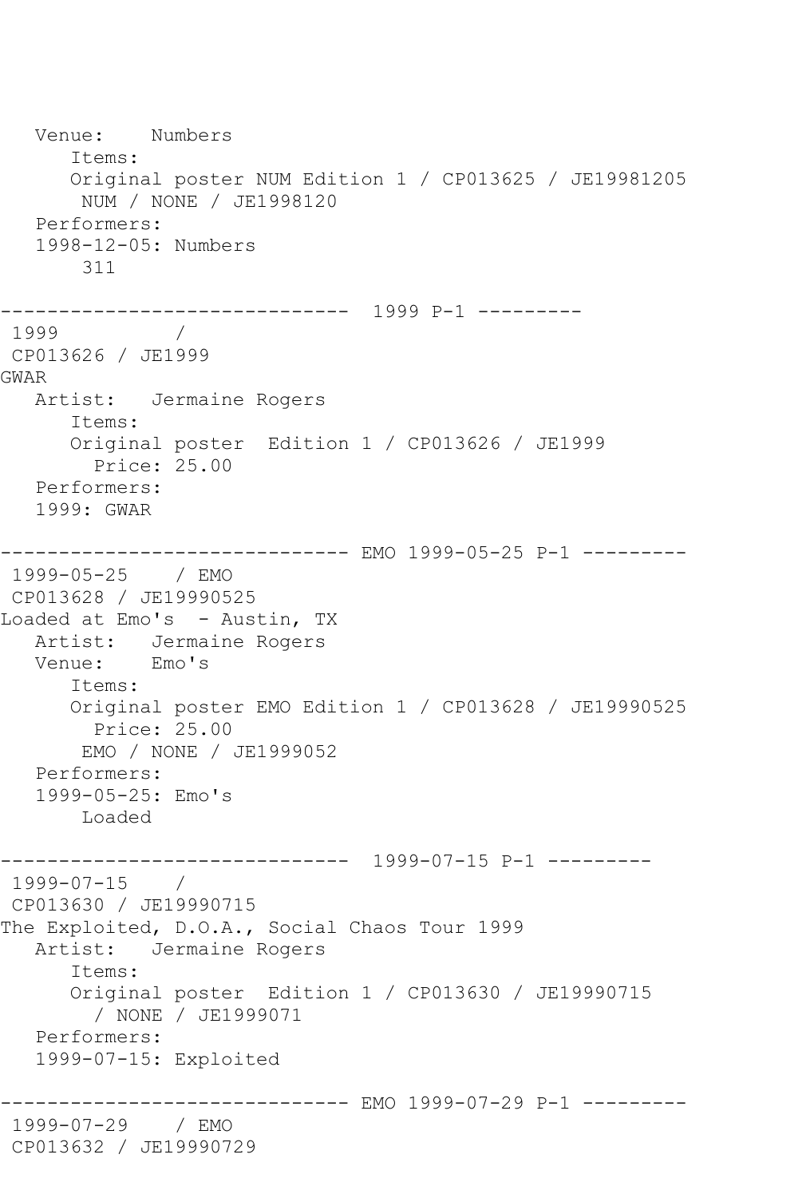```
   Venue:    Numbers
      Items:
      Original poster NUM Edition 1 / CP013625 / JE19981205
       NUM / NONE / JE1998120
   Performers:
   1998-12-05: Numbers
       311

------------------------------  1999 P-1 ---------
 1999          /
 CP013626 / JE1999
GWAR
   Artist:   Jermaine Rogers
      Items:
      Original poster  Edition 1 / CP013626 / JE1999
        Price: 25.00
   Performers:
   1999: GWAR

------------------------------ EMO 1999-05-25 P-1 ---------
 1999-05-25    / EMO
 CP013628 / JE19990525
Loaded at Emo's  - Austin, TX
   Artist:   Jermaine Rogers
   Venue:    Emo's
      Items:
      Original poster EMO Edition 1 / CP013628 / JE19990525
        Price: 25.00
       EMO / NONE / JE1999052
   Performers:
   1999-05-25: Emo's
       Loaded

------------------------------  1999-07-15 P-1 ---------
 1999-07-15    /
 CP013630 / JE19990715
The Exploited, D.O.A., Social Chaos Tour 1999
   Artist:   Jermaine Rogers
      Items:
      Original poster  Edition 1 / CP013630 / JE19990715
        / NONE / JE1999071
   Performers:
   1999-07-15: Exploited

------------------------------ EMO 1999-07-29 P-1 ---------
 1999-07-29    / EMO
 CP013632 / JE19990729
```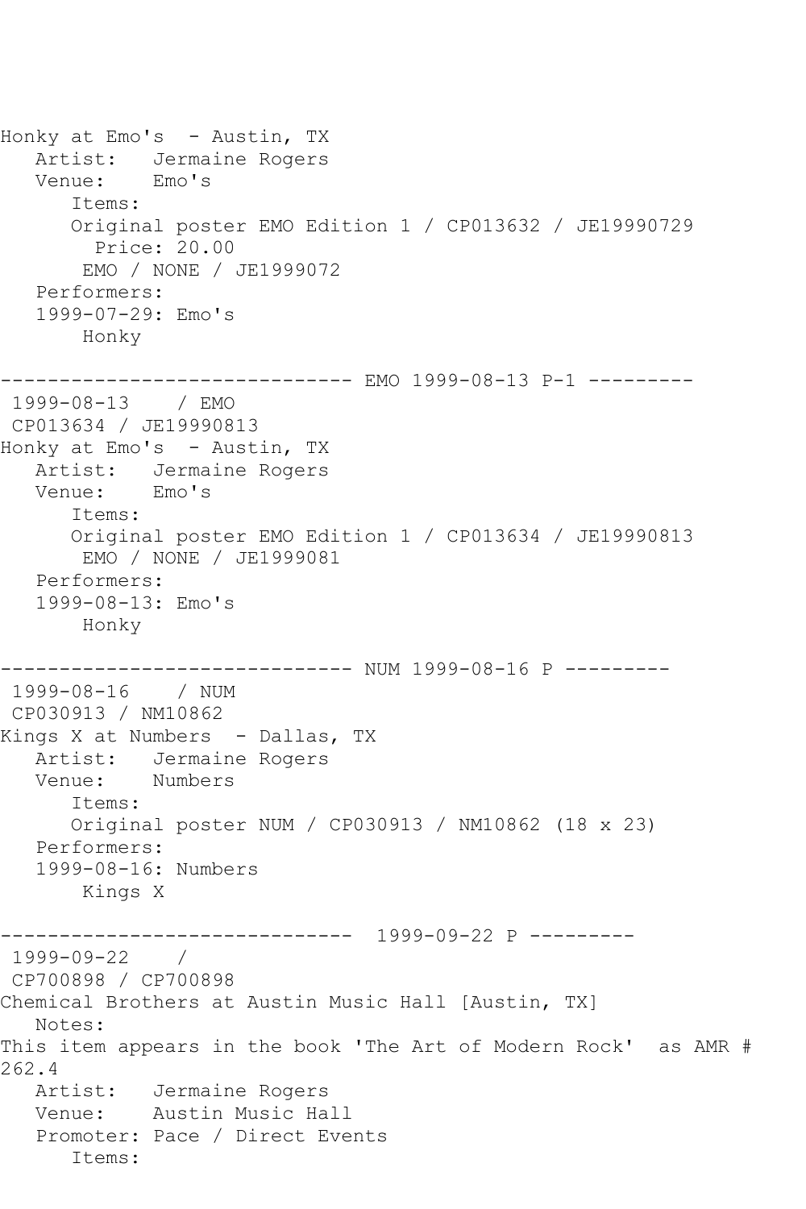Honky at Emo's - Austin, TX
   Artist: Jermaine Rogers
   Venue: Emo's
      Items:
      Original poster EMO Edition 1 / CP013632 / JE19990729
        Price: 20.00
       EMO / NONE / JE1999072
   Performers:
   1999-07-29: Emo's
       Honky

------------------------------ EMO 1999-08-13 P-1 ---------
 1999-08-13 / EMO
 CP013634 / JE19990813
Honky at Emo's - Austin, TX
   Artist: Jermaine Rogers
   Venue: Emo's
      Items:
      Original poster EMO Edition 1 / CP013634 / JE19990813
       EMO / NONE / JE1999081
   Performers:
   1999-08-13: Emo's
       Honky

------------------------------ NUM 1999-08-16 P ---------
 1999-08-16 / NUM
 CP030913 / NM10862
Kings X at Numbers - Dallas, TX
   Artist: Jermaine Rogers
   Venue: Numbers
      Items:
      Original poster NUM / CP030913 / NM10862 (18 x 23)
   Performers:
   1999-08-16: Numbers
       Kings X

------------------------------ 1999-09-22 P ---------
 1999-09-22 /
 CP700898 / CP700898
Chemical Brothers at Austin Music Hall [Austin, TX]
   Notes:
This item appears in the book 'The Art of Modern Rock' as AMR # 262.4
   Artist: Jermaine Rogers
   Venue: Austin Music Hall
   Promoter: Pace / Direct Events
      Items: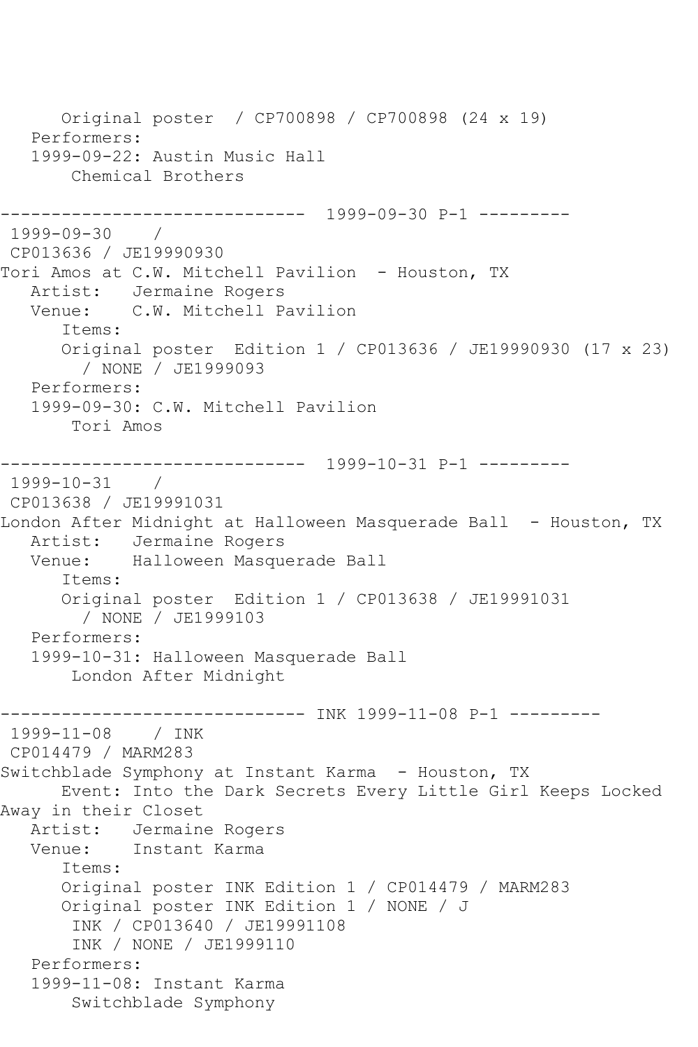```
      Original poster  / CP700898 / CP700898 (24 x 19)
   Performers:
   1999-09-22: Austin Music Hall
       Chemical Brothers

------------------------------  1999-09-30 P-1 ---------
 1999-09-30    /
 CP013636 / JE19990930
Tori Amos at C.W. Mitchell Pavilion  - Houston, TX
   Artist:   Jermaine Rogers
   Venue:    C.W. Mitchell Pavilion
      Items:
      Original poster  Edition 1 / CP013636 / JE19990930 (17 x 23)
        / NONE / JE1999093
   Performers:
   1999-09-30: C.W. Mitchell Pavilion
       Tori Amos

------------------------------  1999-10-31 P-1 ---------
 1999-10-31    /
 CP013638 / JE19991031
London After Midnight at Halloween Masquerade Ball  - Houston, TX
   Artist:   Jermaine Rogers
   Venue:    Halloween Masquerade Ball
      Items:
      Original poster  Edition 1 / CP013638 / JE19991031
        / NONE / JE1999103
   Performers:
   1999-10-31: Halloween Masquerade Ball
       London After Midnight

------------------------------ INK 1999-11-08 P-1 ---------
 1999-11-08    / INK
 CP014479 / MARM283
Switchblade Symphony at Instant Karma  - Houston, TX
      Event: Into the Dark Secrets Every Little Girl Keeps Locked
Away in their Closet
   Artist:   Jermaine Rogers
   Venue:    Instant Karma
      Items:
      Original poster INK Edition 1 / CP014479 / MARM283
      Original poster INK Edition 1 / NONE / J
       INK / CP013640 / JE19991108
       INK / NONE / JE1999110
   Performers:
   1999-11-08: Instant Karma
       Switchblade Symphony
```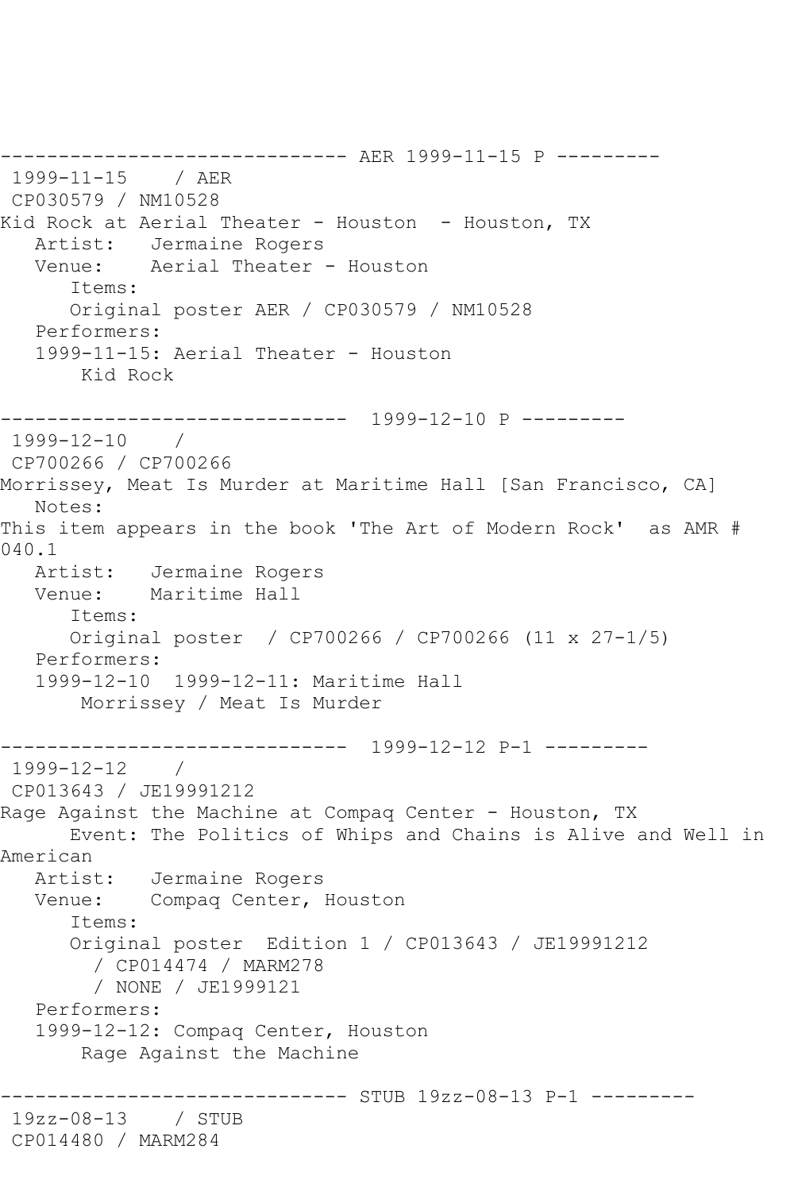```
------------------------------ AER 1999-11-15 P ---------
 1999-11-15    / AER
 CP030579 / NM10528
Kid Rock at Aerial Theater - Houston  - Houston, TX
   Artist:   Jermaine Rogers
   Venue:    Aerial Theater - Houston
      Items:
      Original poster AER / CP030579 / NM10528
   Performers:
   1999-11-15: Aerial Theater - Houston
       Kid Rock

------------------------------  1999-12-10 P ---------
 1999-12-10    /
 CP700266 / CP700266
Morrissey, Meat Is Murder at Maritime Hall [San Francisco, CA]
   Notes:
This item appears in the book 'The Art of Modern Rock'  as AMR #
040.1
   Artist:   Jermaine Rogers
   Venue:    Maritime Hall
      Items:
      Original poster  / CP700266 / CP700266 (11 x 27-1/5)
   Performers:
   1999-12-10  1999-12-11: Maritime Hall
       Morrissey / Meat Is Murder

------------------------------  1999-12-12 P-1 ---------
 1999-12-12    /
 CP013643 / JE19991212
Rage Against the Machine at Compaq Center - Houston, TX
      Event: The Politics of Whips and Chains is Alive and Well in
American
   Artist:   Jermaine Rogers
   Venue:    Compaq Center, Houston
      Items:
      Original poster  Edition 1 / CP013643 / JE19991212
        / CP014474 / MARM278
        / NONE / JE1999121
   Performers:
   1999-12-12: Compaq Center, Houston
       Rage Against the Machine

------------------------------ STUB 19zz-08-13 P-1 ---------
 19zz-08-13    / STUB
 CP014480 / MARM284
```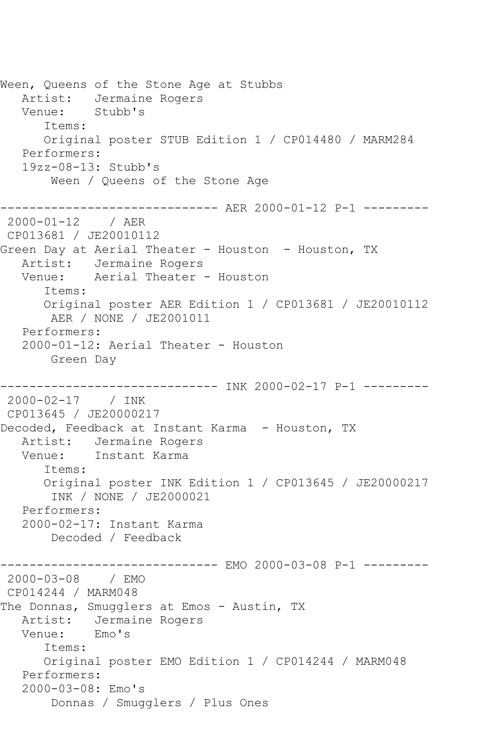Ween, Queens of the Stone Age at Stubbs
   Artist:   Jermaine Rogers
   Venue:    Stubb's
      Items:
      Original poster STUB Edition 1 / CP014480 / MARM284
   Performers:
   19zz-08-13: Stubb's
       Ween / Queens of the Stone Age

------------------------------ AER 2000-01-12 P-1 ---------
 2000-01-12    / AER
 CP013681 / JE20010112
Green Day at Aerial Theater - Houston  - Houston, TX
   Artist:   Jermaine Rogers
   Venue:    Aerial Theater - Houston
      Items:
      Original poster AER Edition 1 / CP013681 / JE20010112
       AER / NONE / JE2001011
   Performers:
   2000-01-12: Aerial Theater - Houston
       Green Day

------------------------------ INK 2000-02-17 P-1 ---------
 2000-02-17    / INK
 CP013645 / JE20000217
Decoded, Feedback at Instant Karma  - Houston, TX
   Artist:   Jermaine Rogers
   Venue:    Instant Karma
      Items:
      Original poster INK Edition 1 / CP013645 / JE20000217
       INK / NONE / JE2000021
   Performers:
   2000-02-17: Instant Karma
       Decoded / Feedback

------------------------------ EMO 2000-03-08 P-1 ---------
 2000-03-08    / EMO
 CP014244 / MARM048
The Donnas, Smugglers at Emos - Austin, TX
   Artist:   Jermaine Rogers
   Venue:    Emo's
      Items:
      Original poster EMO Edition 1 / CP014244 / MARM048
   Performers:
   2000-03-08: Emo's
       Donnas / Smugglers / Plus Ones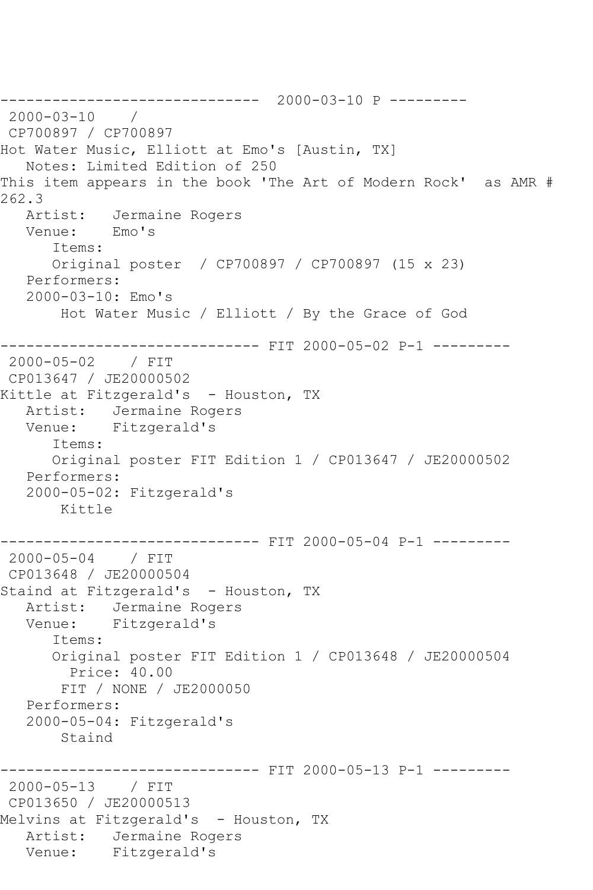```
------------------------------  2000-03-10 P ---------
 2000-03-10    / 
 CP700897 / CP700897
Hot Water Music, Elliott at Emo's [Austin, TX]
   Notes: Limited Edition of 250
This item appears in the book 'The Art of Modern Rock'  as AMR #
262.3
   Artist:   Jermaine Rogers
   Venue:    Emo's
      Items:
      Original poster  / CP700897 / CP700897 (15 x 23)
   Performers:
   2000-03-10: Emo's
       Hot Water Music / Elliott / By the Grace of God

------------------------------ FIT 2000-05-02 P-1 ---------
 2000-05-02    / FIT
 CP013647 / JE20000502
Kittle at Fitzgerald's  - Houston, TX
   Artist:   Jermaine Rogers
   Venue:    Fitzgerald's
      Items:
      Original poster FIT Edition 1 / CP013647 / JE20000502
   Performers:
   2000-05-02: Fitzgerald's
       Kittle

------------------------------ FIT 2000-05-04 P-1 ---------
 2000-05-04    / FIT
 CP013648 / JE20000504
Staind at Fitzgerald's  - Houston, TX
   Artist:   Jermaine Rogers
   Venue:    Fitzgerald's
      Items:
      Original poster FIT Edition 1 / CP013648 / JE20000504
        Price: 40.00
       FIT / NONE / JE2000050
   Performers:
   2000-05-04: Fitzgerald's
       Staind

------------------------------ FIT 2000-05-13 P-1 ---------
 2000-05-13    / FIT
 CP013650 / JE20000513
Melvins at Fitzgerald's  - Houston, TX
   Artist:   Jermaine Rogers
   Venue:    Fitzgerald's
```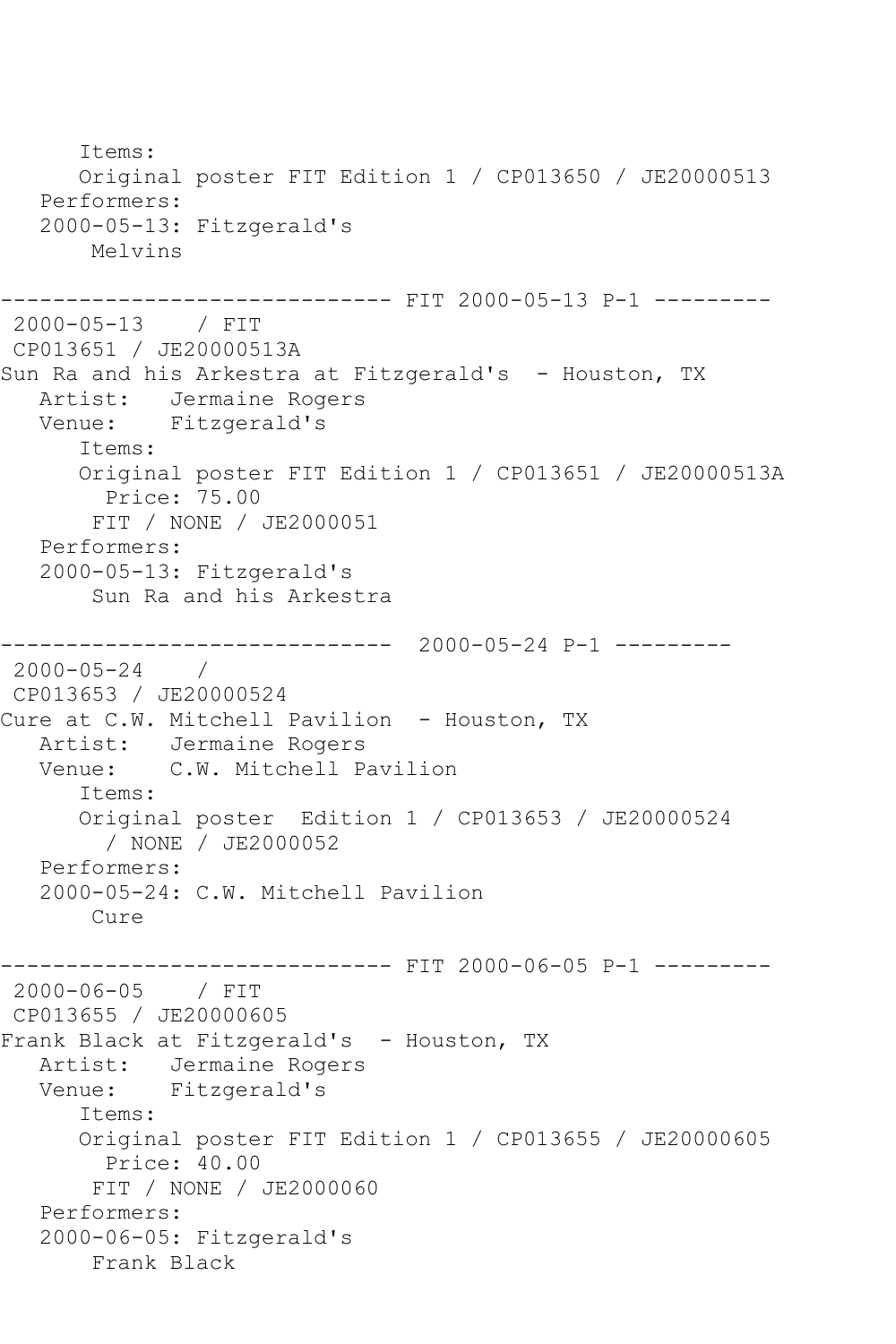```
      Items:
      Original poster FIT Edition 1 / CP013650 / JE20000513
   Performers:
   2000-05-13: Fitzgerald's
       Melvins

------------------------------ FIT 2000-05-13 P-1 ---------
 2000-05-13    / FIT
 CP013651 / JE20000513A
Sun Ra and his Arkestra at Fitzgerald's  - Houston, TX
   Artist:   Jermaine Rogers
   Venue:    Fitzgerald's
      Items:
      Original poster FIT Edition 1 / CP013651 / JE20000513A
        Price: 75.00
       FIT / NONE / JE2000051
   Performers:
   2000-05-13: Fitzgerald's
       Sun Ra and his Arkestra

------------------------------  2000-05-24 P-1 ---------
 2000-05-24    /
 CP013653 / JE20000524
Cure at C.W. Mitchell Pavilion  - Houston, TX
   Artist:   Jermaine Rogers
   Venue:    C.W. Mitchell Pavilion
      Items:
      Original poster  Edition 1 / CP013653 / JE20000524
        / NONE / JE2000052
   Performers:
   2000-05-24: C.W. Mitchell Pavilion
       Cure

------------------------------ FIT 2000-06-05 P-1 ---------
 2000-06-05    / FIT
 CP013655 / JE20000605
Frank Black at Fitzgerald's  - Houston, TX
   Artist:   Jermaine Rogers
   Venue:    Fitzgerald's
      Items:
      Original poster FIT Edition 1 / CP013655 / JE20000605
        Price: 40.00
       FIT / NONE / JE2000060
   Performers:
   2000-06-05: Fitzgerald's
       Frank Black
```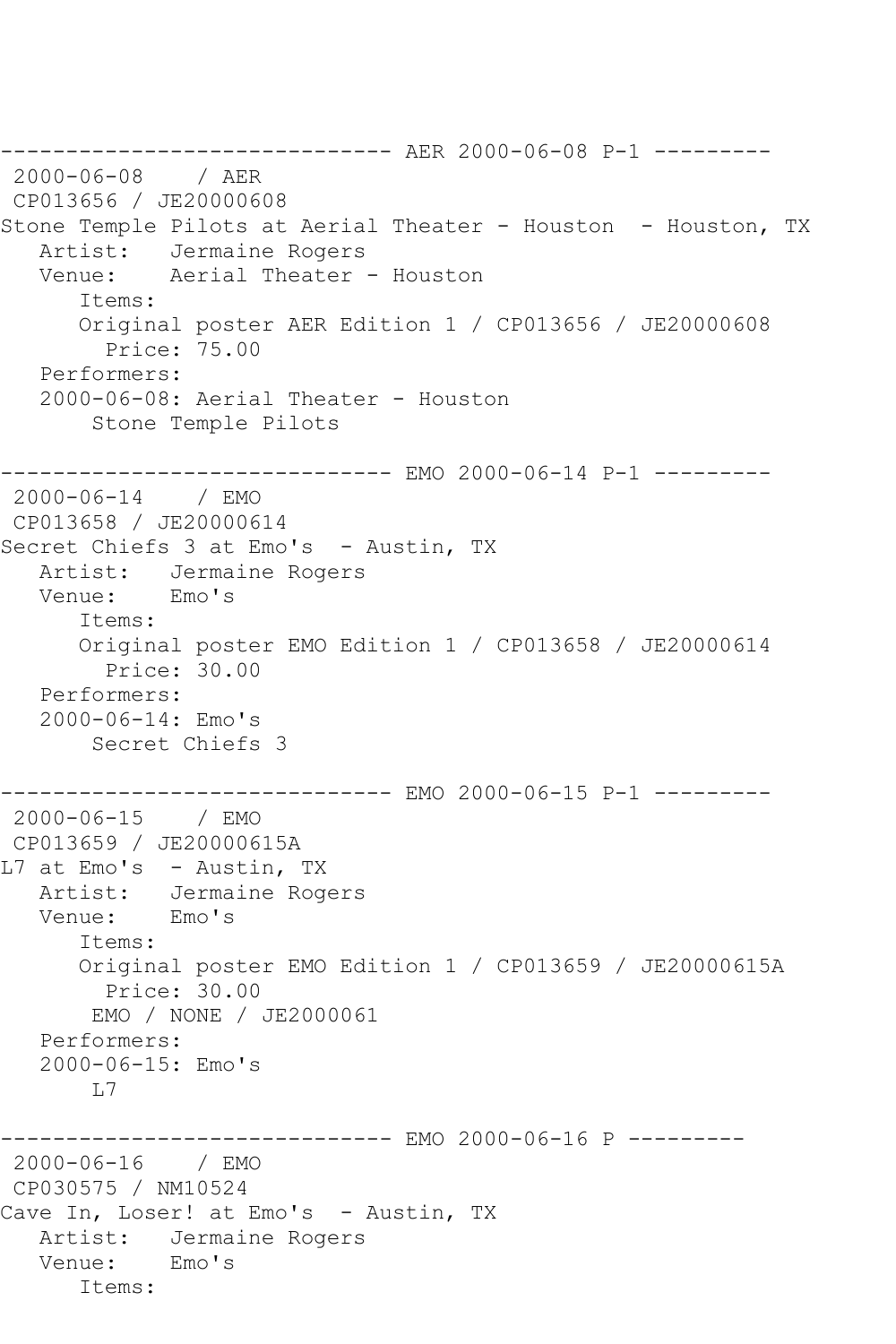```
------------------------------ AER 2000-06-08 P-1 ---------
 2000-06-08    / AER
 CP013656 / JE20000608
Stone Temple Pilots at Aerial Theater - Houston  - Houston, TX
   Artist:   Jermaine Rogers
   Venue:    Aerial Theater - Houston
      Items:
      Original poster AER Edition 1 / CP013656 / JE20000608
        Price: 75.00
   Performers:
   2000-06-08: Aerial Theater - Houston
       Stone Temple Pilots

------------------------------ EMO 2000-06-14 P-1 ---------
 2000-06-14    / EMO
 CP013658 / JE20000614
Secret Chiefs 3 at Emo's  - Austin, TX
   Artist:   Jermaine Rogers
   Venue:    Emo's
      Items:
      Original poster EMO Edition 1 / CP013658 / JE20000614
        Price: 30.00
   Performers:
   2000-06-14: Emo's
       Secret Chiefs 3

------------------------------ EMO 2000-06-15 P-1 ---------
 2000-06-15    / EMO
 CP013659 / JE20000615A
L7 at Emo's  - Austin, TX
   Artist:   Jermaine Rogers
   Venue:    Emo's
      Items:
      Original poster EMO Edition 1 / CP013659 / JE20000615A
        Price: 30.00
       EMO / NONE / JE2000061
   Performers:
   2000-06-15: Emo's
       L7

------------------------------ EMO 2000-06-16 P ---------
 2000-06-16    / EMO
 CP030575 / NM10524
Cave In, Loser! at Emo's  - Austin, TX
   Artist:   Jermaine Rogers
   Venue:    Emo's
      Items:
```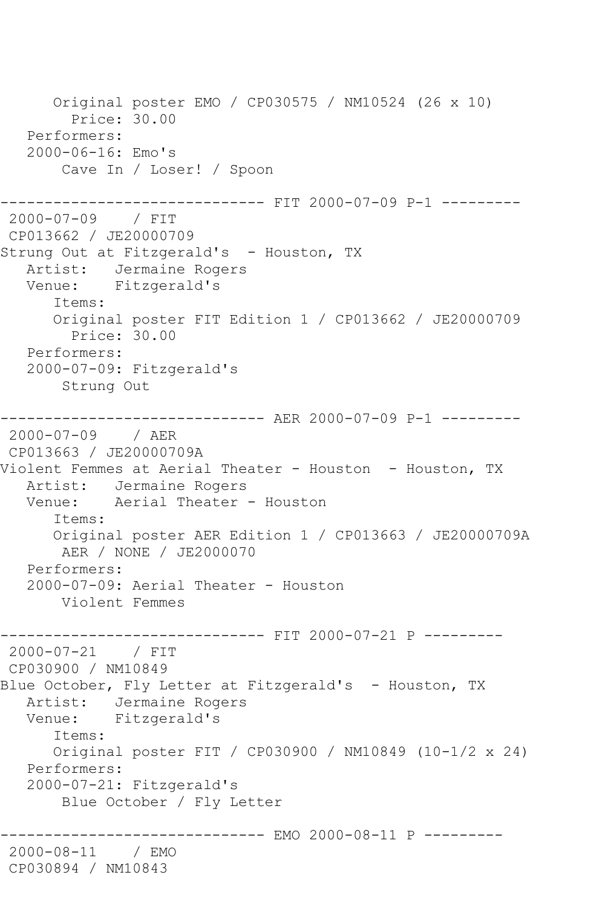```
      Original poster EMO / CP030575 / NM10524 (26 x 10)
        Price: 30.00
   Performers:
   2000-06-16: Emo's
       Cave In / Loser! / Spoon

------------------------------ FIT 2000-07-09 P-1 ---------
 2000-07-09    / FIT
 CP013662 / JE20000709
Strung Out at Fitzgerald's  - Houston, TX
   Artist:   Jermaine Rogers
   Venue:    Fitzgerald's
      Items:
      Original poster FIT Edition 1 / CP013662 / JE20000709
        Price: 30.00
   Performers:
   2000-07-09: Fitzgerald's
       Strung Out

------------------------------ AER 2000-07-09 P-1 ---------
 2000-07-09    / AER
 CP013663 / JE20000709A
Violent Femmes at Aerial Theater - Houston  - Houston, TX
   Artist:   Jermaine Rogers
   Venue:    Aerial Theater - Houston
      Items:
      Original poster AER Edition 1 / CP013663 / JE20000709A
       AER / NONE / JE2000070
   Performers:
   2000-07-09: Aerial Theater - Houston
       Violent Femmes

------------------------------ FIT 2000-07-21 P ---------
 2000-07-21    / FIT
 CP030900 / NM10849
Blue October, Fly Letter at Fitzgerald's  - Houston, TX
   Artist:   Jermaine Rogers
   Venue:    Fitzgerald's
      Items:
      Original poster FIT / CP030900 / NM10849 (10-1/2 x 24)
   Performers:
   2000-07-21: Fitzgerald's
       Blue October / Fly Letter

------------------------------ EMO 2000-08-11 P ---------
 2000-08-11    / EMO
 CP030894 / NM10843
```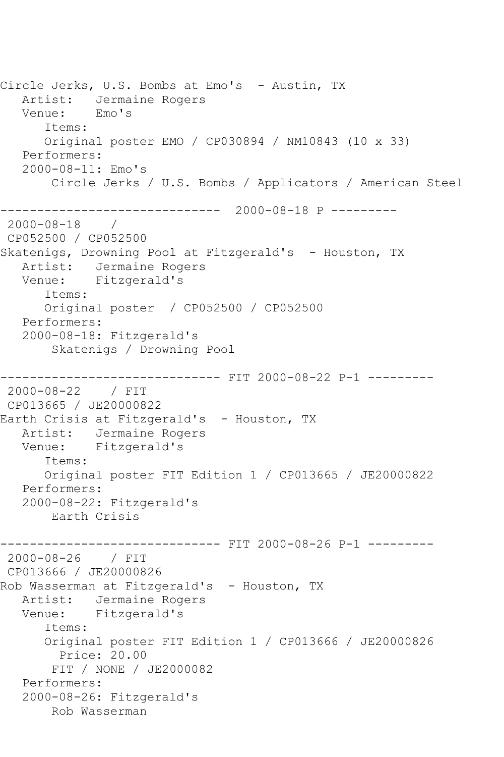```
Circle Jerks, U.S. Bombs at Emo's  - Austin, TX
   Artist:   Jermaine Rogers
   Venue:    Emo's
      Items:
      Original poster EMO / CP030894 / NM10843 (10 x 33)
   Performers:
   2000-08-11: Emo's
       Circle Jerks / U.S. Bombs / Applicators / American Steel

------------------------------  2000-08-18 P ---------
 2000-08-18    /
 CP052500 / CP052500
Skatenigs, Drowning Pool at Fitzgerald's  - Houston, TX
   Artist:   Jermaine Rogers
   Venue:    Fitzgerald's
      Items:
      Original poster  / CP052500 / CP052500
   Performers:
   2000-08-18: Fitzgerald's
       Skatenigs / Drowning Pool

------------------------------ FIT 2000-08-22 P-1 ---------
 2000-08-22    / FIT
 CP013665 / JE20000822
Earth Crisis at Fitzgerald's  - Houston, TX
   Artist:   Jermaine Rogers
   Venue:    Fitzgerald's
      Items:
      Original poster FIT Edition 1 / CP013665 / JE20000822
   Performers:
   2000-08-22: Fitzgerald's
       Earth Crisis

------------------------------ FIT 2000-08-26 P-1 ---------
 2000-08-26    / FIT
 CP013666 / JE20000826
Rob Wasserman at Fitzgerald's  - Houston, TX
   Artist:   Jermaine Rogers
   Venue:    Fitzgerald's
      Items:
      Original poster FIT Edition 1 / CP013666 / JE20000826
        Price: 20.00
       FIT / NONE / JE2000082
   Performers:
   2000-08-26: Fitzgerald's
       Rob Wasserman
```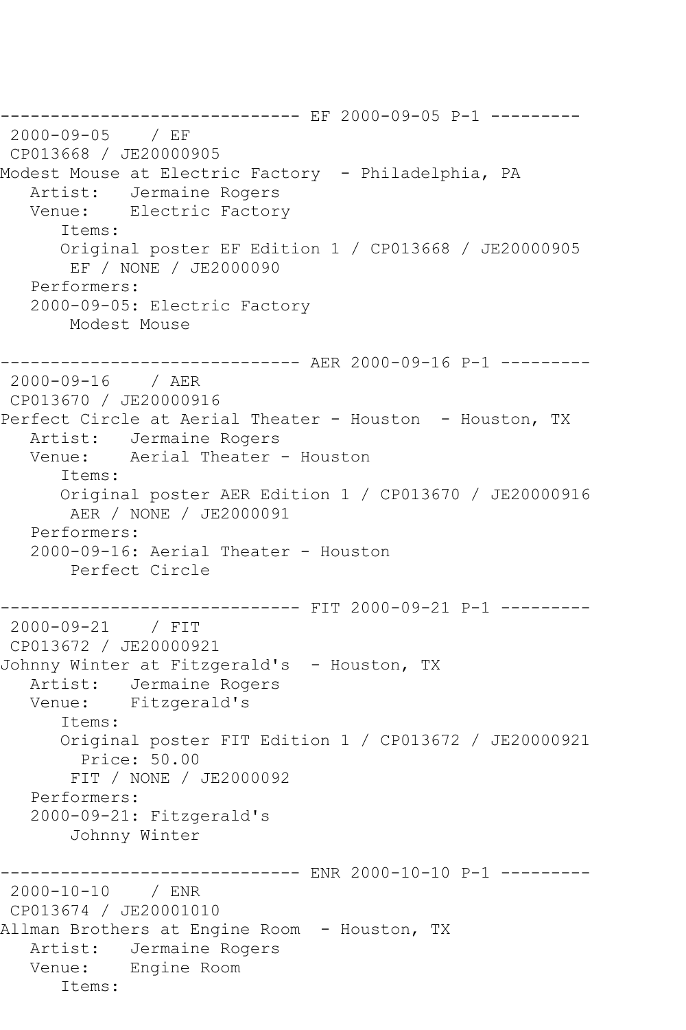------------------------------ EF 2000-09-05 P-1 ---------
2000-09-05 / EF
CP013668 / JE20000905
Modest Mouse at Electric Factory - Philadelphia, PA
Artist: Jermaine Rogers
Venue: Electric Factory
Items:
Original poster EF Edition 1 / CP013668 / JE20000905
EF / NONE / JE2000090
Performers:
2000-09-05: Electric Factory
Modest Mouse

------------------------------ AER 2000-09-16 P-1 ---------
2000-09-16 / AER
CP013670 / JE20000916
Perfect Circle at Aerial Theater - Houston - Houston, TX
Artist: Jermaine Rogers
Venue: Aerial Theater - Houston
Items:
Original poster AER Edition 1 / CP013670 / JE20000916
AER / NONE / JE2000091
Performers:
2000-09-16: Aerial Theater - Houston
Perfect Circle

------------------------------ FIT 2000-09-21 P-1 ---------
2000-09-21 / FIT
CP013672 / JE20000921
Johnny Winter at Fitzgerald's - Houston, TX
Artist: Jermaine Rogers
Venue: Fitzgerald's
Items:
Original poster FIT Edition 1 / CP013672 / JE20000921
Price: 50.00
FIT / NONE / JE2000092
Performers:
2000-09-21: Fitzgerald's
Johnny Winter

------------------------------ ENR 2000-10-10 P-1 ---------
2000-10-10 / ENR
CP013674 / JE20001010
Allman Brothers at Engine Room - Houston, TX
Artist: Jermaine Rogers
Venue: Engine Room
Items: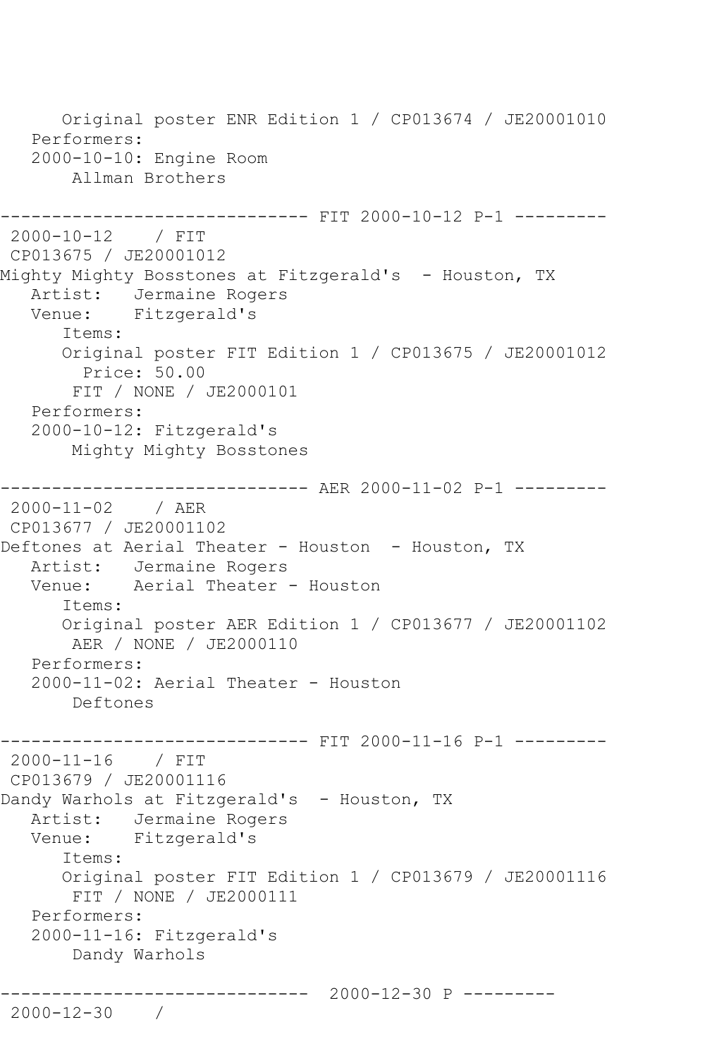```
      Original poster ENR Edition 1 / CP013674 / JE20001010
   Performers:
   2000-10-10: Engine Room
       Allman Brothers

------------------------------ FIT 2000-10-12 P-1 ---------
 2000-10-12    / FIT
 CP013675 / JE20001012
Mighty Mighty Bosstones at Fitzgerald's  - Houston, TX
   Artist:   Jermaine Rogers
   Venue:    Fitzgerald's
      Items:
      Original poster FIT Edition 1 / CP013675 / JE20001012
        Price: 50.00
       FIT / NONE / JE2000101
   Performers:
   2000-10-12: Fitzgerald's
       Mighty Mighty Bosstones

------------------------------ AER 2000-11-02 P-1 ---------
 2000-11-02    / AER
 CP013677 / JE20001102
Deftones at Aerial Theater - Houston  - Houston, TX
   Artist:   Jermaine Rogers
   Venue:    Aerial Theater - Houston
      Items:
      Original poster AER Edition 1 / CP013677 / JE20001102
       AER / NONE / JE2000110
   Performers:
   2000-11-02: Aerial Theater - Houston
       Deftones

------------------------------ FIT 2000-11-16 P-1 ---------
 2000-11-16    / FIT
 CP013679 / JE20001116
Dandy Warhols at Fitzgerald's  - Houston, TX
   Artist:   Jermaine Rogers
   Venue:    Fitzgerald's
      Items:
      Original poster FIT Edition 1 / CP013679 / JE20001116
       FIT / NONE / JE2000111
   Performers:
   2000-11-16: Fitzgerald's
       Dandy Warhols

------------------------------  2000-12-30 P ---------
 2000-12-30    /
```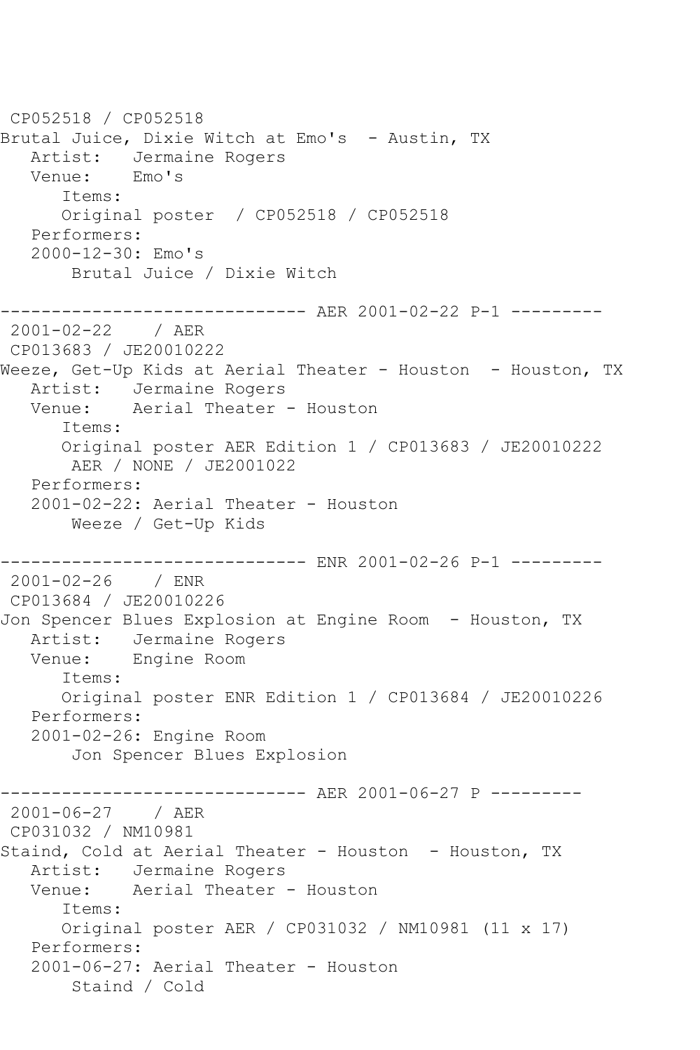CP052518 / CP052518
Brutal Juice, Dixie Witch at Emo's - Austin, TX
   Artist:   Jermaine Rogers
   Venue:    Emo's
      Items:
      Original poster / CP052518 / CP052518
   Performers:
   2000-12-30: Emo's
       Brutal Juice / Dixie Witch

------------------------------ AER 2001-02-22 P-1 ---------
2001-02-22    / AER
CP013683 / JE20010222
Weeze, Get-Up Kids at Aerial Theater - Houston - Houston, TX
   Artist:   Jermaine Rogers
   Venue:    Aerial Theater - Houston
      Items:
      Original poster AER Edition 1 / CP013683 / JE20010222
       AER / NONE / JE2001022
   Performers:
   2001-02-22: Aerial Theater - Houston
       Weeze / Get-Up Kids

------------------------------ ENR 2001-02-26 P-1 ---------
2001-02-26    / ENR
CP013684 / JE20010226
Jon Spencer Blues Explosion at Engine Room - Houston, TX
   Artist:   Jermaine Rogers
   Venue:    Engine Room
      Items:
      Original poster ENR Edition 1 / CP013684 / JE20010226
   Performers:
   2001-02-26: Engine Room
       Jon Spencer Blues Explosion

------------------------------ AER 2001-06-27 P ---------
2001-06-27    / AER
CP031032 / NM10981
Staind, Cold at Aerial Theater - Houston - Houston, TX
   Artist:   Jermaine Rogers
   Venue:    Aerial Theater - Houston
      Items:
      Original poster AER / CP031032 / NM10981 (11 x 17)
   Performers:
   2001-06-27: Aerial Theater - Houston
       Staind / Cold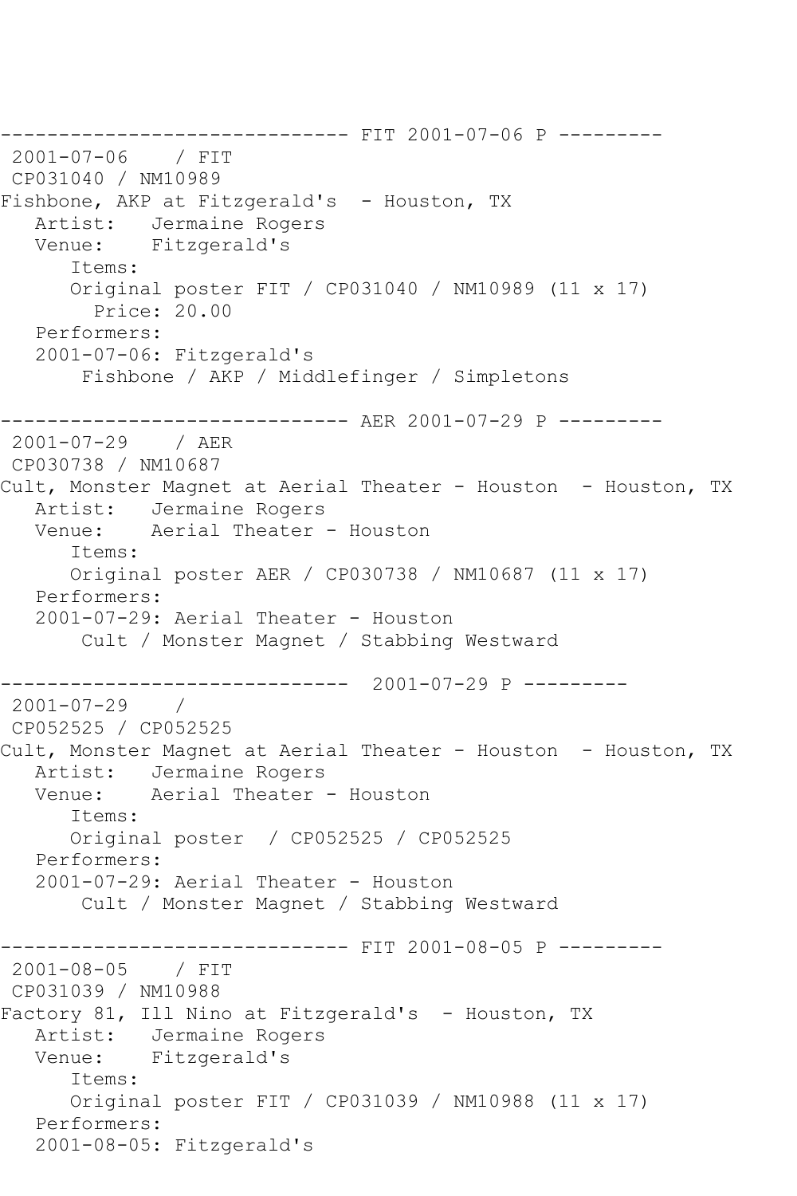```
------------------------------ FIT 2001-07-06 P ---------
 2001-07-06    / FIT
 CP031040 / NM10989
Fishbone, AKP at Fitzgerald's  - Houston, TX
   Artist:   Jermaine Rogers
   Venue:    Fitzgerald's
      Items:
      Original poster FIT / CP031040 / NM10989 (11 x 17)
        Price: 20.00
   Performers:
   2001-07-06: Fitzgerald's
       Fishbone / AKP / Middlefinger / Simpletons

------------------------------ AER 2001-07-29 P ---------
 2001-07-29    / AER
 CP030738 / NM10687
Cult, Monster Magnet at Aerial Theater - Houston  - Houston, TX
   Artist:   Jermaine Rogers
   Venue:    Aerial Theater - Houston
      Items:
      Original poster AER / CP030738 / NM10687 (11 x 17)
   Performers:
   2001-07-29: Aerial Theater - Houston
       Cult / Monster Magnet / Stabbing Westward

------------------------------  2001-07-29 P ---------
 2001-07-29    /
 CP052525 / CP052525
Cult, Monster Magnet at Aerial Theater - Houston  - Houston, TX
   Artist:   Jermaine Rogers
   Venue:    Aerial Theater - Houston
      Items:
      Original poster  / CP052525 / CP052525
   Performers:
   2001-07-29: Aerial Theater - Houston
       Cult / Monster Magnet / Stabbing Westward

------------------------------ FIT 2001-08-05 P ---------
 2001-08-05    / FIT
 CP031039 / NM10988
Factory 81, Ill Nino at Fitzgerald's  - Houston, TX
   Artist:   Jermaine Rogers
   Venue:    Fitzgerald's
      Items:
      Original poster FIT / CP031039 / NM10988 (11 x 17)
   Performers:
   2001-08-05: Fitzgerald's
```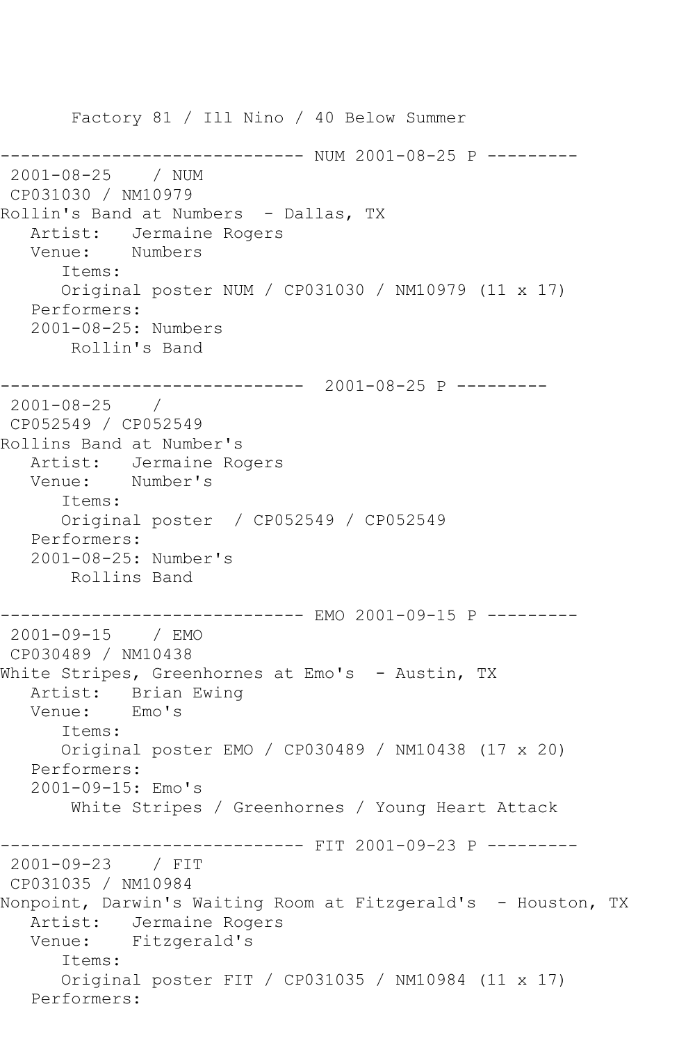Factory 81 / Ill Nino / 40 Below Summer

------------------------------ NUM 2001-08-25 P ---------

2001-08-25 / NUM
CP031030 / NM10979
Rollin's Band at Numbers - Dallas, TX
Artist: Jermaine Rogers
Venue: Numbers
Items:
Original poster NUM / CP031030 / NM10979 (11 x 17)
Performers:
2001-08-25: Numbers
Rollin's Band

------------------------------ 2001-08-25 P ---------

2001-08-25 /
CP052549 / CP052549
Rollins Band at Number's
Artist: Jermaine Rogers
Venue: Number's
Items:
Original poster / CP052549 / CP052549
Performers:
2001-08-25: Number's
Rollins Band

------------------------------ EMO 2001-09-15 P ---------

2001-09-15 / EMO
CP030489 / NM10438
White Stripes, Greenhornes at Emo's - Austin, TX
Artist: Brian Ewing
Venue: Emo's
Items:
Original poster EMO / CP030489 / NM10438 (17 x 20)
Performers:
2001-09-15: Emo's
White Stripes / Greenhornes / Young Heart Attack

------------------------------ FIT 2001-09-23 P ---------

2001-09-23 / FIT
CP031035 / NM10984
Nonpoint, Darwin's Waiting Room at Fitzgerald's - Houston, TX
Artist: Jermaine Rogers
Venue: Fitzgerald's
Items:
Original poster FIT / CP031035 / NM10984 (11 x 17)
Performers: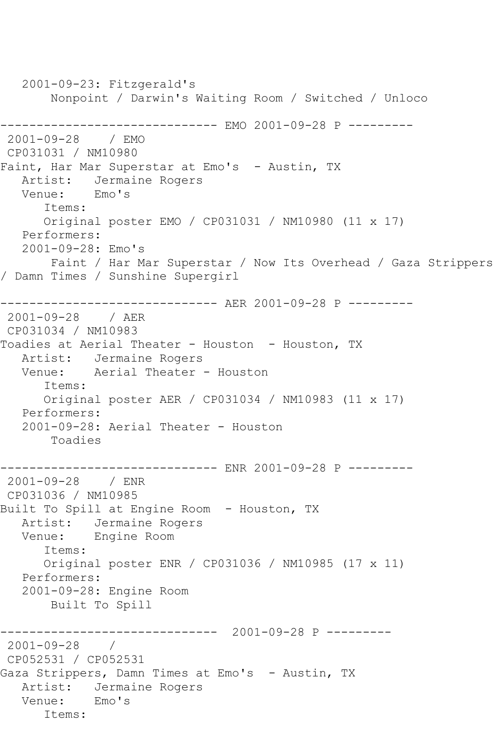```
   2001-09-23: Fitzgerald's
       Nonpoint / Darwin's Waiting Room / Switched / Unloco

------------------------------ EMO 2001-09-28 P ---------
 2001-09-28    / EMO
 CP031031 / NM10980
Faint, Har Mar Superstar at Emo's  - Austin, TX
   Artist:   Jermaine Rogers
   Venue:    Emo's
      Items:
      Original poster EMO / CP031031 / NM10980 (11 x 17)
   Performers:
   2001-09-28: Emo's
       Faint / Har Mar Superstar / Now Its Overhead / Gaza Strippers
/ Damn Times / Sunshine Supergirl

------------------------------ AER 2001-09-28 P ---------
 2001-09-28    / AER
 CP031034 / NM10983
Toadies at Aerial Theater - Houston  - Houston, TX
   Artist:   Jermaine Rogers
   Venue:    Aerial Theater - Houston
      Items:
      Original poster AER / CP031034 / NM10983 (11 x 17)
   Performers:
   2001-09-28: Aerial Theater - Houston
       Toadies

------------------------------ ENR 2001-09-28 P ---------
 2001-09-28    / ENR
 CP031036 / NM10985
Built To Spill at Engine Room  - Houston, TX
   Artist:   Jermaine Rogers
   Venue:    Engine Room
      Items:
      Original poster ENR / CP031036 / NM10985 (17 x 11)
   Performers:
   2001-09-28: Engine Room
       Built To Spill

------------------------------  2001-09-28 P ---------
 2001-09-28    /
 CP052531 / CP052531
Gaza Strippers, Damn Times at Emo's  - Austin, TX
   Artist:   Jermaine Rogers
   Venue:    Emo's
      Items:
```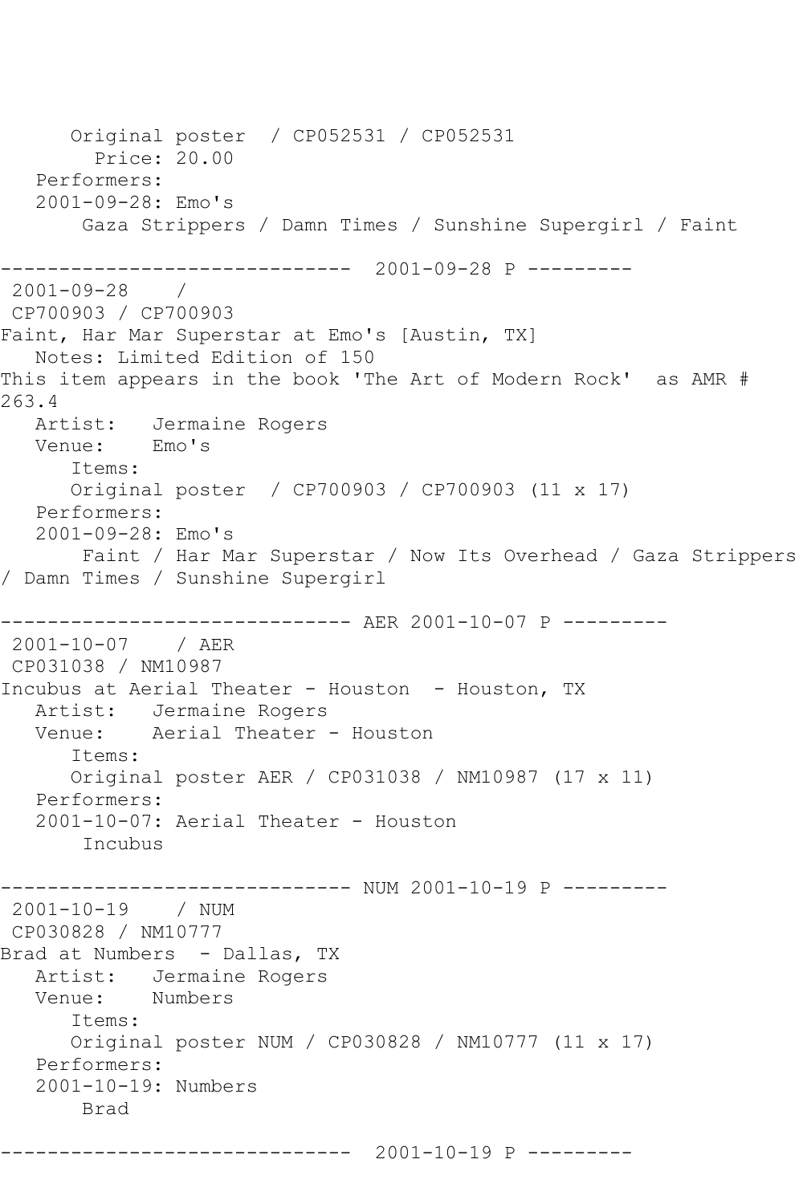Original poster  / CP052531 / CP052531
Price: 20.00
Performers:
2001-09-28: Emo's
Gaza Strippers / Damn Times / Sunshine Supergirl / Faint

------------------------------  2001-09-28 P ---------
2001-09-28    /
CP700903 / CP700903
Faint, Har Mar Superstar at Emo's [Austin, TX]
Notes: Limited Edition of 150
This item appears in the book 'The Art of Modern Rock'  as AMR # 263.4
Artist:   Jermaine Rogers
Venue:    Emo's
Items:
Original poster  / CP700903 / CP700903 (11 x 17)
Performers:
2001-09-28: Emo's
Faint / Har Mar Superstar / Now Its Overhead / Gaza Strippers / Damn Times / Sunshine Supergirl

------------------------------ AER 2001-10-07 P ---------
2001-10-07    / AER
CP031038 / NM10987
Incubus at Aerial Theater - Houston  - Houston, TX
Artist:   Jermaine Rogers
Venue:    Aerial Theater - Houston
Items:
Original poster AER / CP031038 / NM10987 (17 x 11)
Performers:
2001-10-07: Aerial Theater - Houston
Incubus

------------------------------ NUM 2001-10-19 P ---------
2001-10-19    / NUM
CP030828 / NM10777
Brad at Numbers  - Dallas, TX
Artist:   Jermaine Rogers
Venue:    Numbers
Items:
Original poster NUM / CP030828 / NM10777 (11 x 17)
Performers:
2001-10-19: Numbers
Brad

------------------------------  2001-10-19 P ---------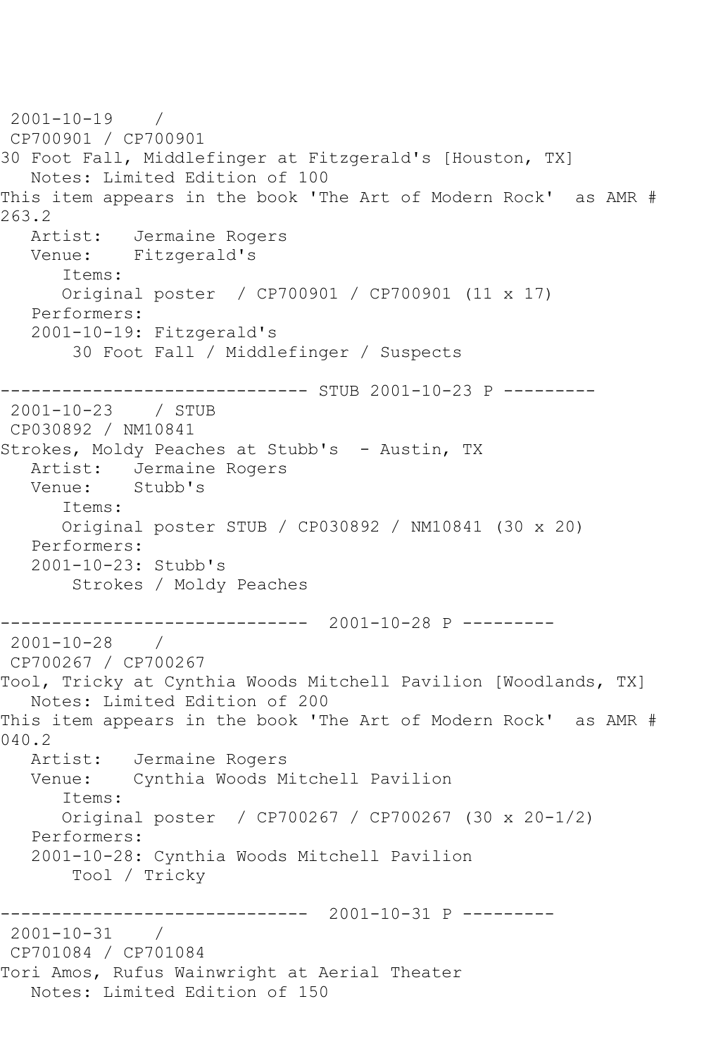2001-10-19 /
CP700901 / CP700901
30 Foot Fall, Middlefinger at Fitzgerald's [Houston, TX]
Notes: Limited Edition of 100
This item appears in the book 'The Art of Modern Rock' as AMR # 263.2
Artist: Jermaine Rogers
Venue: Fitzgerald's
Items:
Original poster / CP700901 / CP700901 (11 x 17)
Performers:
2001-10-19: Fitzgerald's
30 Foot Fall / Middlefinger / Suspects

------------------------------ STUB 2001-10-23 P ---------
2001-10-23 / STUB
CP030892 / NM10841
Strokes, Moldy Peaches at Stubb's - Austin, TX
Artist: Jermaine Rogers
Venue: Stubb's
Items:
Original poster STUB / CP030892 / NM10841 (30 x 20)
Performers:
2001-10-23: Stubb's
Strokes / Moldy Peaches

------------------------------ 2001-10-28 P ---------
2001-10-28 /
CP700267 / CP700267
Tool, Tricky at Cynthia Woods Mitchell Pavilion [Woodlands, TX]
Notes: Limited Edition of 200
This item appears in the book 'The Art of Modern Rock' as AMR # 040.2
Artist: Jermaine Rogers
Venue: Cynthia Woods Mitchell Pavilion
Items:
Original poster / CP700267 / CP700267 (30 x 20-1/2)
Performers:
2001-10-28: Cynthia Woods Mitchell Pavilion
Tool / Tricky

------------------------------ 2001-10-31 P ---------
2001-10-31 /
CP701084 / CP701084
Tori Amos, Rufus Wainwright at Aerial Theater
Notes: Limited Edition of 150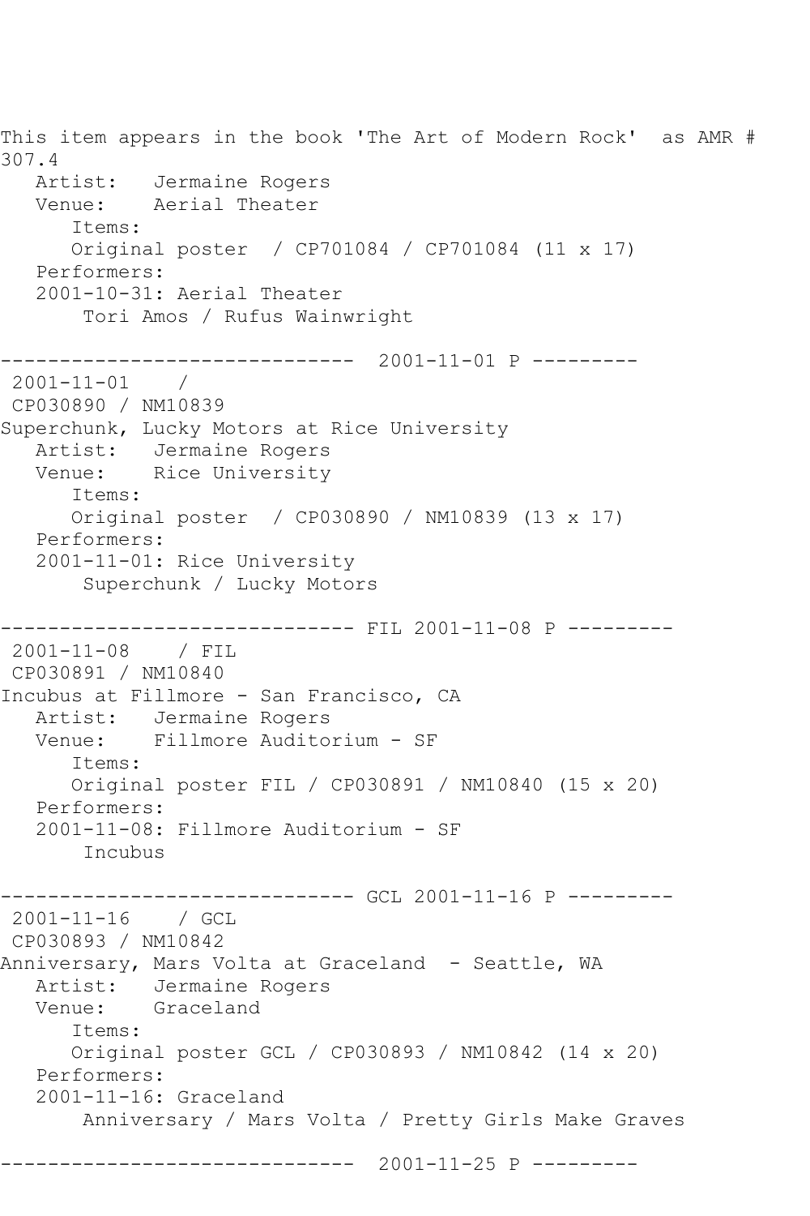This item appears in the book 'The Art of Modern Rock'  as AMR # 307.4

```
   Artist:   Jermaine Rogers
   Venue:    Aerial Theater
      Items:
      Original poster  / CP701084 / CP701084 (11 x 17)
   Performers:
   2001-10-31: Aerial Theater
       Tori Amos / Rufus Wainwright

------------------------------  2001-11-01 P ---------
 2001-11-01    / 
 CP030890 / NM10839
Superchunk, Lucky Motors at Rice University
   Artist:   Jermaine Rogers
   Venue:    Rice University
      Items:
      Original poster  / CP030890 / NM10839 (13 x 17)
   Performers:
   2001-11-01: Rice University
       Superchunk / Lucky Motors

------------------------------ FIL 2001-11-08 P ---------
 2001-11-08    / FIL
 CP030891 / NM10840
Incubus at Fillmore - San Francisco, CA
   Artist:   Jermaine Rogers
   Venue:    Fillmore Auditorium - SF
      Items:
      Original poster FIL / CP030891 / NM10840 (15 x 20)
   Performers:
   2001-11-08: Fillmore Auditorium - SF
       Incubus

------------------------------ GCL 2001-11-16 P ---------
 2001-11-16    / GCL
 CP030893 / NM10842
Anniversary, Mars Volta at Graceland  - Seattle, WA
   Artist:   Jermaine Rogers
   Venue:    Graceland
      Items:
      Original poster GCL / CP030893 / NM10842 (14 x 20)
   Performers:
   2001-11-16: Graceland
       Anniversary / Mars Volta / Pretty Girls Make Graves

------------------------------  2001-11-25 P ---------
```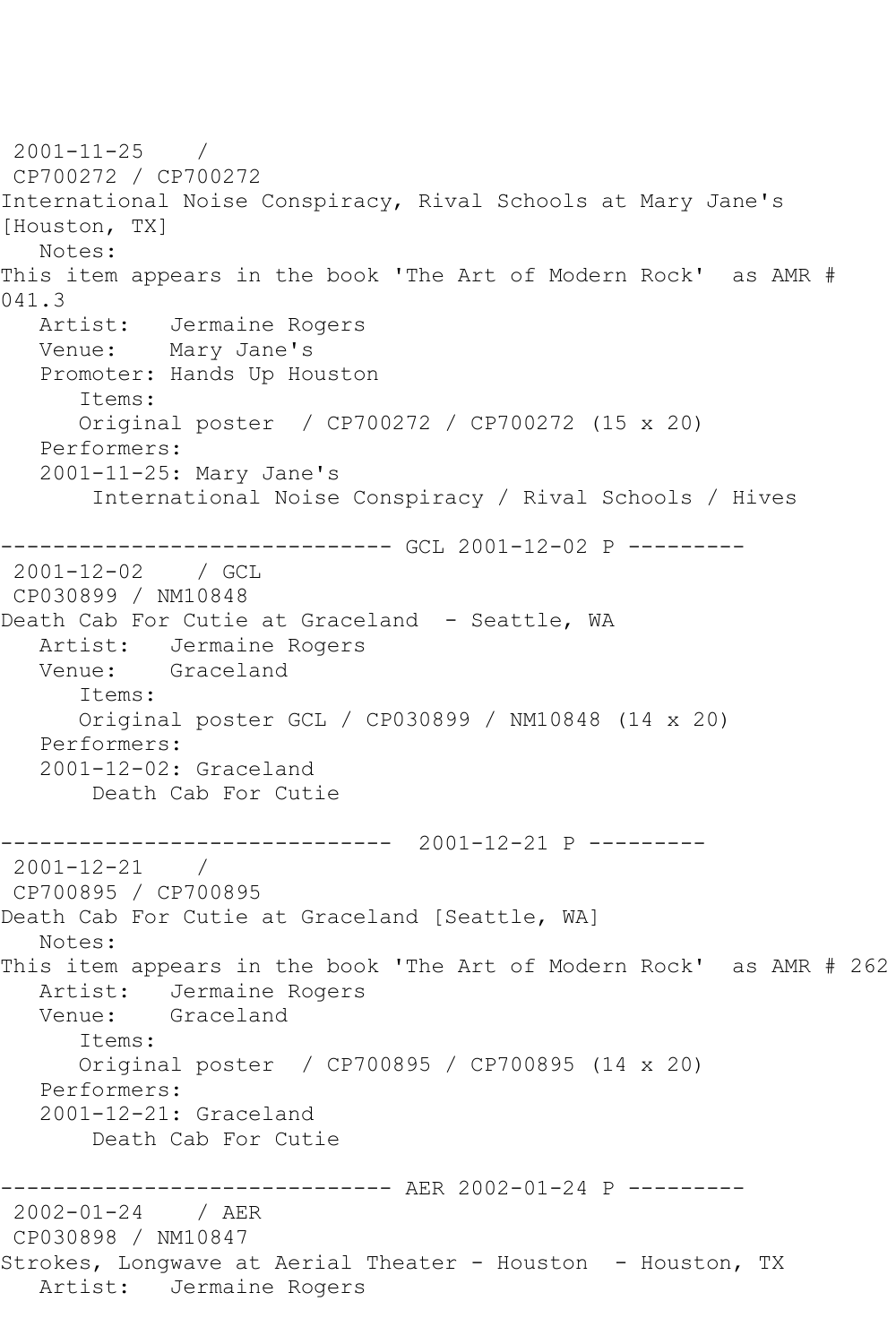```
 2001-11-25    / 
 CP700272 / CP700272
International Noise Conspiracy, Rival Schools at Mary Jane's
[Houston, TX]
   Notes: 
This item appears in the book 'The Art of Modern Rock'  as AMR # 
041.3
   Artist:   Jermaine Rogers
   Venue:    Mary Jane's
   Promoter: Hands Up Houston
      Items:
      Original poster  / CP700272 / CP700272 (15 x 20)
   Performers:
   2001-11-25: Mary Jane's
       International Noise Conspiracy / Rival Schools / Hives

------------------------------ GCL 2001-12-02 P ---------
 2001-12-02    / GCL
 CP030899 / NM10848
Death Cab For Cutie at Graceland  - Seattle, WA
   Artist:   Jermaine Rogers
   Venue:    Graceland
      Items:
      Original poster GCL / CP030899 / NM10848 (14 x 20)
   Performers:
   2001-12-02: Graceland
       Death Cab For Cutie

------------------------------  2001-12-21 P ---------
 2001-12-21    / 
 CP700895 / CP700895
Death Cab For Cutie at Graceland [Seattle, WA]
   Notes: 
This item appears in the book 'The Art of Modern Rock'  as AMR # 262
   Artist:   Jermaine Rogers
   Venue:    Graceland
      Items:
      Original poster  / CP700895 / CP700895 (14 x 20)
   Performers:
   2001-12-21: Graceland
       Death Cab For Cutie

------------------------------ AER 2002-01-24 P ---------
 2002-01-24    / AER
 CP030898 / NM10847
Strokes, Longwave at Aerial Theater - Houston  - Houston, TX
   Artist:   Jermaine Rogers
```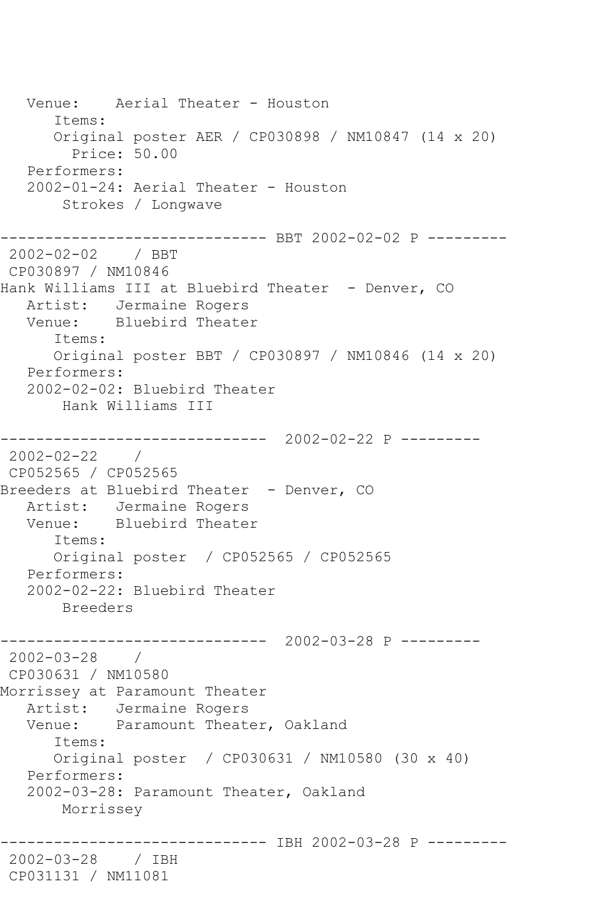```
   Venue:    Aerial Theater - Houston
      Items:
      Original poster AER / CP030898 / NM10847 (14 x 20)
        Price: 50.00
   Performers:
   2002-01-24: Aerial Theater - Houston
       Strokes / Longwave

------------------------------ BBT 2002-02-02 P ---------
 2002-02-02    / BBT
 CP030897 / NM10846
Hank Williams III at Bluebird Theater  - Denver, CO
   Artist:   Jermaine Rogers
   Venue:    Bluebird Theater
      Items:
      Original poster BBT / CP030897 / NM10846 (14 x 20)
   Performers:
   2002-02-02: Bluebird Theater
       Hank Williams III

------------------------------  2002-02-22 P ---------
 2002-02-22    /
 CP052565 / CP052565
Breeders at Bluebird Theater  - Denver, CO
   Artist:   Jermaine Rogers
   Venue:    Bluebird Theater
      Items:
      Original poster  / CP052565 / CP052565
   Performers:
   2002-02-22: Bluebird Theater
       Breeders

------------------------------  2002-03-28 P ---------
 2002-03-28    /
 CP030631 / NM10580
Morrissey at Paramount Theater
   Artist:   Jermaine Rogers
   Venue:    Paramount Theater, Oakland
      Items:
      Original poster  / CP030631 / NM10580 (30 x 40)
   Performers:
   2002-03-28: Paramount Theater, Oakland
       Morrissey

------------------------------ IBH 2002-03-28 P ---------
 2002-03-28    / IBH
 CP031131 / NM11081
```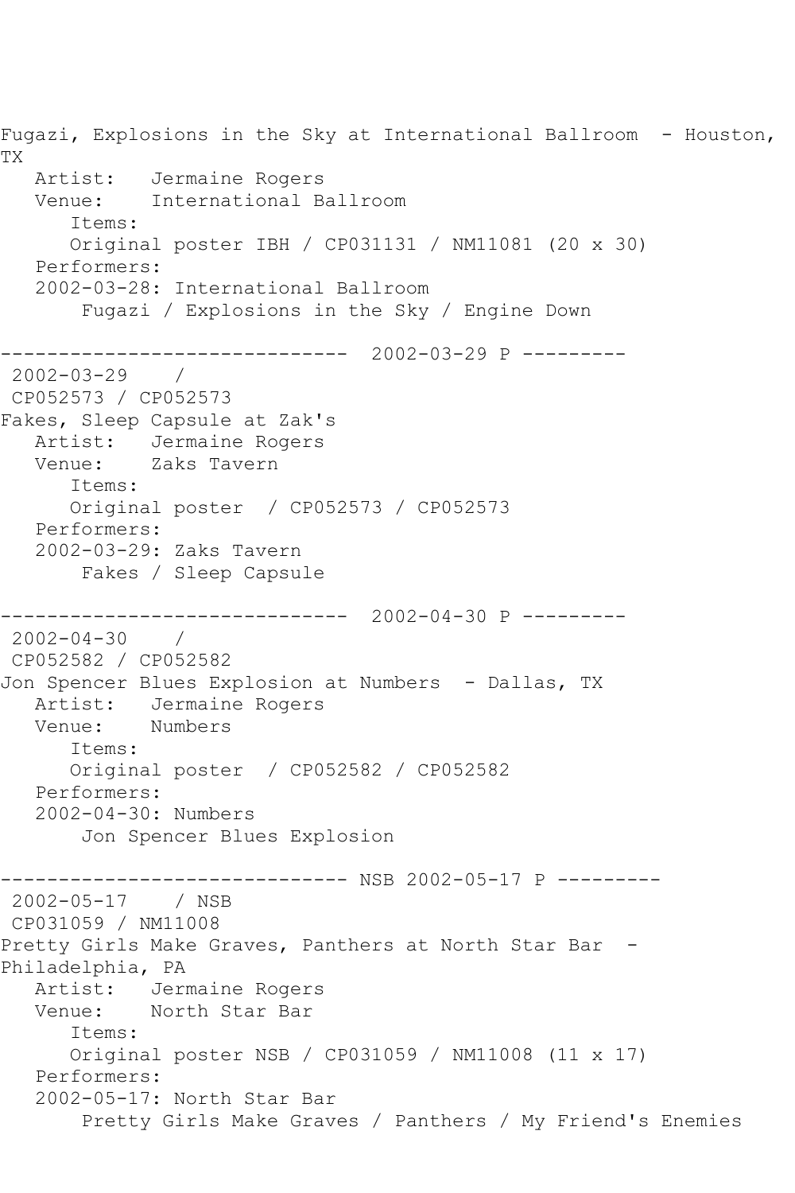Fugazi, Explosions in the Sky at International Ballroom - Houston, TX

```
   Artist:   Jermaine Rogers
   Venue:    International Ballroom
      Items:
      Original poster IBH / CP031131 / NM11081 (20 x 30)
   Performers:
   2002-03-28: International Ballroom
       Fugazi / Explosions in the Sky / Engine Down
```

------------------------------ 2002-03-29 P ---------

```
 2002-03-29    /
 CP052573 / CP052573
Fakes, Sleep Capsule at Zak's
   Artist:   Jermaine Rogers
   Venue:    Zaks Tavern
      Items:
      Original poster  / CP052573 / CP052573
   Performers:
   2002-03-29: Zaks Tavern
       Fakes / Sleep Capsule
```

------------------------------ 2002-04-30 P ---------

```
 2002-04-30    /
 CP052582 / CP052582
Jon Spencer Blues Explosion at Numbers  - Dallas, TX
   Artist:   Jermaine Rogers
   Venue:    Numbers
      Items:
      Original poster  / CP052582 / CP052582
   Performers:
   2002-04-30: Numbers
       Jon Spencer Blues Explosion
```

------------------------------ NSB 2002-05-17 P ---------

```
 2002-05-17    / NSB
 CP031059 / NM11008
Pretty Girls Make Graves, Panthers at North Star Bar  - Philadelphia, PA
   Artist:   Jermaine Rogers
   Venue:    North Star Bar
      Items:
      Original poster NSB / CP031059 / NM11008 (11 x 17)
   Performers:
   2002-05-17: North Star Bar
       Pretty Girls Make Graves / Panthers / My Friend's Enemies
```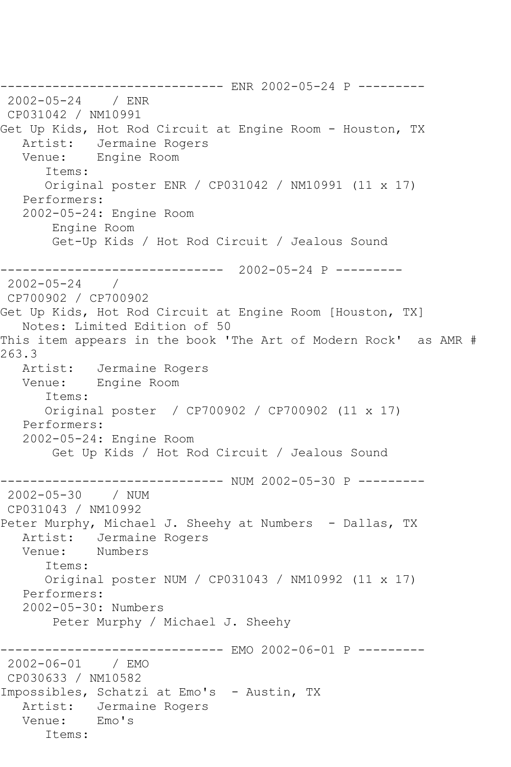```
------------------------------ ENR 2002-05-24 P ---------
 2002-05-24    / ENR
 CP031042 / NM10991
Get Up Kids, Hot Rod Circuit at Engine Room - Houston, TX
   Artist:   Jermaine Rogers
   Venue:    Engine Room
      Items:
      Original poster ENR / CP031042 / NM10991 (11 x 17)
   Performers:
   2002-05-24: Engine Room
       Engine Room
       Get-Up Kids / Hot Rod Circuit / Jealous Sound

------------------------------  2002-05-24 P ---------
 2002-05-24    /
 CP700902 / CP700902
Get Up Kids, Hot Rod Circuit at Engine Room [Houston, TX]
   Notes: Limited Edition of 50
This item appears in the book 'The Art of Modern Rock'  as AMR #
263.3
   Artist:   Jermaine Rogers
   Venue:    Engine Room
      Items:
      Original poster  / CP700902 / CP700902 (11 x 17)
   Performers:
   2002-05-24: Engine Room
       Get Up Kids / Hot Rod Circuit / Jealous Sound

------------------------------ NUM 2002-05-30 P ---------
 2002-05-30    / NUM
 CP031043 / NM10992
Peter Murphy, Michael J. Sheehy at Numbers  - Dallas, TX
   Artist:   Jermaine Rogers
   Venue:    Numbers
      Items:
      Original poster NUM / CP031043 / NM10992 (11 x 17)
   Performers:
   2002-05-30: Numbers
       Peter Murphy / Michael J. Sheehy

------------------------------ EMO 2002-06-01 P ---------
 2002-06-01    / EMO
 CP030633 / NM10582
Impossibles, Schatzi at Emo's  - Austin, TX
   Artist:   Jermaine Rogers
   Venue:    Emo's
      Items:
```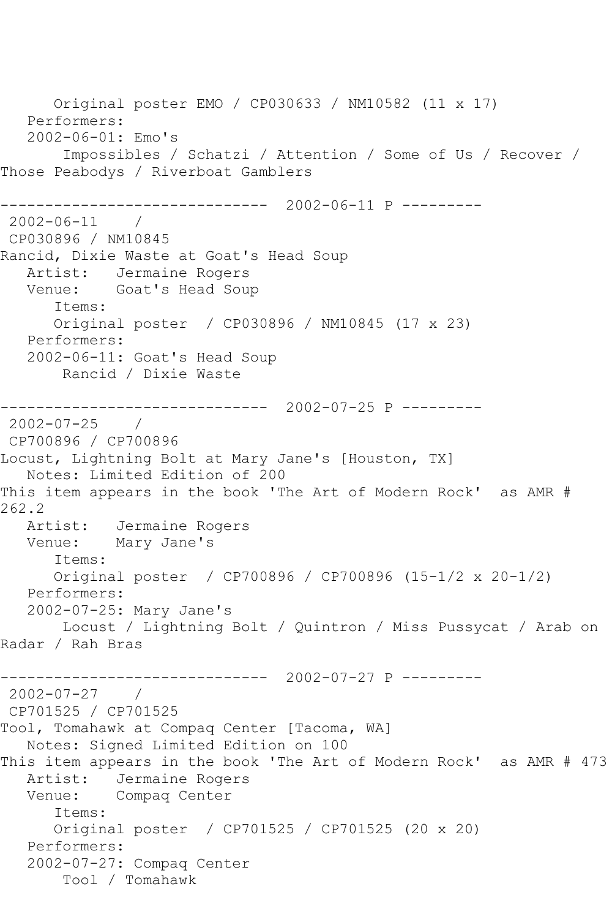Original poster EMO / CP030633 / NM10582 (11 x 17)
Performers:
2002-06-01: Emo's
Impossibles / Schatzi / Attention / Some of Us / Recover / Those Peabodys / Riverboat Gamblers

------------------------------ 2002-06-11 P ---------

2002-06-11 /
CP030896 / NM10845
Rancid, Dixie Waste at Goat's Head Soup
Artist: Jermaine Rogers
Venue: Goat's Head Soup
Items:
Original poster / CP030896 / NM10845 (17 x 23)
Performers:
2002-06-11: Goat's Head Soup
Rancid / Dixie Waste

------------------------------ 2002-07-25 P ---------

2002-07-25 /
CP700896 / CP700896
Locust, Lightning Bolt at Mary Jane's [Houston, TX]
Notes: Limited Edition of 200
This item appears in the book 'The Art of Modern Rock' as AMR # 262.2
Artist: Jermaine Rogers
Venue: Mary Jane's
Items:
Original poster / CP700896 / CP700896 (15-1/2 x 20-1/2)
Performers:
2002-07-25: Mary Jane's
Locust / Lightning Bolt / Quintron / Miss Pussycat / Arab on Radar / Rah Bras

------------------------------ 2002-07-27 P ---------

2002-07-27 /
CP701525 / CP701525
Tool, Tomahawk at Compaq Center [Tacoma, WA]
Notes: Signed Limited Edition on 100
This item appears in the book 'The Art of Modern Rock' as AMR # 473
Artist: Jermaine Rogers
Venue: Compaq Center
Items:
Original poster / CP701525 / CP701525 (20 x 20)
Performers:
2002-07-27: Compaq Center
Tool / Tomahawk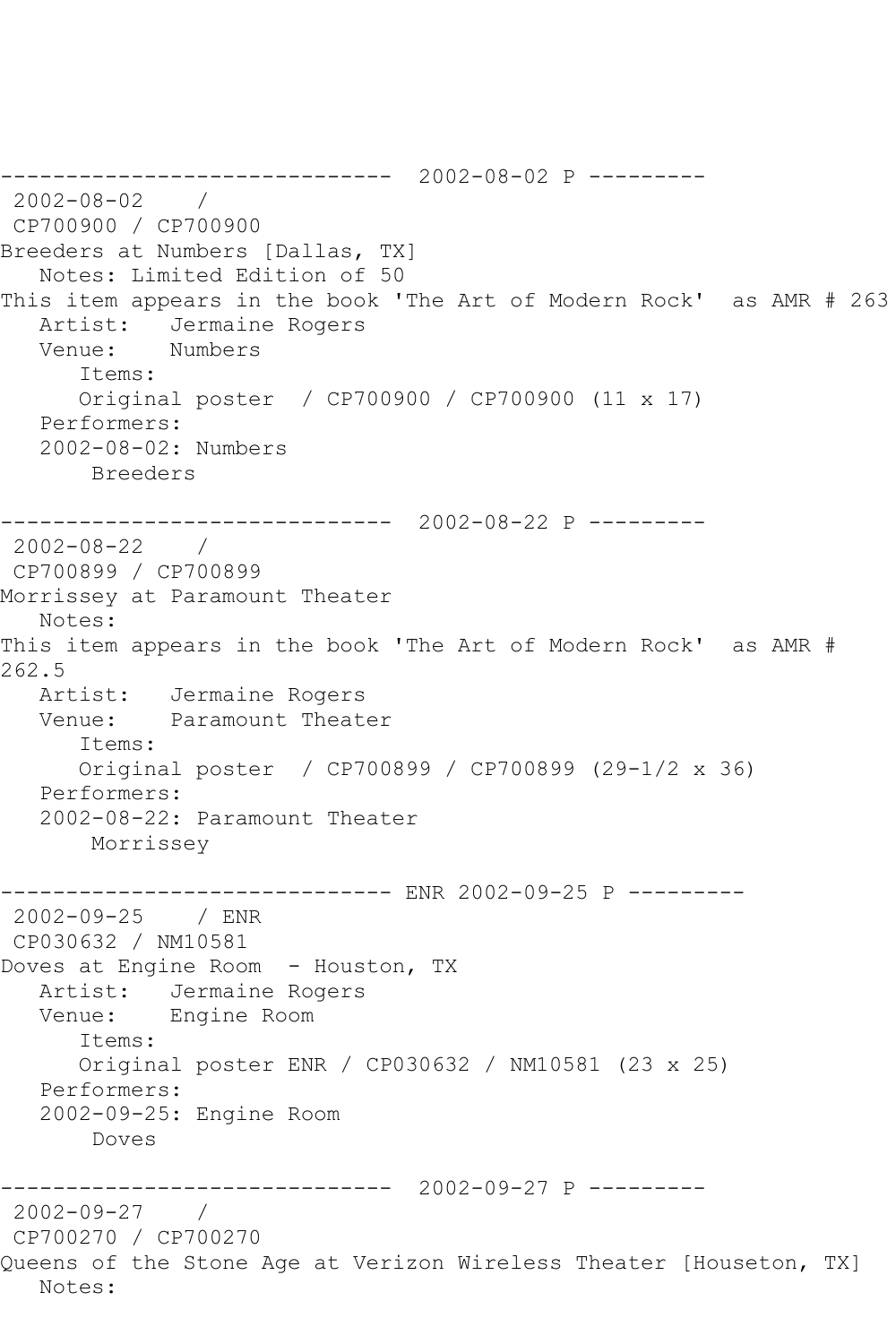------------------------------  2002-08-02 P ---------
 2002-08-02    /
 CP700900 / CP700900
Breeders at Numbers [Dallas, TX]
   Notes: Limited Edition of 50
This item appears in the book 'The Art of Modern Rock'  as AMR # 263
   Artist:   Jermaine Rogers
   Venue:    Numbers
      Items:
      Original poster  / CP700900 / CP700900 (11 x 17)
   Performers:
   2002-08-02: Numbers
       Breeders

------------------------------  2002-08-22 P ---------
 2002-08-22    /
 CP700899 / CP700899
Morrissey at Paramount Theater
   Notes:
This item appears in the book 'The Art of Modern Rock'  as AMR # 262.5
   Artist:   Jermaine Rogers
   Venue:    Paramount Theater
      Items:
      Original poster  / CP700899 / CP700899 (29-1/2 x 36)
   Performers:
   2002-08-22: Paramount Theater
       Morrissey

------------------------------ ENR 2002-09-25 P ---------
 2002-09-25    / ENR
 CP030632 / NM10581
Doves at Engine Room  - Houston, TX
   Artist:   Jermaine Rogers
   Venue:    Engine Room
      Items:
      Original poster ENR / CP030632 / NM10581 (23 x 25)
   Performers:
   2002-09-25: Engine Room
       Doves

------------------------------  2002-09-27 P ---------
 2002-09-27    /
 CP700270 / CP700270
Queens of the Stone Age at Verizon Wireless Theater [Houseton, TX]
   Notes: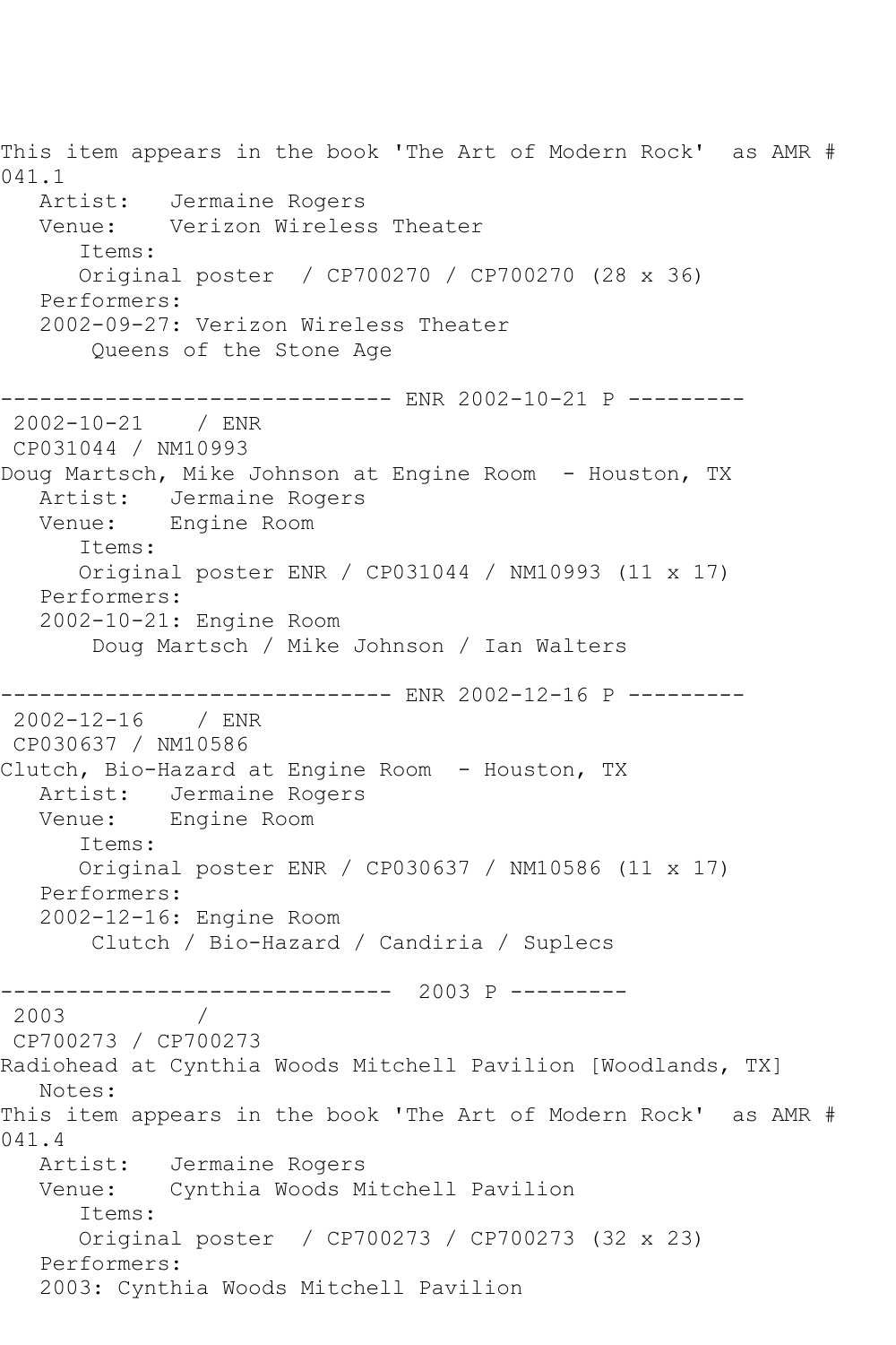This item appears in the book 'The Art of Modern Rock'  as AMR # 041.1

Artist:   Jermaine Rogers
Venue:    Verizon Wireless Theater
Items:
Original poster  / CP700270 / CP700270 (28 x 36)
Performers:
2002-09-27: Verizon Wireless Theater
Queens of the Stone Age

------------------------------ ENR 2002-10-21 P ---------

2002-10-21    / ENR
CP031044 / NM10993
Doug Martsch, Mike Johnson at Engine Room  - Houston, TX

Artist:   Jermaine Rogers
Venue:    Engine Room
Items:
Original poster ENR / CP031044 / NM10993 (11 x 17)
Performers:
2002-10-21: Engine Room
Doug Martsch / Mike Johnson / Ian Walters

------------------------------ ENR 2002-12-16 P ---------

2002-12-16    / ENR
CP030637 / NM10586
Clutch, Bio-Hazard at Engine Room  - Houston, TX

Artist:   Jermaine Rogers
Venue:    Engine Room
Items:
Original poster ENR / CP030637 / NM10586 (11 x 17)
Performers:
2002-12-16: Engine Room
Clutch / Bio-Hazard / Candiria / Suplecs

------------------------------  2003 P ---------

2003          /
CP700273 / CP700273
Radiohead at Cynthia Woods Mitchell Pavilion [Woodlands, TX]

Notes:
This item appears in the book 'The Art of Modern Rock'  as AMR # 041.4

Artist:   Jermaine Rogers
Venue:    Cynthia Woods Mitchell Pavilion
Items:
Original poster  / CP700273 / CP700273 (32 x 23)
Performers:
2003: Cynthia Woods Mitchell Pavilion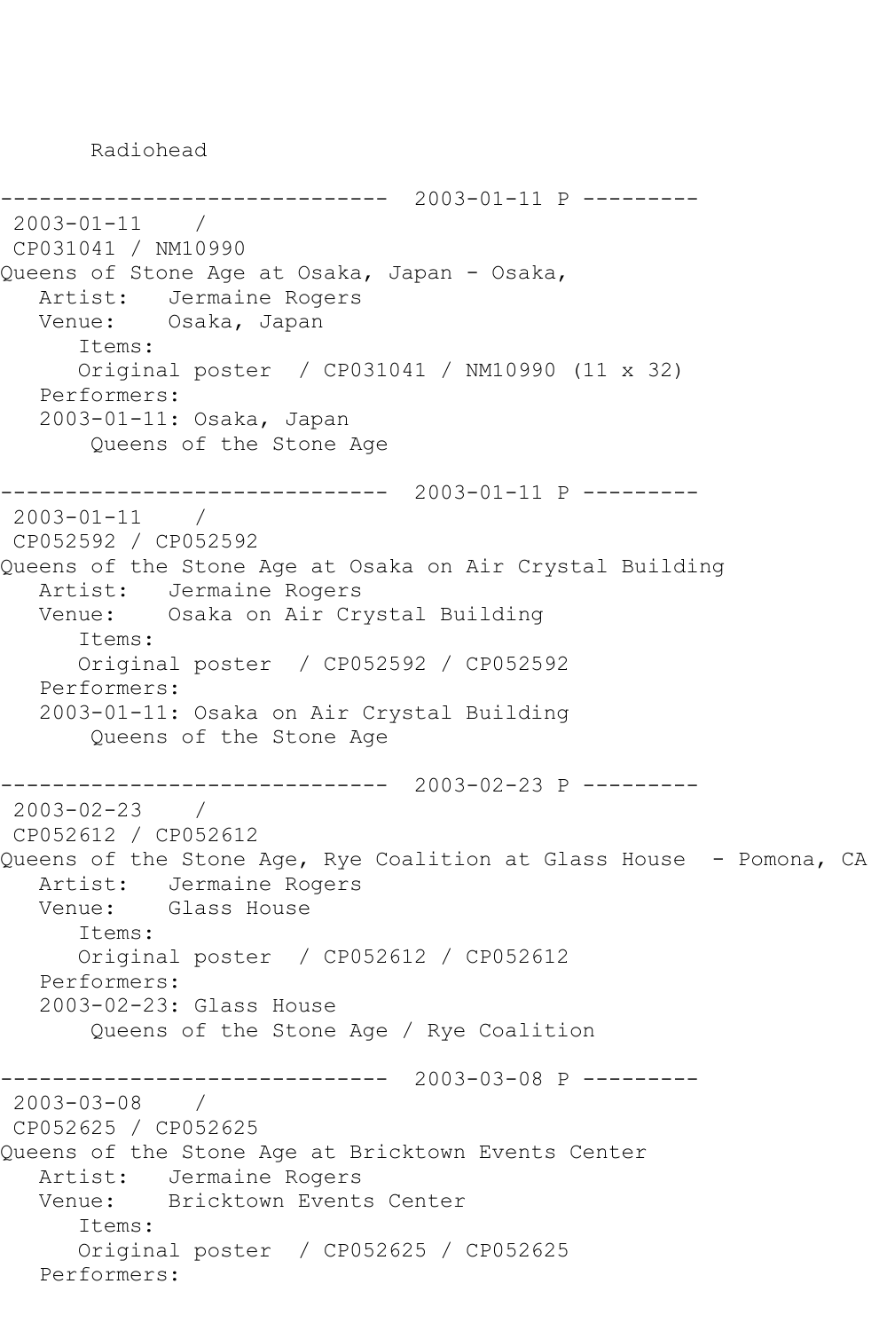Radiohead

------------------------------ 2003-01-11 P ---------

2003-01-11 /
CP031041 / NM10990
Queens of Stone Age at Osaka, Japan - Osaka,
Artist: Jermaine Rogers
Venue: Osaka, Japan
Items:
Original poster / CP031041 / NM10990 (11 x 32)
Performers:
2003-01-11: Osaka, Japan
Queens of the Stone Age

------------------------------ 2003-01-11 P ---------

2003-01-11 /
CP052592 / CP052592
Queens of the Stone Age at Osaka on Air Crystal Building
Artist: Jermaine Rogers
Venue: Osaka on Air Crystal Building
Items:
Original poster / CP052592 / CP052592
Performers:
2003-01-11: Osaka on Air Crystal Building
Queens of the Stone Age

------------------------------ 2003-02-23 P ---------

2003-02-23 /
CP052612 / CP052612
Queens of the Stone Age, Rye Coalition at Glass House - Pomona, CA
Artist: Jermaine Rogers
Venue: Glass House
Items:
Original poster / CP052612 / CP052612
Performers:
2003-02-23: Glass House
Queens of the Stone Age / Rye Coalition

------------------------------ 2003-03-08 P ---------

2003-03-08 /
CP052625 / CP052625
Queens of the Stone Age at Bricktown Events Center
Artist: Jermaine Rogers
Venue: Bricktown Events Center
Items:
Original poster / CP052625 / CP052625
Performers: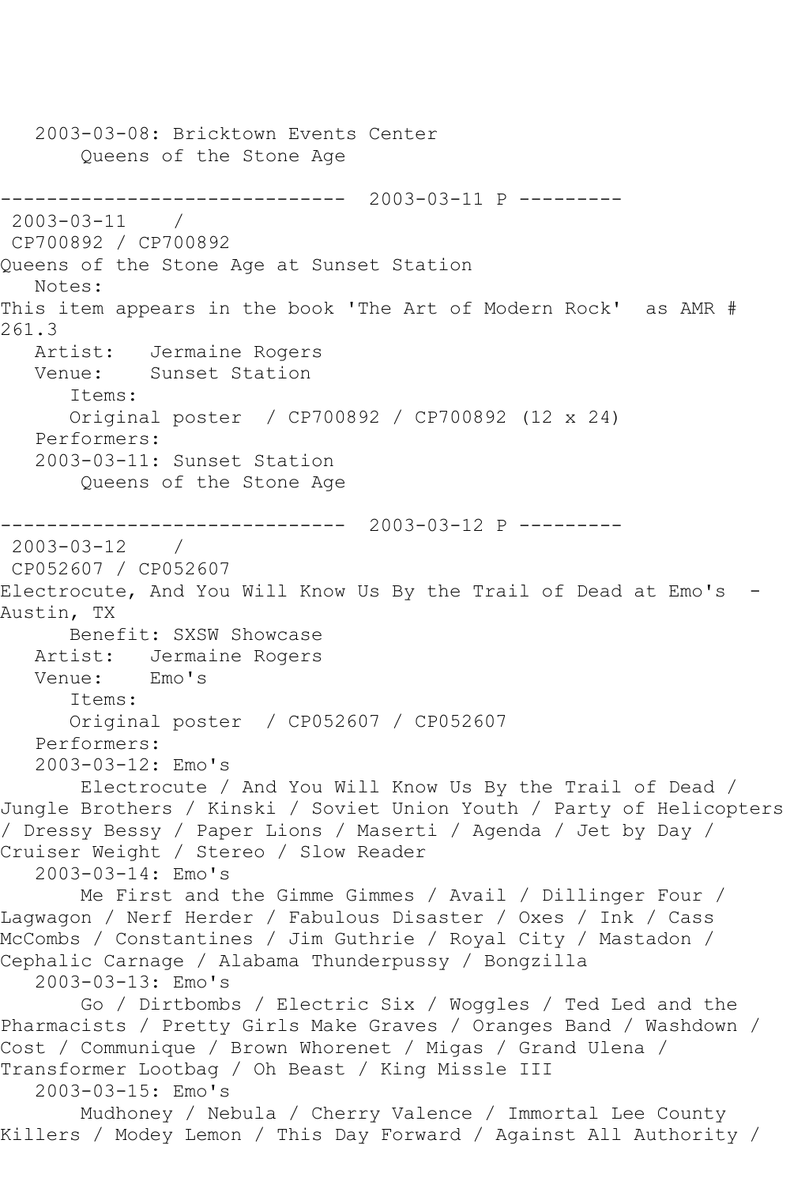2003-03-08: Bricktown Events Center
Queens of the Stone Age

------------------------------ 2003-03-11 P ---------

2003-03-11 /
CP700892 / CP700892
Queens of the Stone Age at Sunset Station
Notes:
This item appears in the book 'The Art of Modern Rock' as AMR # 261.3
Artist: Jermaine Rogers
Venue: Sunset Station
Items:
Original poster / CP700892 / CP700892 (12 x 24)
Performers:
2003-03-11: Sunset Station
Queens of the Stone Age

------------------------------ 2003-03-12 P ---------

2003-03-12 /
CP052607 / CP052607
Electrocute, And You Will Know Us By the Trail of Dead at Emo's - Austin, TX
Benefit: SXSW Showcase
Artist: Jermaine Rogers
Venue: Emo's
Items:
Original poster / CP052607 / CP052607
Performers:
2003-03-12: Emo's
Electrocute / And You Will Know Us By the Trail of Dead / Jungle Brothers / Kinski / Soviet Union Youth / Party of Helicopters / Dressy Bessy / Paper Lions / Maserti / Agenda / Jet by Day / Cruiser Weight / Stereo / Slow Reader
2003-03-14: Emo's
Me First and the Gimme Gimmes / Avail / Dillinger Four / Lagwagon / Nerf Herder / Fabulous Disaster / Oxes / Ink / Cass McCombs / Constantines / Jim Guthrie / Royal City / Mastadon / Cephalic Carnage / Alabama Thunderpussy / Bongzilla
2003-03-13: Emo's
Go / Dirtbombs / Electric Six / Woggles / Ted Led and the Pharmacists / Pretty Girls Make Graves / Oranges Band / Washdown / Cost / Communique / Brown Whorenet / Migas / Grand Ulena / Transformer Lootbag / Oh Beast / King Missle III
2003-03-15: Emo's
Mudhoney / Nebula / Cherry Valence / Immortal Lee County Killers / Modey Lemon / This Day Forward / Against All Authority /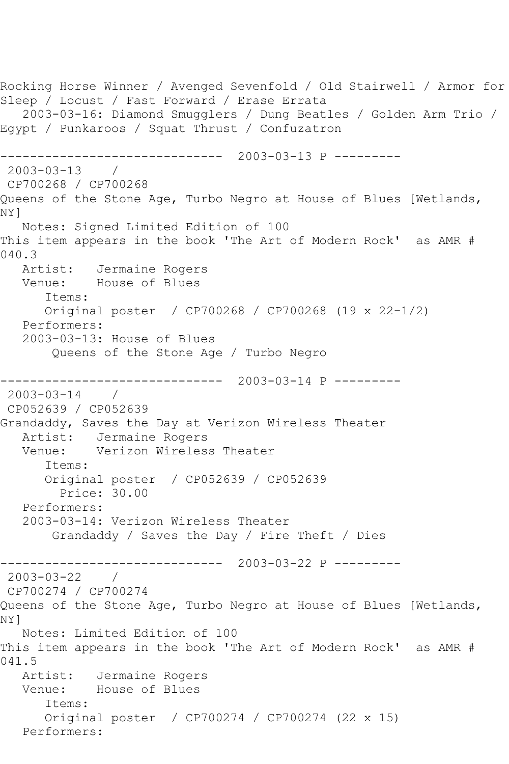Rocking Horse Winner / Avenged Sevenfold / Old Stairwell / Armor for Sleep / Locust / Fast Forward / Erase Errata
   2003-03-16: Diamond Smugglers / Dung Beatles / Golden Arm Trio / Egypt / Punkaroos / Squat Thrust / Confuzatron

------------------------------ 2003-03-13 P ---------

2003-03-13    /
CP700268 / CP700268
Queens of the Stone Age, Turbo Negro at House of Blues [Wetlands, NY]
   Notes: Signed Limited Edition of 100
This item appears in the book 'The Art of Modern Rock'  as AMR # 040.3
   Artist:   Jermaine Rogers
   Venue:    House of Blues
      Items:
      Original poster  / CP700268 / CP700268 (19 x 22-1/2)
   Performers:
   2003-03-13: House of Blues
       Queens of the Stone Age / Turbo Negro

------------------------------ 2003-03-14 P ---------

2003-03-14    /
CP052639 / CP052639
Grandaddy, Saves the Day at Verizon Wireless Theater
   Artist:   Jermaine Rogers
   Venue:    Verizon Wireless Theater
      Items:
      Original poster  / CP052639 / CP052639
        Price: 30.00
   Performers:
   2003-03-14: Verizon Wireless Theater
       Grandaddy / Saves the Day / Fire Theft / Dies

------------------------------ 2003-03-22 P ---------

2003-03-22    /
CP700274 / CP700274
Queens of the Stone Age, Turbo Negro at House of Blues [Wetlands, NY]
   Notes: Limited Edition of 100
This item appears in the book 'The Art of Modern Rock'  as AMR # 041.5
   Artist:   Jermaine Rogers
   Venue:    House of Blues
      Items:
      Original poster  / CP700274 / CP700274 (22 x 15)
   Performers: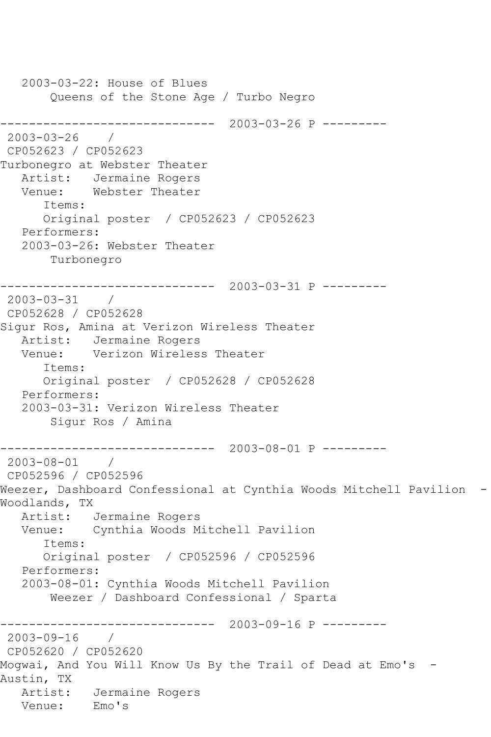2003-03-22: House of Blues
       Queens of the Stone Age / Turbo Negro

------------------------------  2003-03-26 P ---------
 2003-03-26    /
 CP052623 / CP052623
Turbonegro at Webster Theater
   Artist:   Jermaine Rogers
   Venue:    Webster Theater
      Items:
      Original poster  / CP052623 / CP052623
   Performers:
   2003-03-26: Webster Theater
       Turbonegro

------------------------------  2003-03-31 P ---------
 2003-03-31    /
 CP052628 / CP052628
Sigur Ros, Amina at Verizon Wireless Theater
   Artist:   Jermaine Rogers
   Venue:    Verizon Wireless Theater
      Items:
      Original poster  / CP052628 / CP052628
   Performers:
   2003-03-31: Verizon Wireless Theater
       Sigur Ros / Amina

------------------------------  2003-08-01 P ---------
 2003-08-01    /
 CP052596 / CP052596
Weezer, Dashboard Confessional at Cynthia Woods Mitchell Pavilion  - Woodlands, TX
   Artist:   Jermaine Rogers
   Venue:    Cynthia Woods Mitchell Pavilion
      Items:
      Original poster  / CP052596 / CP052596
   Performers:
   2003-08-01: Cynthia Woods Mitchell Pavilion
       Weezer / Dashboard Confessional / Sparta

------------------------------  2003-09-16 P ---------
 2003-09-16    /
 CP052620 / CP052620
Mogwai, And You Will Know Us By the Trail of Dead at Emo's  - Austin, TX
   Artist:   Jermaine Rogers
   Venue:    Emo's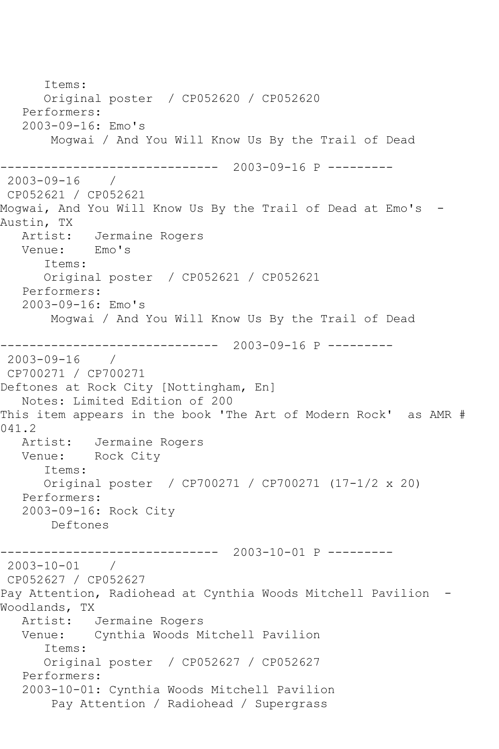Items:
      Original poster  / CP052620 / CP052620
   Performers:
   2003-09-16: Emo's
       Mogwai / And You Will Know Us By the Trail of Dead

------------------------------  2003-09-16 P ---------
 2003-09-16    /
 CP052621 / CP052621
Mogwai, And You Will Know Us By the Trail of Dead at Emo's  - Austin, TX
   Artist:   Jermaine Rogers
   Venue:    Emo's
      Items:
      Original poster  / CP052621 / CP052621
   Performers:
   2003-09-16: Emo's
       Mogwai / And You Will Know Us By the Trail of Dead

------------------------------  2003-09-16 P ---------
 2003-09-16    /
 CP700271 / CP700271
Deftones at Rock City [Nottingham, En]
   Notes: Limited Edition of 200
This item appears in the book 'The Art of Modern Rock'  as AMR # 041.2
   Artist:   Jermaine Rogers
   Venue:    Rock City
      Items:
      Original poster  / CP700271 / CP700271 (17-1/2 x 20)
   Performers:
   2003-09-16: Rock City
       Deftones

------------------------------  2003-10-01 P ---------
 2003-10-01    /
 CP052627 / CP052627
Pay Attention, Radiohead at Cynthia Woods Mitchell Pavilion  - Woodlands, TX
   Artist:   Jermaine Rogers
   Venue:    Cynthia Woods Mitchell Pavilion
      Items:
      Original poster  / CP052627 / CP052627
   Performers:
   2003-10-01: Cynthia Woods Mitchell Pavilion
       Pay Attention / Radiohead / Supergrass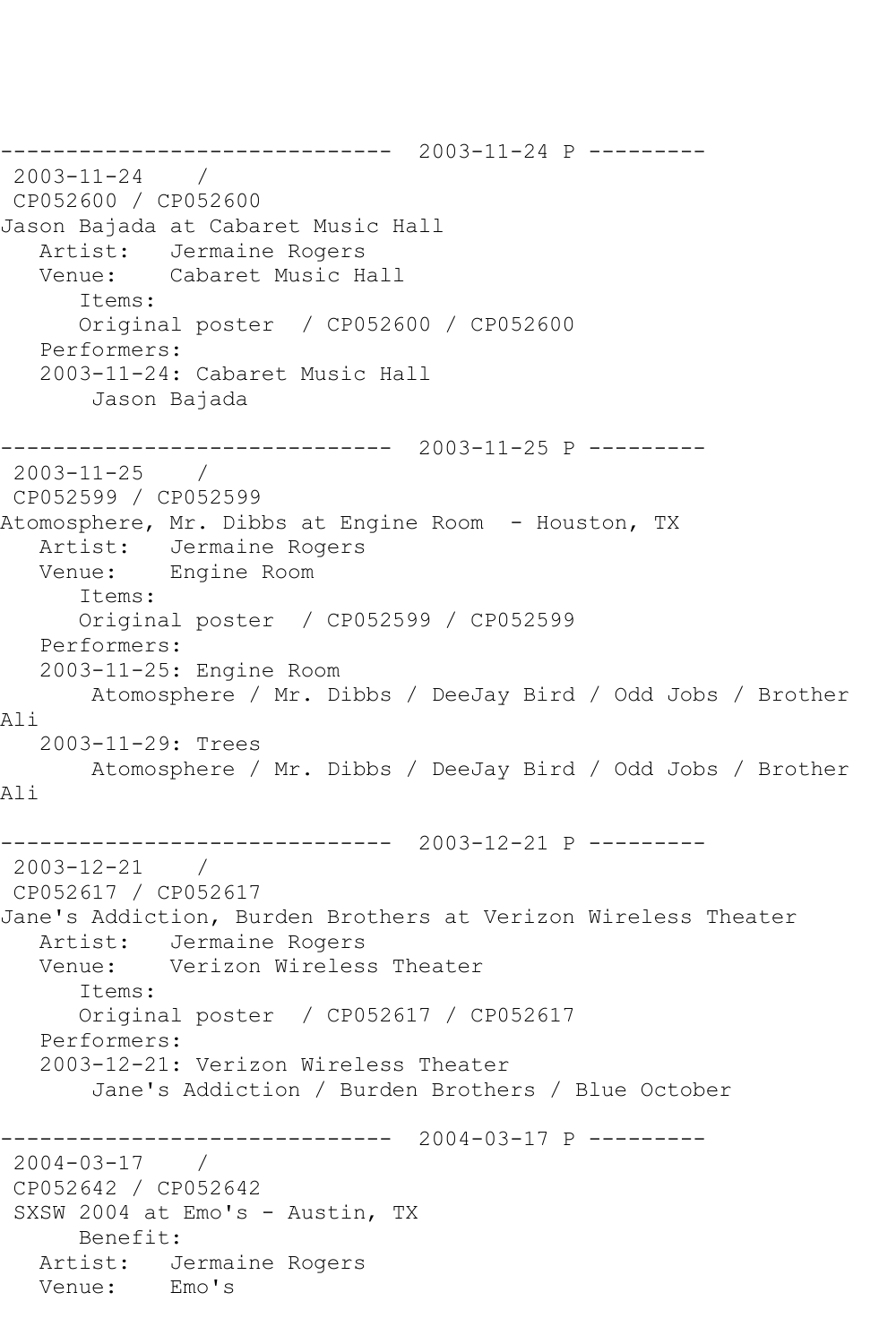------------------------------  2003-11-24 P ---------

2003-11-24 /

CP052600 / CP052600

Jason Bajada at Cabaret Music Hall

Artist: Jermaine Rogers

Venue: Cabaret Music Hall

Items:

Original poster / CP052600 / CP052600

Performers:

2003-11-24: Cabaret Music Hall

Jason Bajada

------------------------------  2003-11-25 P ---------

2003-11-25 /

CP052599 / CP052599

Atomosphere, Mr. Dibbs at Engine Room - Houston, TX

Artist: Jermaine Rogers

Venue: Engine Room

Items:

Original poster / CP052599 / CP052599

Performers:

2003-11-25: Engine Room

Atomosphere / Mr. Dibbs / DeeJay Bird / Odd Jobs / Brother Ali

2003-11-29: Trees

Atomosphere / Mr. Dibbs / DeeJay Bird / Odd Jobs / Brother Ali

------------------------------  2003-12-21 P ---------

2003-12-21 /

CP052617 / CP052617

Jane's Addiction, Burden Brothers at Verizon Wireless Theater

Artist: Jermaine Rogers

Venue: Verizon Wireless Theater

Items:

Original poster / CP052617 / CP052617

Performers:

2003-12-21: Verizon Wireless Theater

Jane's Addiction / Burden Brothers / Blue October

------------------------------  2004-03-17 P ---------

2004-03-17 /

CP052642 / CP052642

SXSW 2004 at Emo's - Austin, TX

Benefit:

Artist: Jermaine Rogers

Venue: Emo's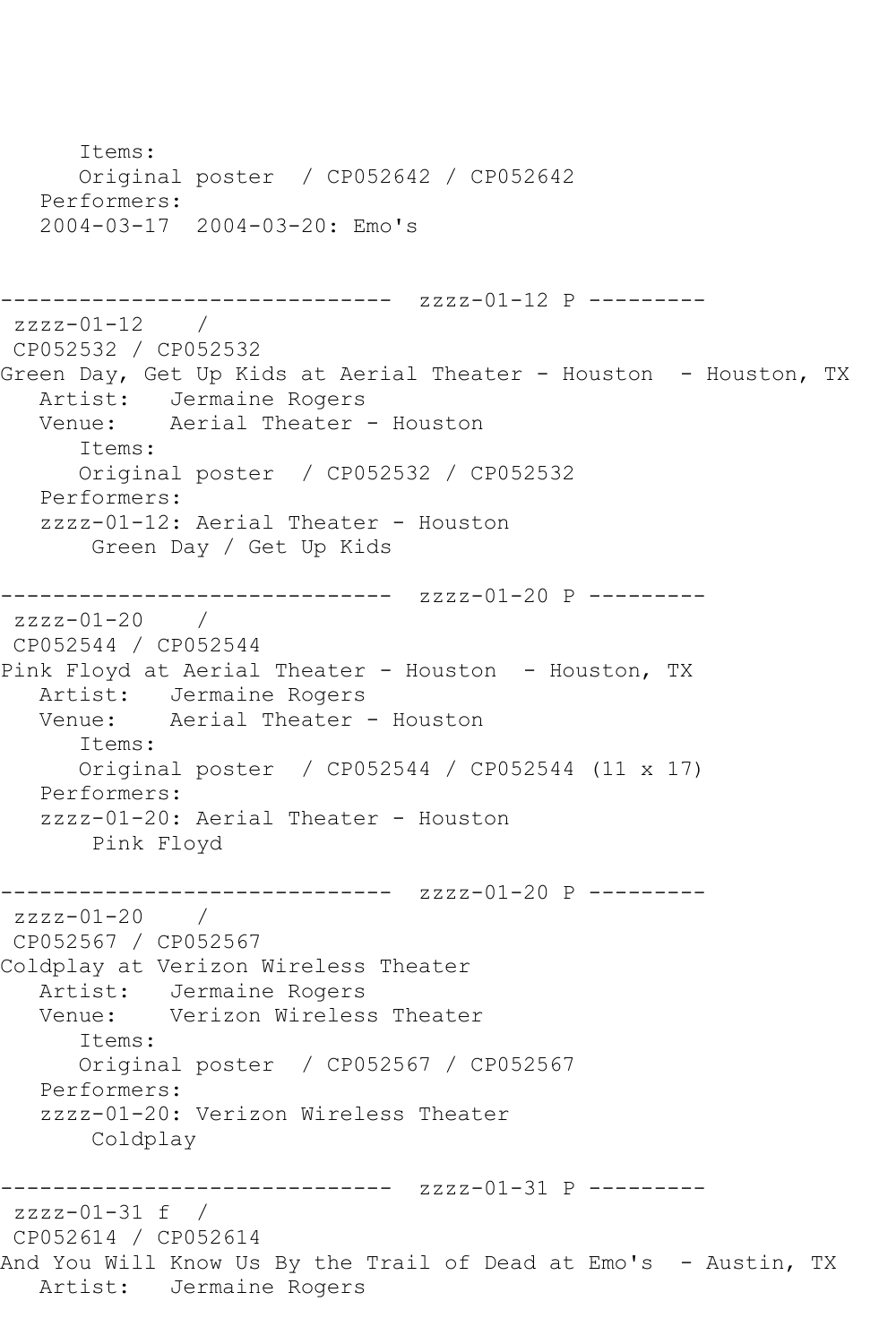```
      Items:
      Original poster  / CP052642 / CP052642
   Performers:
   2004-03-17  2004-03-20: Emo's


------------------------------  zzzz-01-12 P ---------
 zzzz-01-12    /
 CP052532 / CP052532
Green Day, Get Up Kids at Aerial Theater - Houston  - Houston, TX
   Artist:   Jermaine Rogers
   Venue:    Aerial Theater - Houston
      Items:
      Original poster  / CP052532 / CP052532
   Performers:
   zzzz-01-12: Aerial Theater - Houston
       Green Day / Get Up Kids

------------------------------  zzzz-01-20 P ---------
 zzzz-01-20    /
 CP052544 / CP052544
Pink Floyd at Aerial Theater - Houston  - Houston, TX
   Artist:   Jermaine Rogers
   Venue:    Aerial Theater - Houston
      Items:
      Original poster  / CP052544 / CP052544 (11 x 17)
   Performers:
   zzzz-01-20: Aerial Theater - Houston
       Pink Floyd

------------------------------  zzzz-01-20 P ---------
 zzzz-01-20    /
 CP052567 / CP052567
Coldplay at Verizon Wireless Theater
   Artist:   Jermaine Rogers
   Venue:    Verizon Wireless Theater
      Items:
      Original poster  / CP052567 / CP052567
   Performers:
   zzzz-01-20: Verizon Wireless Theater
       Coldplay

------------------------------  zzzz-01-31 P ---------
 zzzz-01-31 f  /
 CP052614 / CP052614
And You Will Know Us By the Trail of Dead at Emo's  - Austin, TX
   Artist:   Jermaine Rogers
```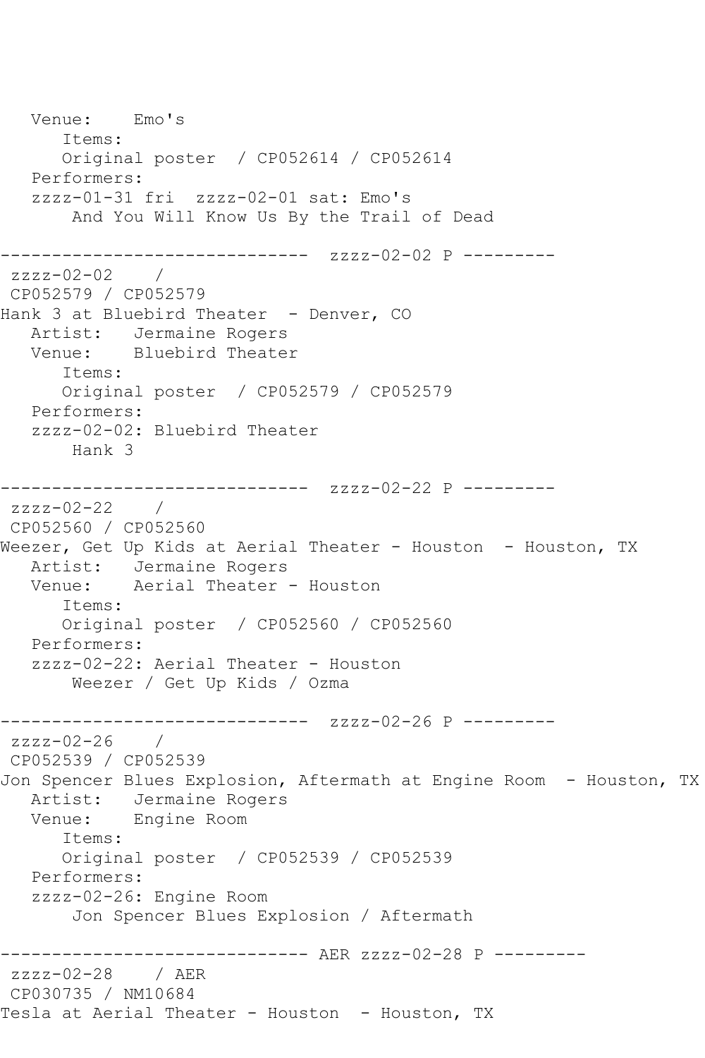```
   Venue:    Emo's
      Items:
      Original poster  / CP052614 / CP052614
   Performers:
   zzzz-01-31 fri  zzzz-02-01 sat: Emo's
       And You Will Know Us By the Trail of Dead

------------------------------  zzzz-02-02 P ---------
 zzzz-02-02    /
 CP052579 / CP052579
Hank 3 at Bluebird Theater  - Denver, CO
   Artist:   Jermaine Rogers
   Venue:    Bluebird Theater
      Items:
      Original poster  / CP052579 / CP052579
   Performers:
   zzzz-02-02: Bluebird Theater
       Hank 3

------------------------------  zzzz-02-22 P ---------
 zzzz-02-22    /
 CP052560 / CP052560
Weezer, Get Up Kids at Aerial Theater - Houston  - Houston, TX
   Artist:   Jermaine Rogers
   Venue:    Aerial Theater - Houston
      Items:
      Original poster  / CP052560 / CP052560
   Performers:
   zzzz-02-22: Aerial Theater - Houston
       Weezer / Get Up Kids / Ozma

------------------------------  zzzz-02-26 P ---------
 zzzz-02-26    /
 CP052539 / CP052539
Jon Spencer Blues Explosion, Aftermath at Engine Room  - Houston, TX
   Artist:   Jermaine Rogers
   Venue:    Engine Room
      Items:
      Original poster  / CP052539 / CP052539
   Performers:
   zzzz-02-26: Engine Room
       Jon Spencer Blues Explosion / Aftermath

------------------------------ AER zzzz-02-28 P ---------
 zzzz-02-28    / AER
 CP030735 / NM10684
Tesla at Aerial Theater - Houston  - Houston, TX
```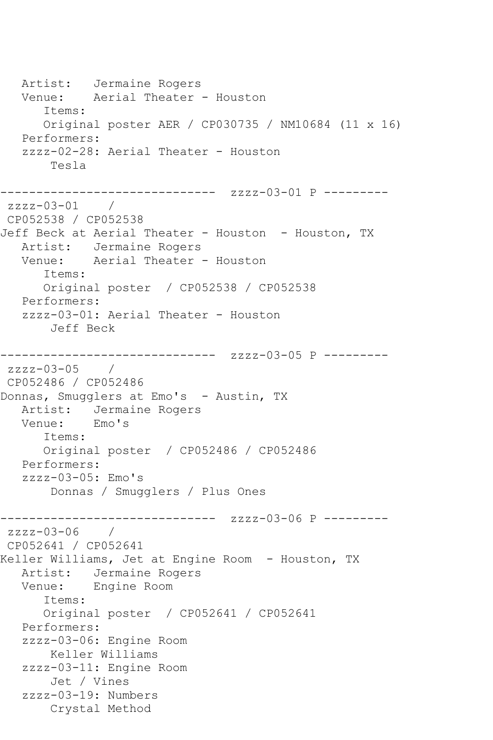```
   Artist:   Jermaine Rogers
   Venue:    Aerial Theater - Houston
      Items:
      Original poster AER / CP030735 / NM10684 (11 x 16)
   Performers:
   zzzz-02-28: Aerial Theater - Houston
       Tesla

------------------------------  zzzz-03-01 P ---------
 zzzz-03-01    /
 CP052538 / CP052538
Jeff Beck at Aerial Theater - Houston  - Houston, TX
   Artist:   Jermaine Rogers
   Venue:    Aerial Theater - Houston
      Items:
      Original poster  / CP052538 / CP052538
   Performers:
   zzzz-03-01: Aerial Theater - Houston
       Jeff Beck

------------------------------  zzzz-03-05 P ---------
 zzzz-03-05    /
 CP052486 / CP052486
Donnas, Smugglers at Emo's  - Austin, TX
   Artist:   Jermaine Rogers
   Venue:    Emo's
      Items:
      Original poster  / CP052486 / CP052486
   Performers:
   zzzz-03-05: Emo's
       Donnas / Smugglers / Plus Ones

------------------------------  zzzz-03-06 P ---------
 zzzz-03-06    /
 CP052641 / CP052641
Keller Williams, Jet at Engine Room  - Houston, TX
   Artist:   Jermaine Rogers
   Venue:    Engine Room
      Items:
      Original poster  / CP052641 / CP052641
   Performers:
   zzzz-03-06: Engine Room
       Keller Williams
   zzzz-03-11: Engine Room
       Jet / Vines
   zzzz-03-19: Numbers
       Crystal Method
```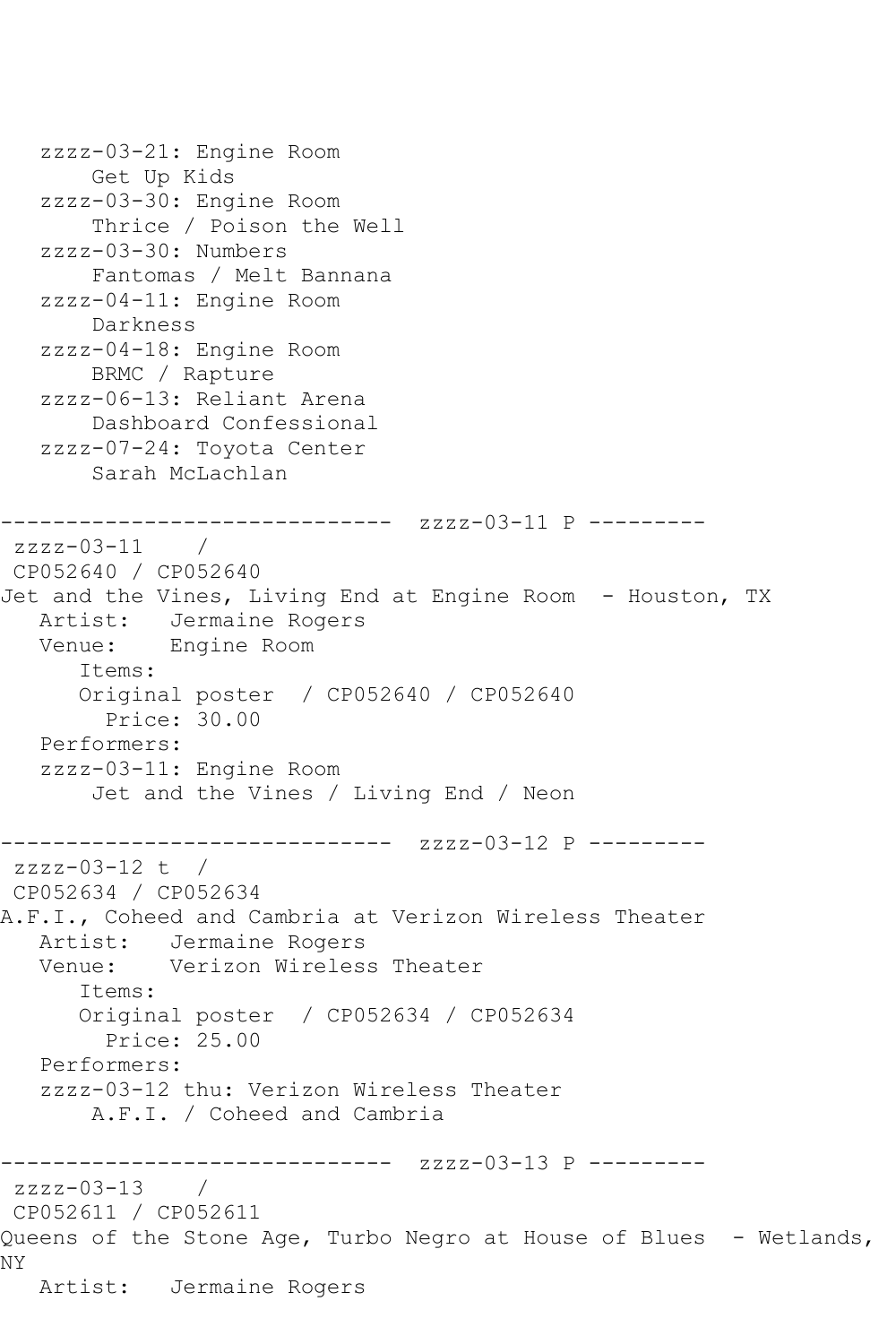```
   zzzz-03-21: Engine Room
       Get Up Kids
   zzzz-03-30: Engine Room
       Thrice / Poison the Well
   zzzz-03-30: Numbers
       Fantomas / Melt Bannana
   zzzz-04-11: Engine Room
       Darkness
   zzzz-04-18: Engine Room
       BRMC / Rapture
   zzzz-06-13: Reliant Arena
       Dashboard Confessional
   zzzz-07-24: Toyota Center
       Sarah McLachlan

------------------------------  zzzz-03-11 P ---------
 zzzz-03-11    /
 CP052640 / CP052640
Jet and the Vines, Living End at Engine Room  - Houston, TX
   Artist:   Jermaine Rogers
   Venue:    Engine Room
      Items:
      Original poster  / CP052640 / CP052640
        Price: 30.00
   Performers:
   zzzz-03-11: Engine Room
       Jet and the Vines / Living End / Neon

------------------------------  zzzz-03-12 P ---------
 zzzz-03-12 t  /
 CP052634 / CP052634
A.F.I., Coheed and Cambria at Verizon Wireless Theater
   Artist:   Jermaine Rogers
   Venue:    Verizon Wireless Theater
      Items:
      Original poster  / CP052634 / CP052634
        Price: 25.00
   Performers:
   zzzz-03-12 thu: Verizon Wireless Theater
       A.F.I. / Coheed and Cambria

------------------------------  zzzz-03-13 P ---------
 zzzz-03-13    /
 CP052611 / CP052611
Queens of the Stone Age, Turbo Negro at House of Blues  - Wetlands,
NY
   Artist:   Jermaine Rogers
```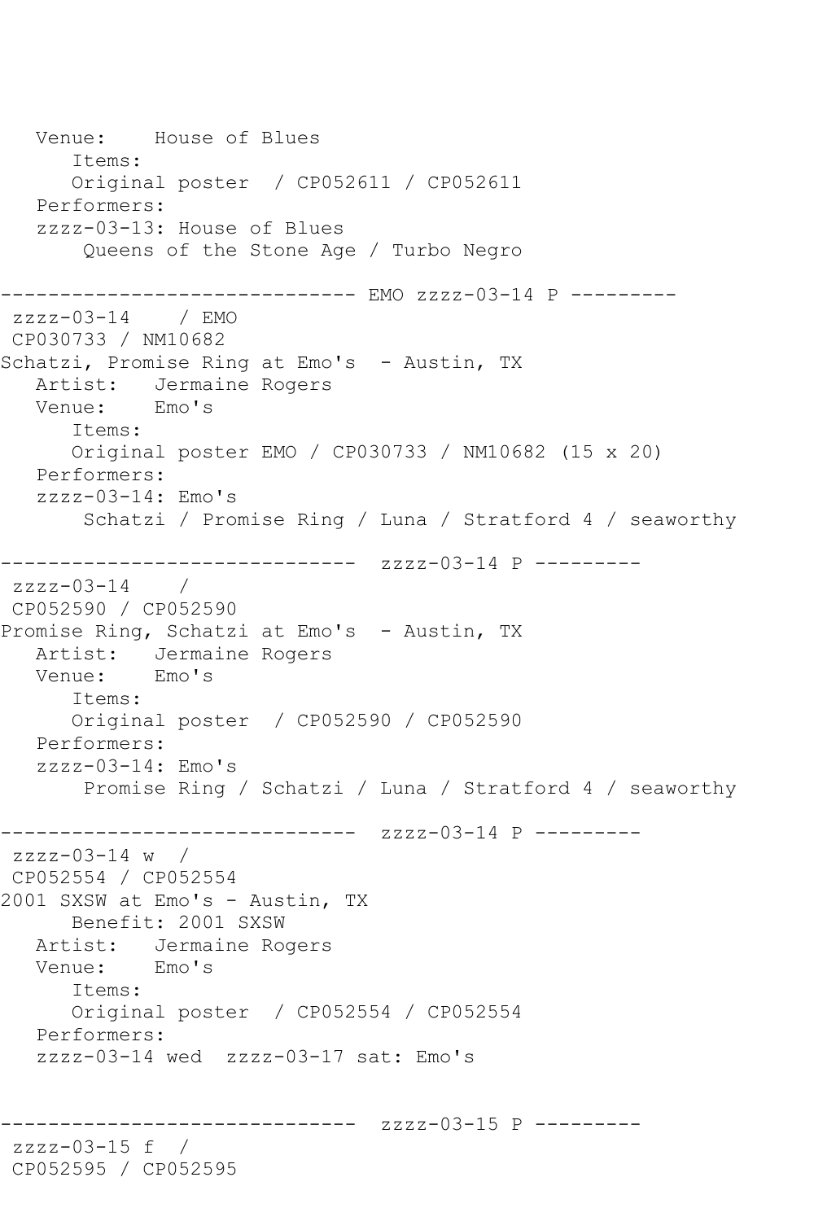```
   Venue:    House of Blues
      Items:
      Original poster  / CP052611 / CP052611
   Performers:
   zzzz-03-13: House of Blues
       Queens of the Stone Age / Turbo Negro

------------------------------ EMO zzzz-03-14 P ---------
 zzzz-03-14    / EMO
 CP030733 / NM10682
Schatzi, Promise Ring at Emo's  - Austin, TX
   Artist:   Jermaine Rogers
   Venue:    Emo's
      Items:
      Original poster EMO / CP030733 / NM10682 (15 x 20)
   Performers:
   zzzz-03-14: Emo's
       Schatzi / Promise Ring / Luna / Stratford 4 / seaworthy

------------------------------  zzzz-03-14 P ---------
 zzzz-03-14    /
 CP052590 / CP052590
Promise Ring, Schatzi at Emo's  - Austin, TX
   Artist:   Jermaine Rogers
   Venue:    Emo's
      Items:
      Original poster  / CP052590 / CP052590
   Performers:
   zzzz-03-14: Emo's
       Promise Ring / Schatzi / Luna / Stratford 4 / seaworthy

------------------------------  zzzz-03-14 P ---------
 zzzz-03-14 w  /
 CP052554 / CP052554
2001 SXSW at Emo's - Austin, TX
      Benefit: 2001 SXSW
   Artist:   Jermaine Rogers
   Venue:    Emo's
      Items:
      Original poster  / CP052554 / CP052554
   Performers:
   zzzz-03-14 wed  zzzz-03-17 sat: Emo's


------------------------------  zzzz-03-15 P ---------
 zzzz-03-15 f  /
 CP052595 / CP052595
```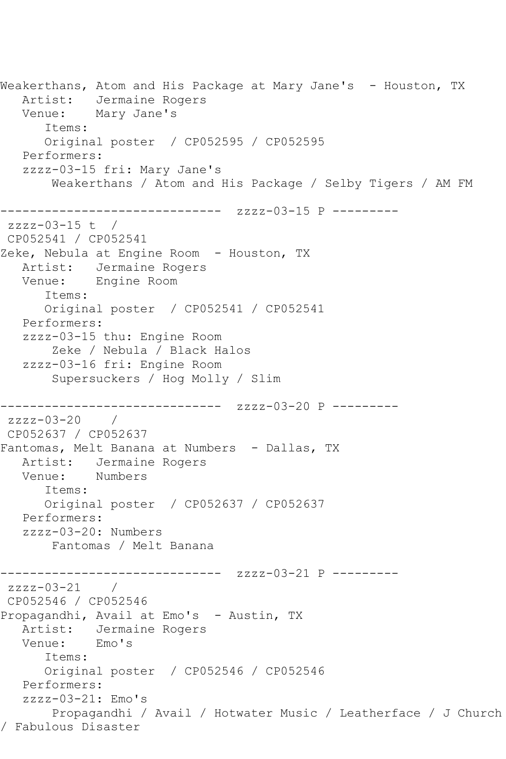```
Weakerthans, Atom and His Package at Mary Jane's  - Houston, TX
   Artist:   Jermaine Rogers
   Venue:    Mary Jane's
      Items:
      Original poster  / CP052595 / CP052595
   Performers:
   zzzz-03-15 fri: Mary Jane's
       Weakerthans / Atom and His Package / Selby Tigers / AM FM

------------------------------  zzzz-03-15 P ---------
 zzzz-03-15 t  /
 CP052541 / CP052541
Zeke, Nebula at Engine Room  - Houston, TX
   Artist:   Jermaine Rogers
   Venue:    Engine Room
      Items:
      Original poster  / CP052541 / CP052541
   Performers:
   zzzz-03-15 thu: Engine Room
       Zeke / Nebula / Black Halos
   zzzz-03-16 fri: Engine Room
       Supersuckers / Hog Molly / Slim

------------------------------  zzzz-03-20 P ---------
 zzzz-03-20    /
 CP052637 / CP052637
Fantomas, Melt Banana at Numbers  - Dallas, TX
   Artist:   Jermaine Rogers
   Venue:    Numbers
      Items:
      Original poster  / CP052637 / CP052637
   Performers:
   zzzz-03-20: Numbers
       Fantomas / Melt Banana

------------------------------  zzzz-03-21 P ---------
 zzzz-03-21    /
 CP052546 / CP052546
Propagandhi, Avail at Emo's  - Austin, TX
   Artist:   Jermaine Rogers
   Venue:    Emo's
      Items:
      Original poster  / CP052546 / CP052546
   Performers:
   zzzz-03-21: Emo's
       Propagandhi / Avail / Hotwater Music / Leatherface / J Church
/ Fabulous Disaster
```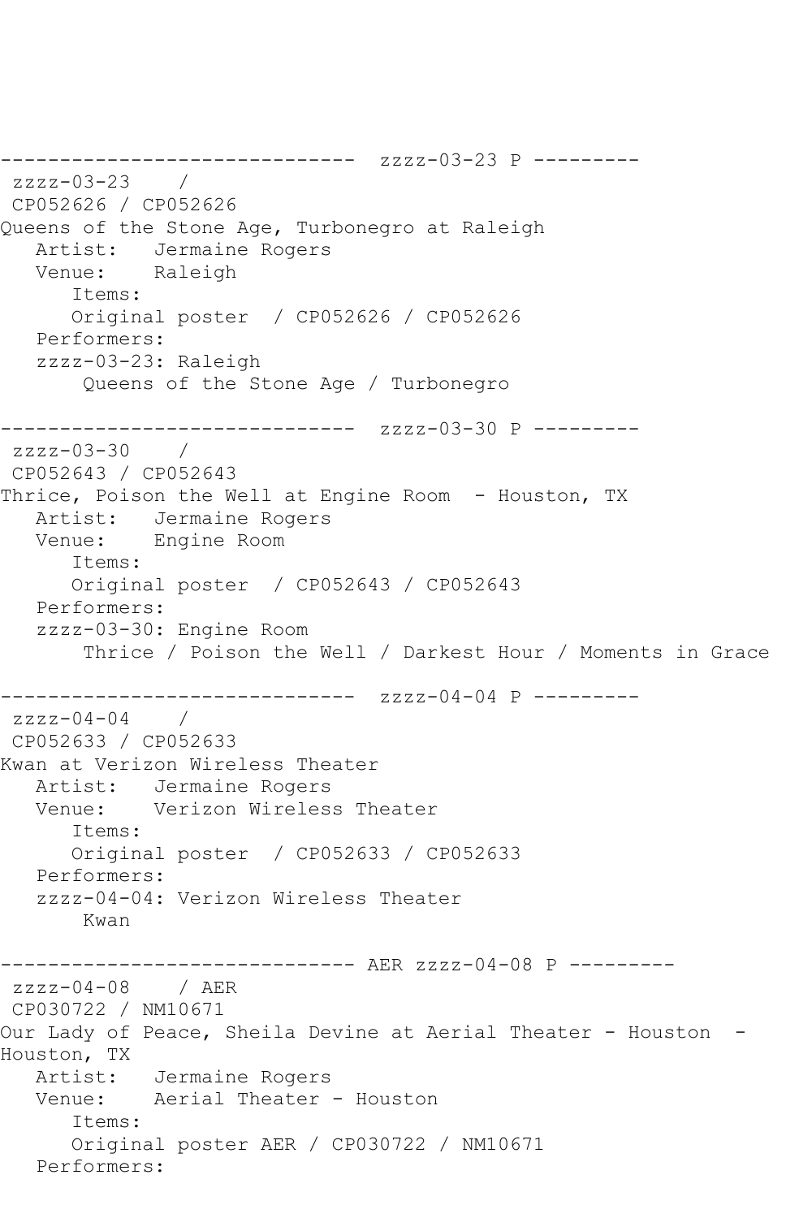```
------------------------------  zzzz-03-23 P ---------
 zzzz-03-23    / 
 CP052626 / CP052626
Queens of the Stone Age, Turbonegro at Raleigh
   Artist:   Jermaine Rogers
   Venue:    Raleigh
      Items:
      Original poster  / CP052626 / CP052626
   Performers:
   zzzz-03-23: Raleigh
       Queens of the Stone Age / Turbonegro

------------------------------  zzzz-03-30 P ---------
 zzzz-03-30    / 
 CP052643 / CP052643
Thrice, Poison the Well at Engine Room  - Houston, TX
   Artist:   Jermaine Rogers
   Venue:    Engine Room
      Items:
      Original poster  / CP052643 / CP052643
   Performers:
   zzzz-03-30: Engine Room
       Thrice / Poison the Well / Darkest Hour / Moments in Grace

------------------------------  zzzz-04-04 P ---------
 zzzz-04-04    / 
 CP052633 / CP052633
Kwan at Verizon Wireless Theater
   Artist:   Jermaine Rogers
   Venue:    Verizon Wireless Theater
      Items:
      Original poster  / CP052633 / CP052633
   Performers:
   zzzz-04-04: Verizon Wireless Theater
       Kwan

------------------------------ AER zzzz-04-08 P ---------
 zzzz-04-08    / AER
 CP030722 / NM10671
Our Lady of Peace, Sheila Devine at Aerial Theater - Houston  - 
Houston, TX
   Artist:   Jermaine Rogers
   Venue:    Aerial Theater - Houston
      Items:
      Original poster AER / CP030722 / NM10671
   Performers:
```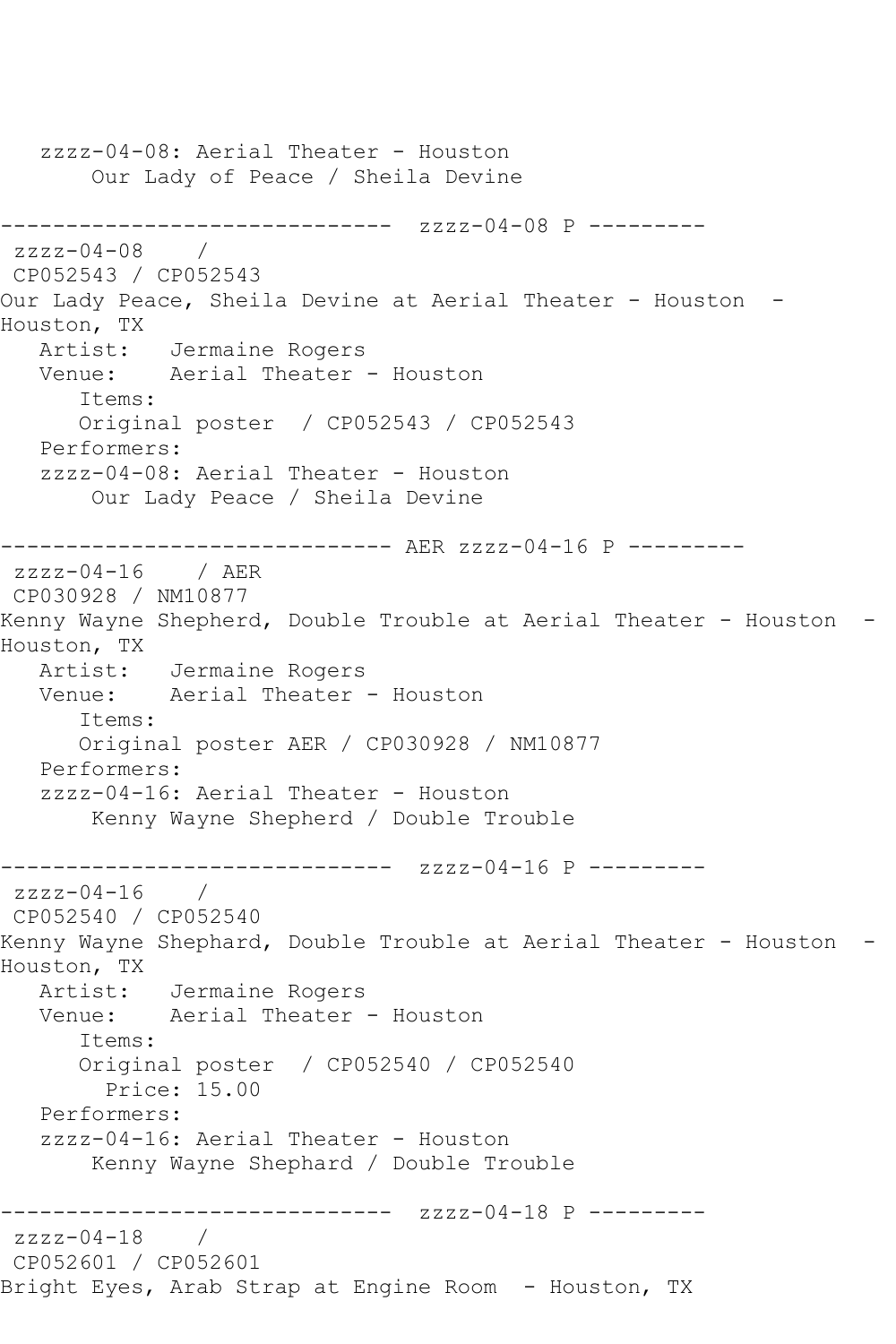```
   zzzz-04-08: Aerial Theater - Houston
       Our Lady of Peace / Sheila Devine

------------------------------  zzzz-04-08 P ---------
 zzzz-04-08    /
 CP052543 / CP052543
Our Lady Peace, Sheila Devine at Aerial Theater - Houston  -
Houston, TX
   Artist:   Jermaine Rogers
   Venue:    Aerial Theater - Houston
      Items:
      Original poster  / CP052543 / CP052543
   Performers:
   zzzz-04-08: Aerial Theater - Houston
       Our Lady Peace / Sheila Devine

------------------------------ AER zzzz-04-16 P ---------
 zzzz-04-16    / AER
 CP030928 / NM10877
Kenny Wayne Shepherd, Double Trouble at Aerial Theater - Houston  -
Houston, TX
   Artist:   Jermaine Rogers
   Venue:    Aerial Theater - Houston
      Items:
      Original poster AER / CP030928 / NM10877
   Performers:
   zzzz-04-16: Aerial Theater - Houston
       Kenny Wayne Shepherd / Double Trouble

------------------------------  zzzz-04-16 P ---------
 zzzz-04-16    /
 CP052540 / CP052540
Kenny Wayne Shephard, Double Trouble at Aerial Theater - Houston  -
Houston, TX
   Artist:   Jermaine Rogers
   Venue:    Aerial Theater - Houston
      Items:
      Original poster  / CP052540 / CP052540
        Price: 15.00
   Performers:
   zzzz-04-16: Aerial Theater - Houston
       Kenny Wayne Shephard / Double Trouble

------------------------------  zzzz-04-18 P ---------
 zzzz-04-18    /
 CP052601 / CP052601
Bright Eyes, Arab Strap at Engine Room  - Houston, TX
```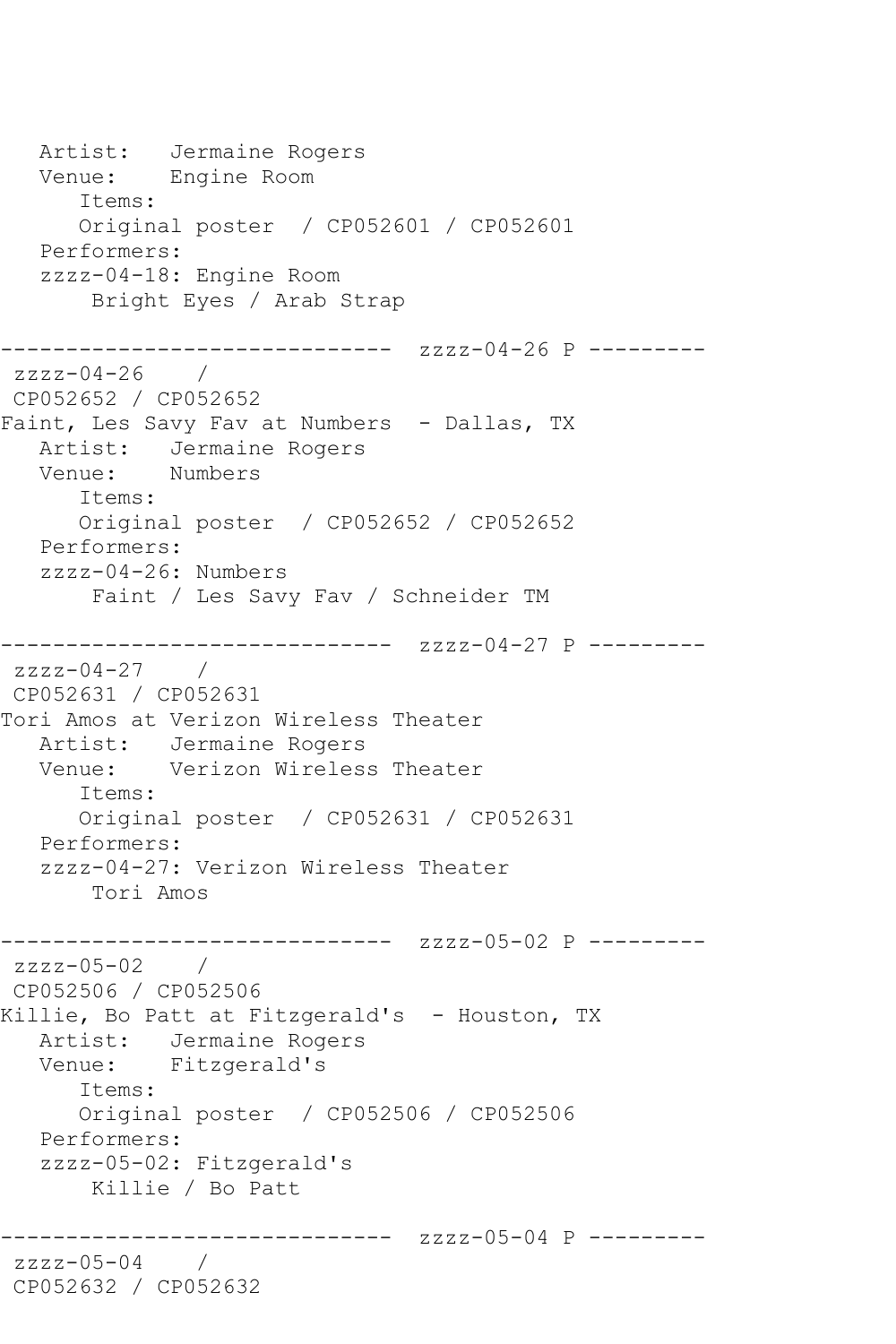```
   Artist:   Jermaine Rogers
   Venue:    Engine Room
      Items:
      Original poster  / CP052601 / CP052601
   Performers:
   zzzz-04-18: Engine Room
       Bright Eyes / Arab Strap

------------------------------  zzzz-04-26 P ---------
 zzzz-04-26    /
 CP052652 / CP052652
Faint, Les Savy Fav at Numbers  - Dallas, TX
   Artist:   Jermaine Rogers
   Venue:    Numbers
      Items:
      Original poster  / CP052652 / CP052652
   Performers:
   zzzz-04-26: Numbers
       Faint / Les Savy Fav / Schneider TM

------------------------------  zzzz-04-27 P ---------
 zzzz-04-27    /
 CP052631 / CP052631
Tori Amos at Verizon Wireless Theater
   Artist:   Jermaine Rogers
   Venue:    Verizon Wireless Theater
      Items:
      Original poster  / CP052631 / CP052631
   Performers:
   zzzz-04-27: Verizon Wireless Theater
       Tori Amos

------------------------------  zzzz-05-02 P ---------
 zzzz-05-02    /
 CP052506 / CP052506
Killie, Bo Patt at Fitzgerald's  - Houston, TX
   Artist:   Jermaine Rogers
   Venue:    Fitzgerald's
      Items:
      Original poster  / CP052506 / CP052506
   Performers:
   zzzz-05-02: Fitzgerald's
       Killie / Bo Patt

------------------------------  zzzz-05-04 P ---------
 zzzz-05-04    /
 CP052632 / CP052632
```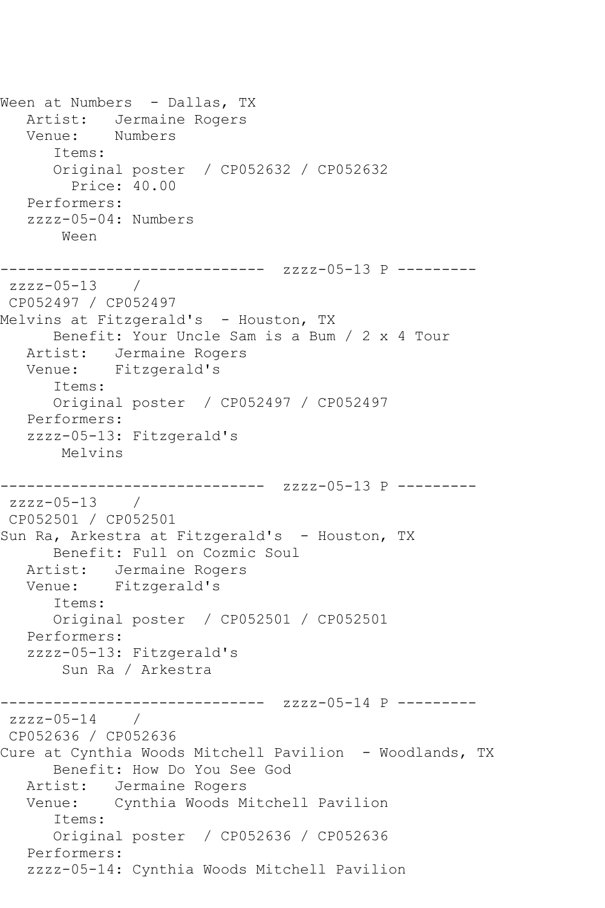```
Ween at Numbers  - Dallas, TX
   Artist:   Jermaine Rogers
   Venue:    Numbers
      Items:
      Original poster  / CP052632 / CP052632
        Price: 40.00
   Performers:
   zzzz-05-04: Numbers
       Ween

------------------------------  zzzz-05-13 P ---------
 zzzz-05-13    /
 CP052497 / CP052497
Melvins at Fitzgerald's  - Houston, TX
      Benefit: Your Uncle Sam is a Bum / 2 x 4 Tour
   Artist:   Jermaine Rogers
   Venue:    Fitzgerald's
      Items:
      Original poster  / CP052497 / CP052497
   Performers:
   zzzz-05-13: Fitzgerald's
       Melvins

------------------------------  zzzz-05-13 P ---------
 zzzz-05-13    /
 CP052501 / CP052501
Sun Ra, Arkestra at Fitzgerald's  - Houston, TX
      Benefit: Full on Cozmic Soul
   Artist:   Jermaine Rogers
   Venue:    Fitzgerald's
      Items:
      Original poster  / CP052501 / CP052501
   Performers:
   zzzz-05-13: Fitzgerald's
       Sun Ra / Arkestra

------------------------------  zzzz-05-14 P ---------
 zzzz-05-14    /
 CP052636 / CP052636
Cure at Cynthia Woods Mitchell Pavilion  - Woodlands, TX
      Benefit: How Do You See God
   Artist:   Jermaine Rogers
   Venue:    Cynthia Woods Mitchell Pavilion
      Items:
      Original poster  / CP052636 / CP052636
   Performers:
   zzzz-05-14: Cynthia Woods Mitchell Pavilion
```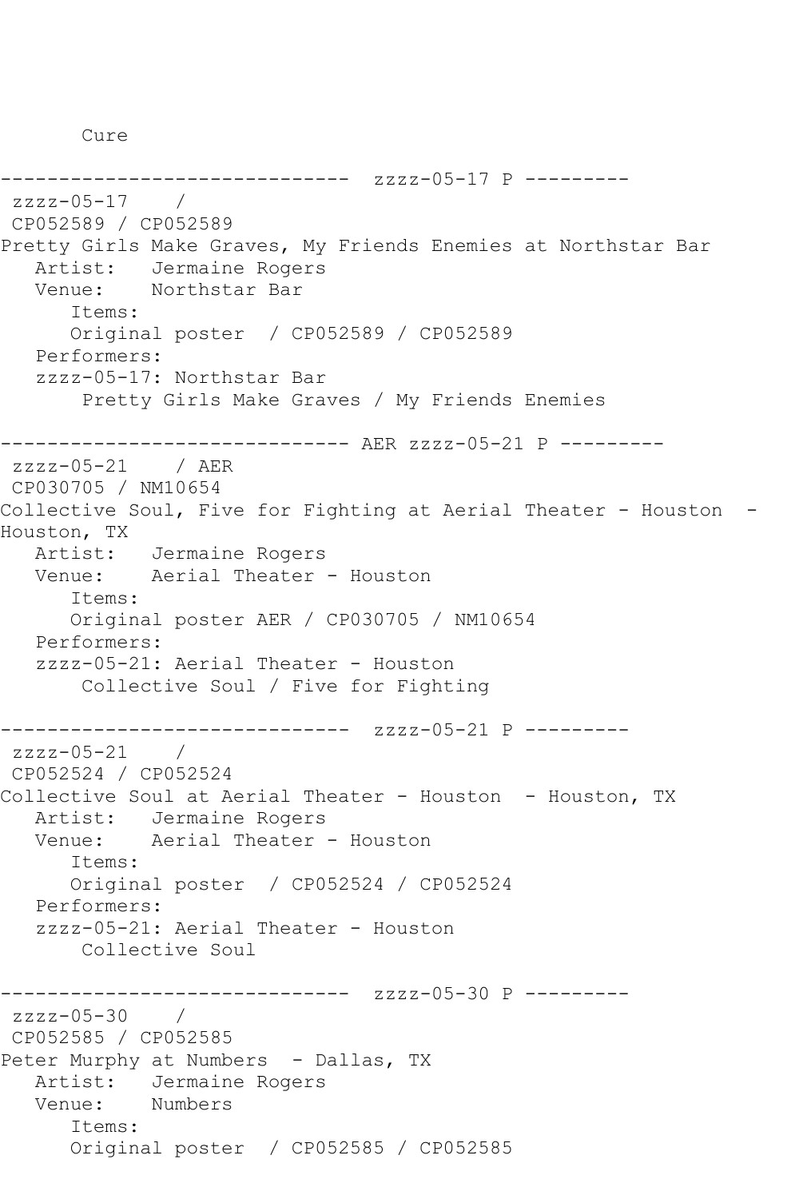Cure

------------------------------ zzzz-05-17 P ---------
zzzz-05-17 /
CP052589 / CP052589
Pretty Girls Make Graves, My Friends Enemies at Northstar Bar
Artist: Jermaine Rogers
Venue: Northstar Bar
Items:
Original poster / CP052589 / CP052589
Performers:
zzzz-05-17: Northstar Bar
Pretty Girls Make Graves / My Friends Enemies

------------------------------ AER zzzz-05-21 P ---------
zzzz-05-21 / AER
CP030705 / NM10654
Collective Soul, Five for Fighting at Aerial Theater - Houston - Houston, TX
Artist: Jermaine Rogers
Venue: Aerial Theater - Houston
Items:
Original poster AER / CP030705 / NM10654
Performers:
zzzz-05-21: Aerial Theater - Houston
Collective Soul / Five for Fighting

------------------------------ zzzz-05-21 P ---------
zzzz-05-21 /
CP052524 / CP052524
Collective Soul at Aerial Theater - Houston - Houston, TX
Artist: Jermaine Rogers
Venue: Aerial Theater - Houston
Items:
Original poster / CP052524 / CP052524
Performers:
zzzz-05-21: Aerial Theater - Houston
Collective Soul

------------------------------ zzzz-05-30 P ---------
zzzz-05-30 /
CP052585 / CP052585
Peter Murphy at Numbers - Dallas, TX
Artist: Jermaine Rogers
Venue: Numbers
Items:
Original poster / CP052585 / CP052585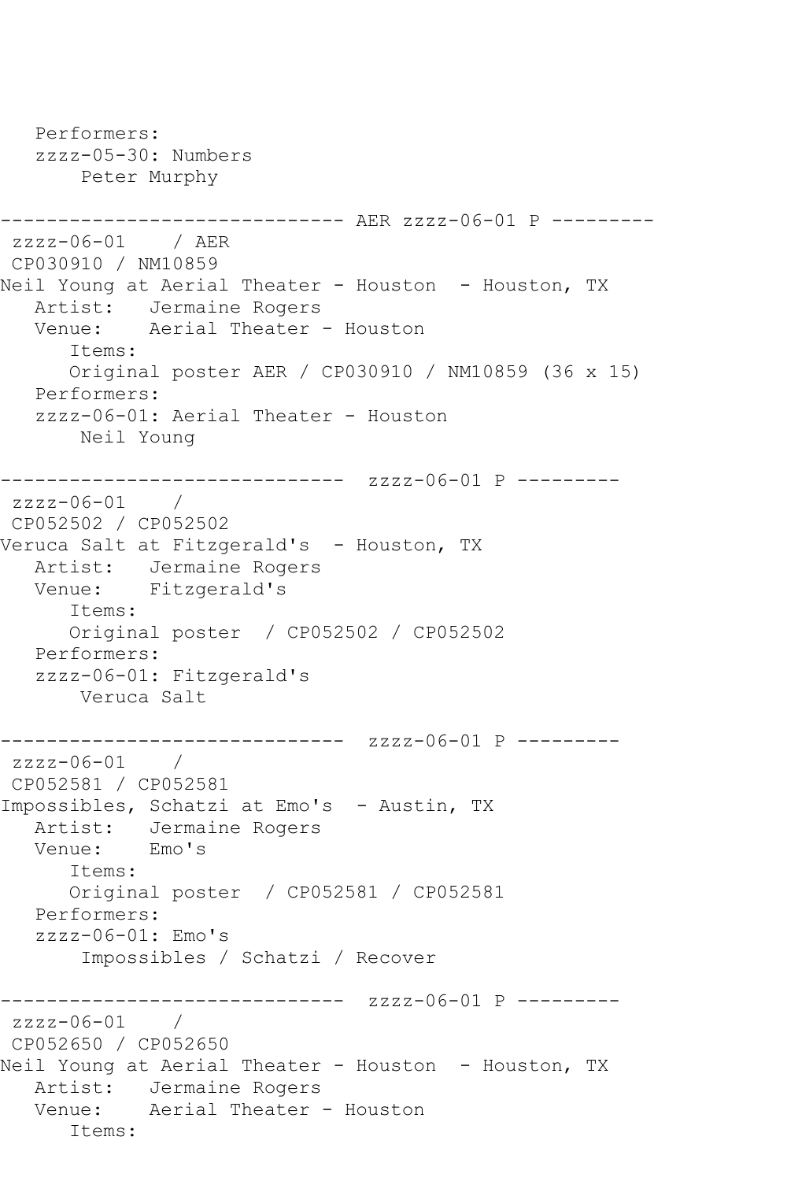```
   Performers:
   zzzz-05-30: Numbers
       Peter Murphy

------------------------------ AER zzzz-06-01 P ---------
 zzzz-06-01    / AER
 CP030910 / NM10859
Neil Young at Aerial Theater - Houston  - Houston, TX
   Artist:   Jermaine Rogers
   Venue:    Aerial Theater - Houston
      Items:
      Original poster AER / CP030910 / NM10859 (36 x 15)
   Performers:
   zzzz-06-01: Aerial Theater - Houston
       Neil Young

------------------------------  zzzz-06-01 P ---------
 zzzz-06-01    /
 CP052502 / CP052502
Veruca Salt at Fitzgerald's  - Houston, TX
   Artist:   Jermaine Rogers
   Venue:    Fitzgerald's
      Items:
      Original poster  / CP052502 / CP052502
   Performers:
   zzzz-06-01: Fitzgerald's
       Veruca Salt

------------------------------  zzzz-06-01 P ---------
 zzzz-06-01    /
 CP052581 / CP052581
Impossibles, Schatzi at Emo's  - Austin, TX
   Artist:   Jermaine Rogers
   Venue:    Emo's
      Items:
      Original poster  / CP052581 / CP052581
   Performers:
   zzzz-06-01: Emo's
       Impossibles / Schatzi / Recover

------------------------------  zzzz-06-01 P ---------
 zzzz-06-01    /
 CP052650 / CP052650
Neil Young at Aerial Theater - Houston  - Houston, TX
   Artist:   Jermaine Rogers
   Venue:    Aerial Theater - Houston
      Items:
```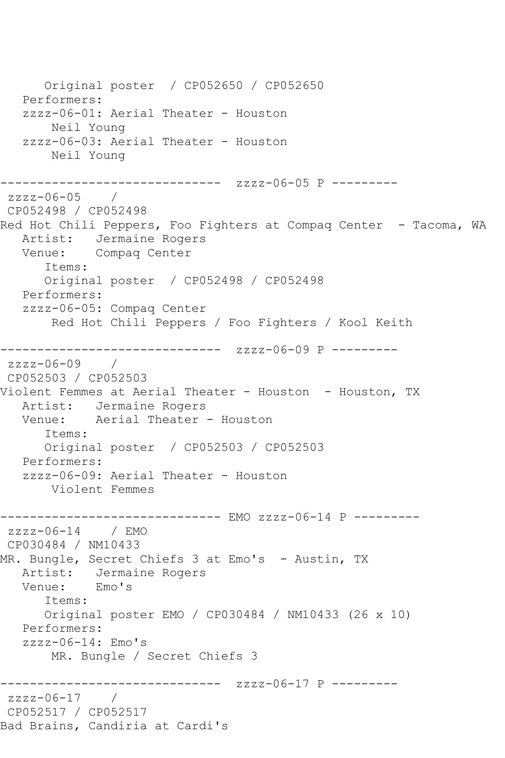```
      Original poster  / CP052650 / CP052650
   Performers:
   zzzz-06-01: Aerial Theater - Houston
       Neil Young
   zzzz-06-03: Aerial Theater - Houston
       Neil Young

------------------------------  zzzz-06-05 P ---------
 zzzz-06-05    / 
 CP052498 / CP052498
Red Hot Chili Peppers, Foo Fighters at Compaq Center  - Tacoma, WA
   Artist:   Jermaine Rogers
   Venue:    Compaq Center
      Items:
      Original poster  / CP052498 / CP052498
   Performers:
   zzzz-06-05: Compaq Center
       Red Hot Chili Peppers / Foo Fighters / Kool Keith

------------------------------  zzzz-06-09 P ---------
 zzzz-06-09    / 
 CP052503 / CP052503
Violent Femmes at Aerial Theater - Houston  - Houston, TX
   Artist:   Jermaine Rogers
   Venue:    Aerial Theater - Houston
      Items:
      Original poster  / CP052503 / CP052503
   Performers:
   zzzz-06-09: Aerial Theater - Houston
       Violent Femmes

------------------------------ EMO zzzz-06-14 P ---------
 zzzz-06-14    / EMO
 CP030484 / NM10433
MR. Bungle, Secret Chiefs 3 at Emo's  - Austin, TX
   Artist:   Jermaine Rogers
   Venue:    Emo's
      Items:
      Original poster EMO / CP030484 / NM10433 (26 x 10)
   Performers:
   zzzz-06-14: Emo's
       MR. Bungle / Secret Chiefs 3

------------------------------  zzzz-06-17 P ---------
 zzzz-06-17    / 
 CP052517 / CP052517
Bad Brains, Candiria at Cardi's
```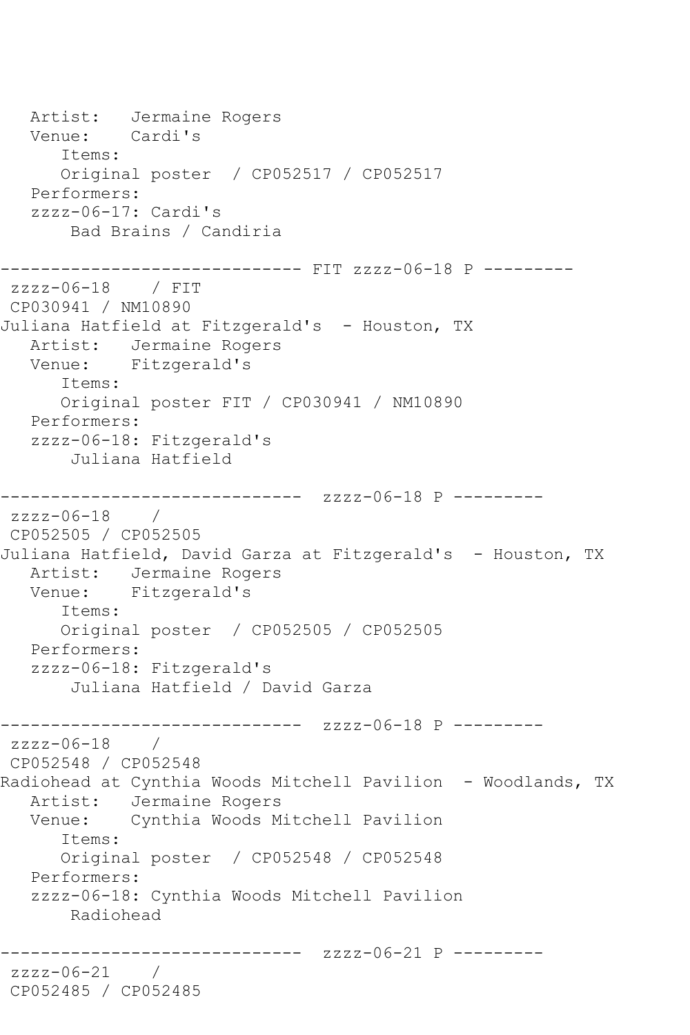```
   Artist:   Jermaine Rogers
   Venue:    Cardi's
      Items:
      Original poster  / CP052517 / CP052517
   Performers:
   zzzz-06-17: Cardi's
       Bad Brains / Candiria

------------------------------ FIT zzzz-06-18 P ---------
 zzzz-06-18    / FIT
 CP030941 / NM10890
Juliana Hatfield at Fitzgerald's  - Houston, TX
   Artist:   Jermaine Rogers
   Venue:    Fitzgerald's
      Items:
      Original poster FIT / CP030941 / NM10890
   Performers:
   zzzz-06-18: Fitzgerald's
       Juliana Hatfield

------------------------------  zzzz-06-18 P ---------
 zzzz-06-18    /
 CP052505 / CP052505
Juliana Hatfield, David Garza at Fitzgerald's  - Houston, TX
   Artist:   Jermaine Rogers
   Venue:    Fitzgerald's
      Items:
      Original poster  / CP052505 / CP052505
   Performers:
   zzzz-06-18: Fitzgerald's
       Juliana Hatfield / David Garza

------------------------------  zzzz-06-18 P ---------
 zzzz-06-18    /
 CP052548 / CP052548
Radiohead at Cynthia Woods Mitchell Pavilion  - Woodlands, TX
   Artist:   Jermaine Rogers
   Venue:    Cynthia Woods Mitchell Pavilion
      Items:
      Original poster  / CP052548 / CP052548
   Performers:
   zzzz-06-18: Cynthia Woods Mitchell Pavilion
       Radiohead

------------------------------  zzzz-06-21 P ---------
 zzzz-06-21    /
 CP052485 / CP052485
```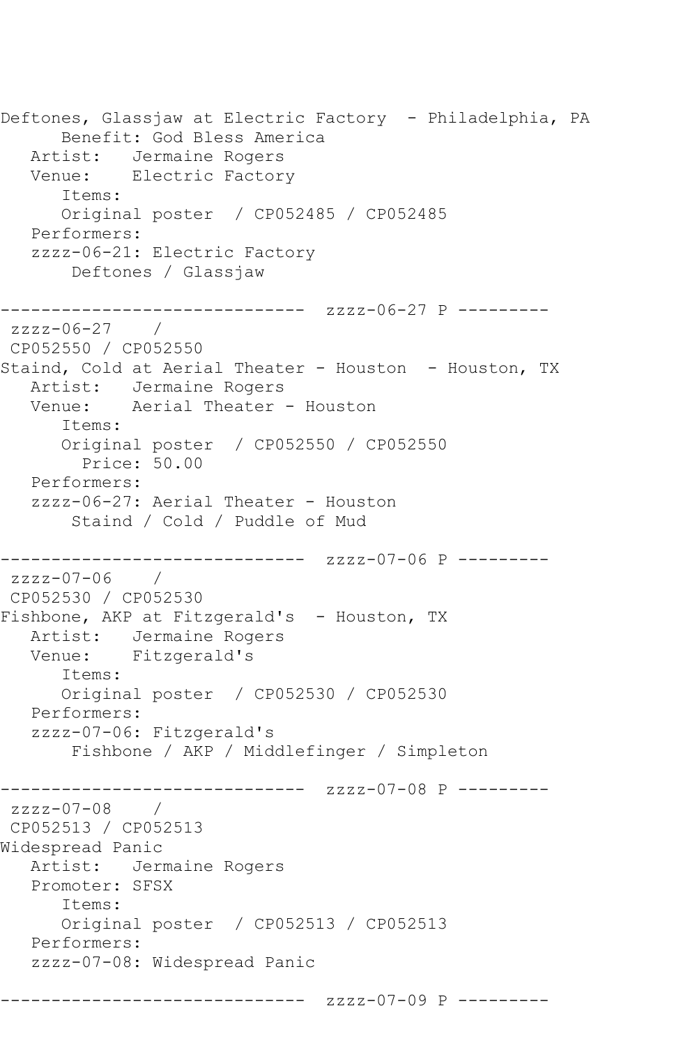```
Deftones, Glassjaw at Electric Factory  - Philadelphia, PA
      Benefit: God Bless America
   Artist:   Jermaine Rogers
   Venue:    Electric Factory
      Items:
      Original poster  / CP052485 / CP052485
   Performers:
   zzzz-06-21: Electric Factory
       Deftones / Glassjaw

------------------------------  zzzz-06-27 P ---------
 zzzz-06-27    /
 CP052550 / CP052550
Staind, Cold at Aerial Theater - Houston  - Houston, TX
   Artist:   Jermaine Rogers
   Venue:    Aerial Theater - Houston
      Items:
      Original poster  / CP052550 / CP052550
        Price: 50.00
   Performers:
   zzzz-06-27: Aerial Theater - Houston
       Staind / Cold / Puddle of Mud

------------------------------  zzzz-07-06 P ---------
 zzzz-07-06    /
 CP052530 / CP052530
Fishbone, AKP at Fitzgerald's  - Houston, TX
   Artist:   Jermaine Rogers
   Venue:    Fitzgerald's
      Items:
      Original poster  / CP052530 / CP052530
   Performers:
   zzzz-07-06: Fitzgerald's
       Fishbone / AKP / Middlefinger / Simpleton

------------------------------  zzzz-07-08 P ---------
 zzzz-07-08    /
 CP052513 / CP052513
Widespread Panic
   Artist:   Jermaine Rogers
   Promoter: SFSX
      Items:
      Original poster  / CP052513 / CP052513
   Performers:
   zzzz-07-08: Widespread Panic

------------------------------  zzzz-07-09 P ---------
```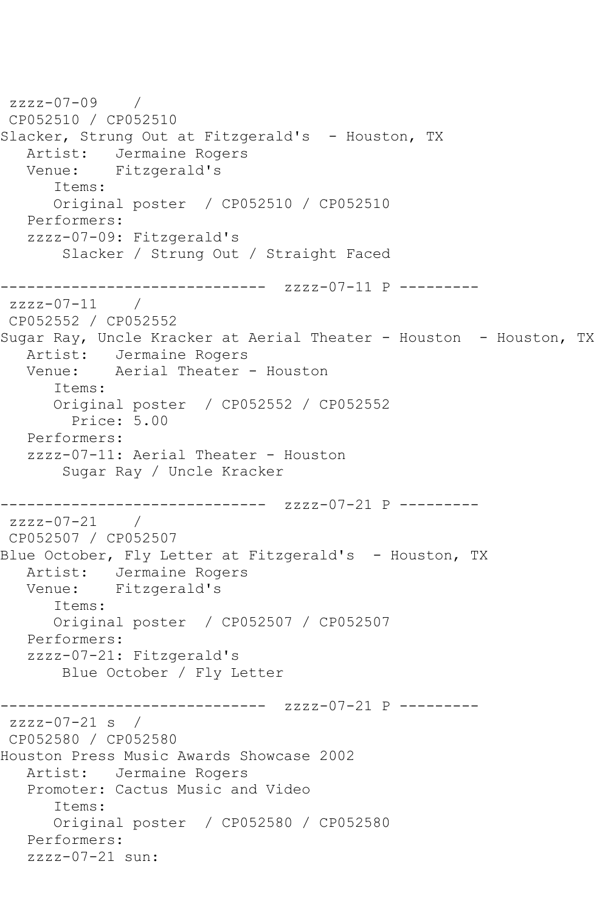```
 zzzz-07-09    /
 CP052510 / CP052510
Slacker, Strung Out at Fitzgerald's  - Houston, TX
   Artist:   Jermaine Rogers
   Venue:    Fitzgerald's
      Items:
      Original poster  / CP052510 / CP052510
   Performers:
   zzzz-07-09: Fitzgerald's
       Slacker / Strung Out / Straight Faced

------------------------------  zzzz-07-11 P ---------
 zzzz-07-11    /
 CP052552 / CP052552
Sugar Ray, Uncle Kracker at Aerial Theater - Houston  - Houston, TX
   Artist:   Jermaine Rogers
   Venue:    Aerial Theater - Houston
      Items:
      Original poster  / CP052552 / CP052552
        Price: 5.00
   Performers:
   zzzz-07-11: Aerial Theater - Houston
       Sugar Ray / Uncle Kracker

------------------------------  zzzz-07-21 P ---------
 zzzz-07-21    /
 CP052507 / CP052507
Blue October, Fly Letter at Fitzgerald's  - Houston, TX
   Artist:   Jermaine Rogers
   Venue:    Fitzgerald's
      Items:
      Original poster  / CP052507 / CP052507
   Performers:
   zzzz-07-21: Fitzgerald's
       Blue October / Fly Letter

------------------------------  zzzz-07-21 P ---------
 zzzz-07-21 s  /
 CP052580 / CP052580
Houston Press Music Awards Showcase 2002
   Artist:   Jermaine Rogers
   Promoter: Cactus Music and Video
      Items:
      Original poster  / CP052580 / CP052580
   Performers:
   zzzz-07-21 sun:
```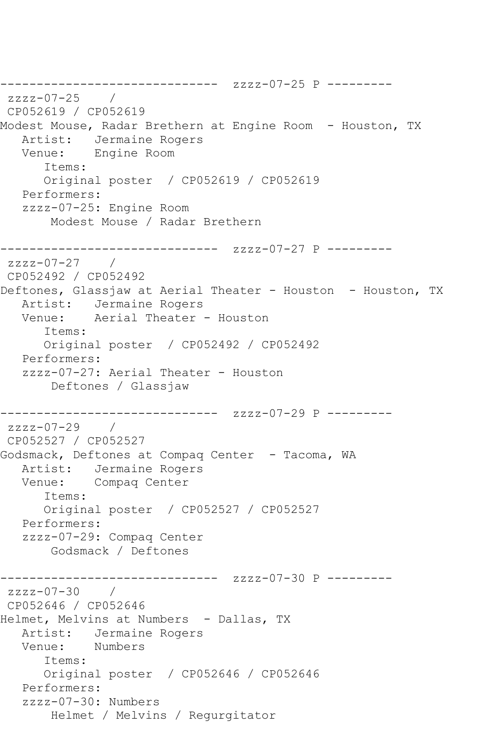```
------------------------------  zzzz-07-25 P ---------
 zzzz-07-25    / 
 CP052619 / CP052619
Modest Mouse, Radar Brethern at Engine Room  - Houston, TX
   Artist:   Jermaine Rogers
   Venue:    Engine Room
      Items:
      Original poster  / CP052619 / CP052619
   Performers:
   zzzz-07-25: Engine Room
       Modest Mouse / Radar Brethern

------------------------------  zzzz-07-27 P ---------
 zzzz-07-27    / 
 CP052492 / CP052492
Deftones, Glassjaw at Aerial Theater - Houston  - Houston, TX
   Artist:   Jermaine Rogers
   Venue:    Aerial Theater - Houston
      Items:
      Original poster  / CP052492 / CP052492
   Performers:
   zzzz-07-27: Aerial Theater - Houston
       Deftones / Glassjaw

------------------------------  zzzz-07-29 P ---------
 zzzz-07-29    / 
 CP052527 / CP052527
Godsmack, Deftones at Compaq Center  - Tacoma, WA
   Artist:   Jermaine Rogers
   Venue:    Compaq Center
      Items:
      Original poster  / CP052527 / CP052527
   Performers:
   zzzz-07-29: Compaq Center
       Godsmack / Deftones

------------------------------  zzzz-07-30 P ---------
 zzzz-07-30    / 
 CP052646 / CP052646
Helmet, Melvins at Numbers  - Dallas, TX
   Artist:   Jermaine Rogers
   Venue:    Numbers
      Items:
      Original poster  / CP052646 / CP052646
   Performers:
   zzzz-07-30: Numbers
       Helmet / Melvins / Regurgitator
```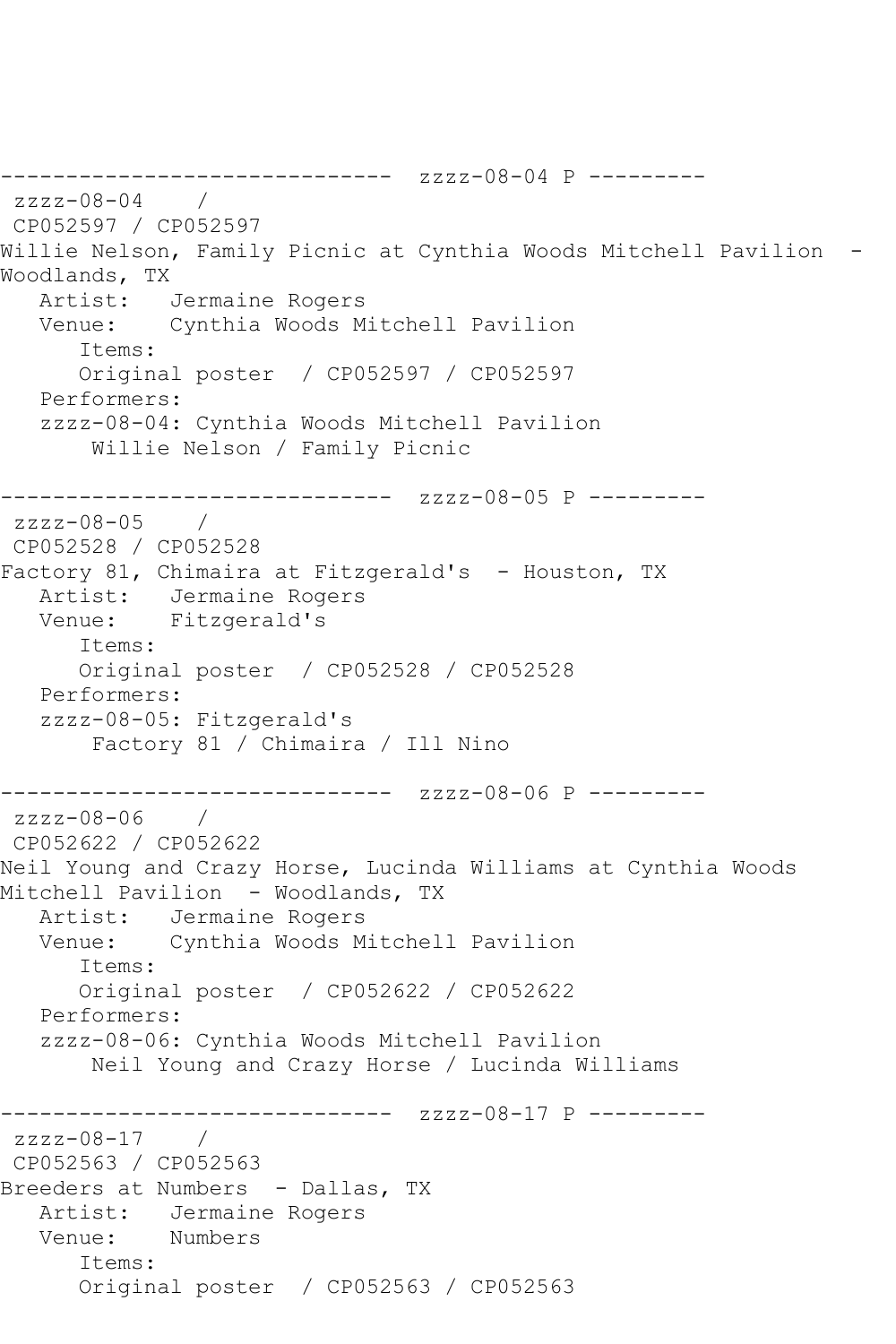```
------------------------------  zzzz-08-04 P ---------
 zzzz-08-04    /
 CP052597 / CP052597
Willie Nelson, Family Picnic at Cynthia Woods Mitchell Pavilion  -
Woodlands, TX
   Artist:   Jermaine Rogers
   Venue:    Cynthia Woods Mitchell Pavilion
      Items:
      Original poster  / CP052597 / CP052597
   Performers:
   zzzz-08-04: Cynthia Woods Mitchell Pavilion
       Willie Nelson / Family Picnic

------------------------------  zzzz-08-05 P ---------
 zzzz-08-05    /
 CP052528 / CP052528
Factory 81, Chimaira at Fitzgerald's  - Houston, TX
   Artist:   Jermaine Rogers
   Venue:    Fitzgerald's
      Items:
      Original poster  / CP052528 / CP052528
   Performers:
   zzzz-08-05: Fitzgerald's
       Factory 81 / Chimaira / Ill Nino

------------------------------  zzzz-08-06 P ---------
 zzzz-08-06    /
 CP052622 / CP052622
Neil Young and Crazy Horse, Lucinda Williams at Cynthia Woods
Mitchell Pavilion  - Woodlands, TX
   Artist:   Jermaine Rogers
   Venue:    Cynthia Woods Mitchell Pavilion
      Items:
      Original poster  / CP052622 / CP052622
   Performers:
   zzzz-08-06: Cynthia Woods Mitchell Pavilion
       Neil Young and Crazy Horse / Lucinda Williams

------------------------------  zzzz-08-17 P ---------
 zzzz-08-17    /
 CP052563 / CP052563
Breeders at Numbers  - Dallas, TX
   Artist:   Jermaine Rogers
   Venue:    Numbers
      Items:
      Original poster  / CP052563 / CP052563
```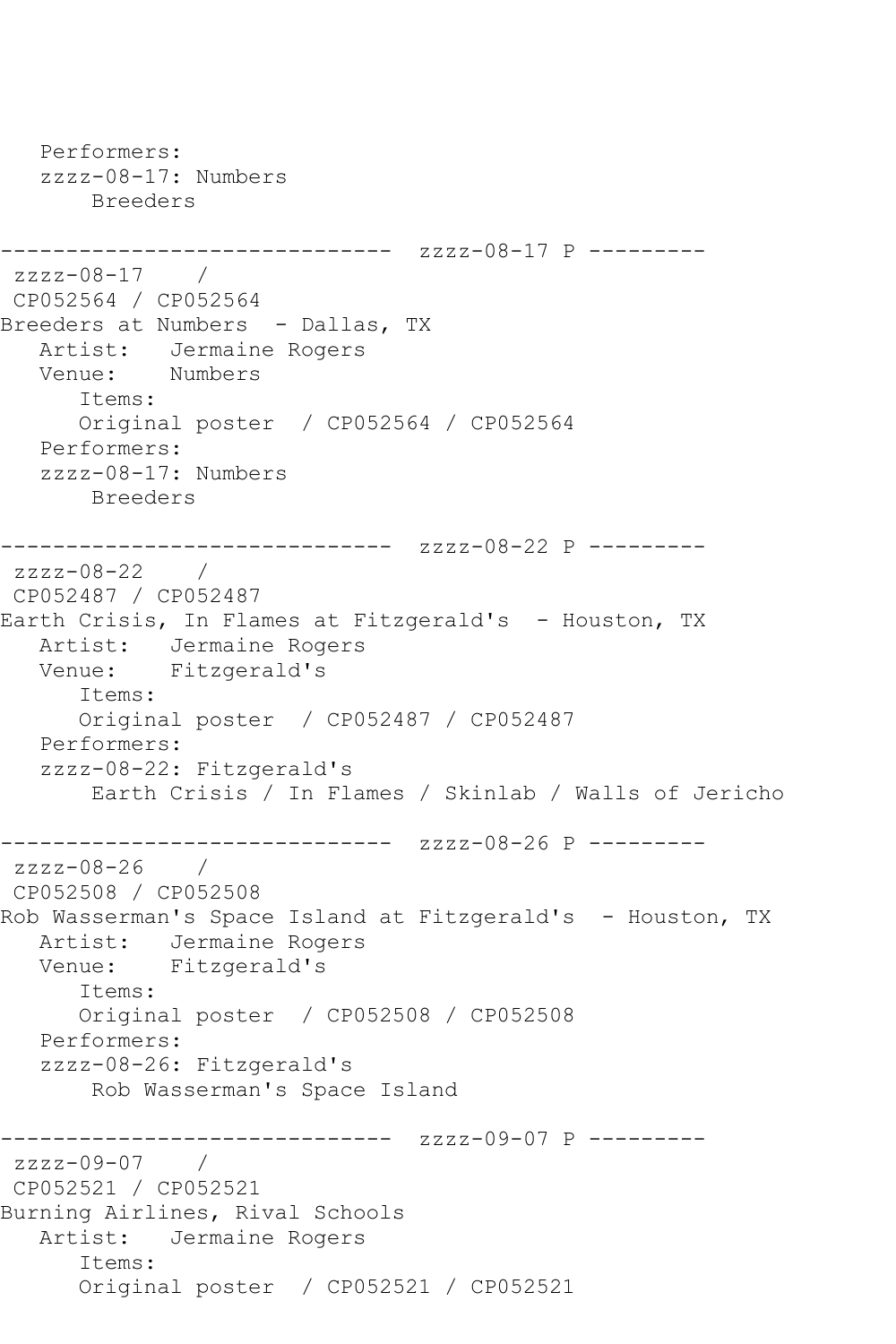```
   Performers:
   zzzz-08-17: Numbers
       Breeders

------------------------------  zzzz-08-17 P ---------
 zzzz-08-17    /
 CP052564 / CP052564
Breeders at Numbers  - Dallas, TX
   Artist:   Jermaine Rogers
   Venue:    Numbers
      Items:
      Original poster  / CP052564 / CP052564
   Performers:
   zzzz-08-17: Numbers
       Breeders

------------------------------  zzzz-08-22 P ---------
 zzzz-08-22    /
 CP052487 / CP052487
Earth Crisis, In Flames at Fitzgerald's  - Houston, TX
   Artist:   Jermaine Rogers
   Venue:    Fitzgerald's
      Items:
      Original poster  / CP052487 / CP052487
   Performers:
   zzzz-08-22: Fitzgerald's
       Earth Crisis / In Flames / Skinlab / Walls of Jericho

------------------------------  zzzz-08-26 P ---------
 zzzz-08-26    /
 CP052508 / CP052508
Rob Wasserman's Space Island at Fitzgerald's  - Houston, TX
   Artist:   Jermaine Rogers
   Venue:    Fitzgerald's
      Items:
      Original poster  / CP052508 / CP052508
   Performers:
   zzzz-08-26: Fitzgerald's
       Rob Wasserman's Space Island

------------------------------  zzzz-09-07 P ---------
 zzzz-09-07    /
 CP052521 / CP052521
Burning Airlines, Rival Schools
   Artist:   Jermaine Rogers
      Items:
      Original poster  / CP052521 / CP052521
```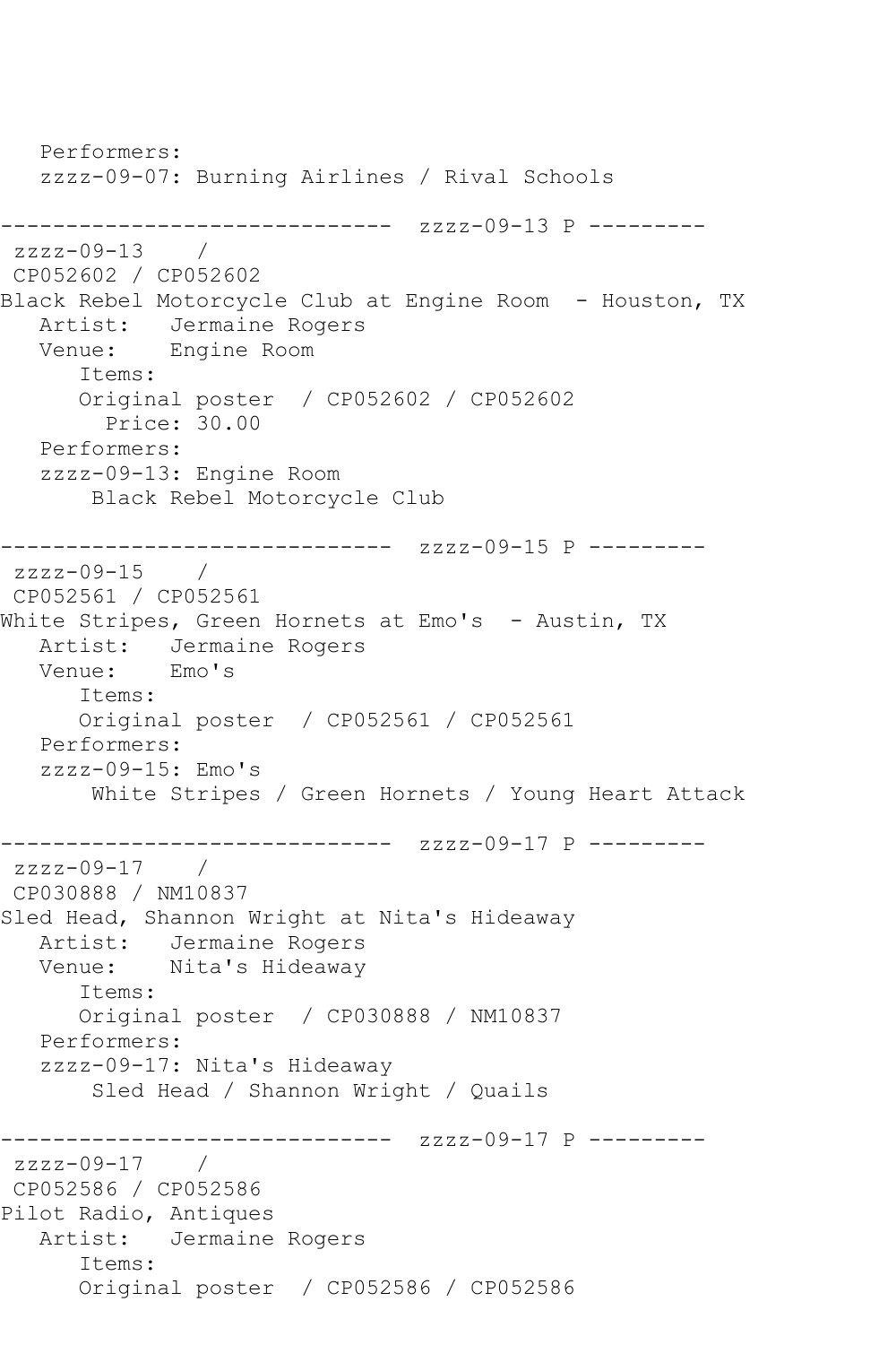```
   Performers:
   zzzz-09-07: Burning Airlines / Rival Schools

------------------------------  zzzz-09-13 P ---------
 zzzz-09-13    /
 CP052602 / CP052602
Black Rebel Motorcycle Club at Engine Room  - Houston, TX
   Artist:   Jermaine Rogers
   Venue:    Engine Room
      Items:
      Original poster  / CP052602 / CP052602
        Price: 30.00
   Performers:
   zzzz-09-13: Engine Room
       Black Rebel Motorcycle Club

------------------------------  zzzz-09-15 P ---------
 zzzz-09-15    /
 CP052561 / CP052561
White Stripes, Green Hornets at Emo's  - Austin, TX
   Artist:   Jermaine Rogers
   Venue:    Emo's
      Items:
      Original poster  / CP052561 / CP052561
   Performers:
   zzzz-09-15: Emo's
       White Stripes / Green Hornets / Young Heart Attack

------------------------------  zzzz-09-17 P ---------
 zzzz-09-17    /
 CP030888 / NM10837
Sled Head, Shannon Wright at Nita's Hideaway
   Artist:   Jermaine Rogers
   Venue:    Nita's Hideaway
      Items:
      Original poster  / CP030888 / NM10837
   Performers:
   zzzz-09-17: Nita's Hideaway
       Sled Head / Shannon Wright / Quails

------------------------------  zzzz-09-17 P ---------
 zzzz-09-17    /
 CP052586 / CP052586
Pilot Radio, Antiques
   Artist:   Jermaine Rogers
      Items:
      Original poster  / CP052586 / CP052586
```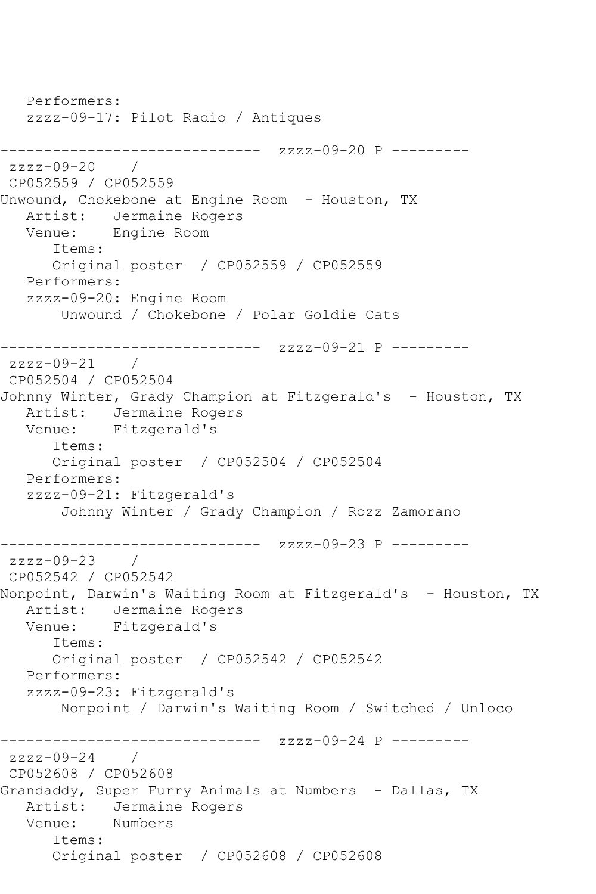Performers:
zzzz-09-17: Pilot Radio / Antiques

------------------------------ zzzz-09-20 P ---------

zzzz-09-20 /
CP052559 / CP052559
Unwound, Chokebone at Engine Room - Houston, TX
Artist: Jermaine Rogers
Venue: Engine Room
Items:
Original poster / CP052559 / CP052559
Performers:
zzzz-09-20: Engine Room
Unwound / Chokebone / Polar Goldie Cats

------------------------------ zzzz-09-21 P ---------

zzzz-09-21 /
CP052504 / CP052504
Johnny Winter, Grady Champion at Fitzgerald's - Houston, TX
Artist: Jermaine Rogers
Venue: Fitzgerald's
Items:
Original poster / CP052504 / CP052504
Performers:
zzzz-09-21: Fitzgerald's
Johnny Winter / Grady Champion / Rozz Zamorano

------------------------------ zzzz-09-23 P ---------

zzzz-09-23 /
CP052542 / CP052542
Nonpoint, Darwin's Waiting Room at Fitzgerald's - Houston, TX
Artist: Jermaine Rogers
Venue: Fitzgerald's
Items:
Original poster / CP052542 / CP052542
Performers:
zzzz-09-23: Fitzgerald's
Nonpoint / Darwin's Waiting Room / Switched / Unloco

------------------------------ zzzz-09-24 P ---------

zzzz-09-24 /
CP052608 / CP052608
Grandaddy, Super Furry Animals at Numbers - Dallas, TX
Artist: Jermaine Rogers
Venue: Numbers
Items:
Original poster / CP052608 / CP052608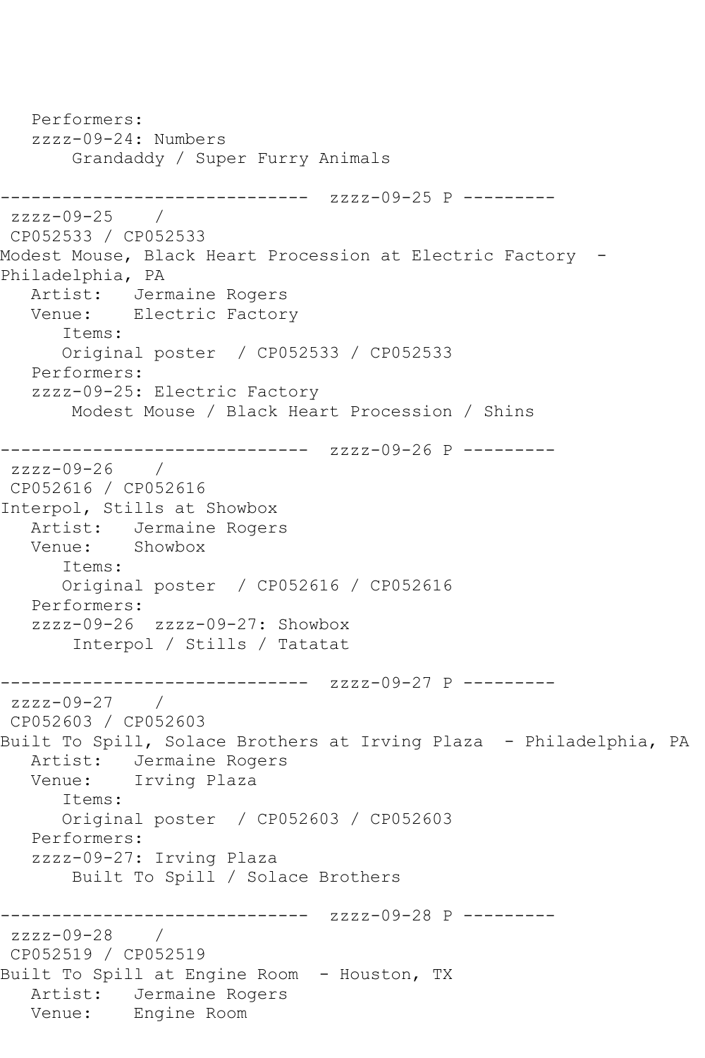```
   Performers:
   zzzz-09-24: Numbers
       Grandaddy / Super Furry Animals

------------------------------  zzzz-09-25 P ---------
 zzzz-09-25    /
 CP052533 / CP052533
Modest Mouse, Black Heart Procession at Electric Factory  -
Philadelphia, PA
   Artist:   Jermaine Rogers
   Venue:    Electric Factory
      Items:
      Original poster  / CP052533 / CP052533
   Performers:
   zzzz-09-25: Electric Factory
       Modest Mouse / Black Heart Procession / Shins

------------------------------  zzzz-09-26 P ---------
 zzzz-09-26    /
 CP052616 / CP052616
Interpol, Stills at Showbox
   Artist:   Jermaine Rogers
   Venue:    Showbox
      Items:
      Original poster  / CP052616 / CP052616
   Performers:
   zzzz-09-26  zzzz-09-27: Showbox
       Interpol / Stills / Tatatat

------------------------------  zzzz-09-27 P ---------
 zzzz-09-27    /
 CP052603 / CP052603
Built To Spill, Solace Brothers at Irving Plaza  - Philadelphia, PA
   Artist:   Jermaine Rogers
   Venue:    Irving Plaza
      Items:
      Original poster  / CP052603 / CP052603
   Performers:
   zzzz-09-27: Irving Plaza
       Built To Spill / Solace Brothers

------------------------------  zzzz-09-28 P ---------
 zzzz-09-28    /
 CP052519 / CP052519
Built To Spill at Engine Room  - Houston, TX
   Artist:   Jermaine Rogers
   Venue:    Engine Room
```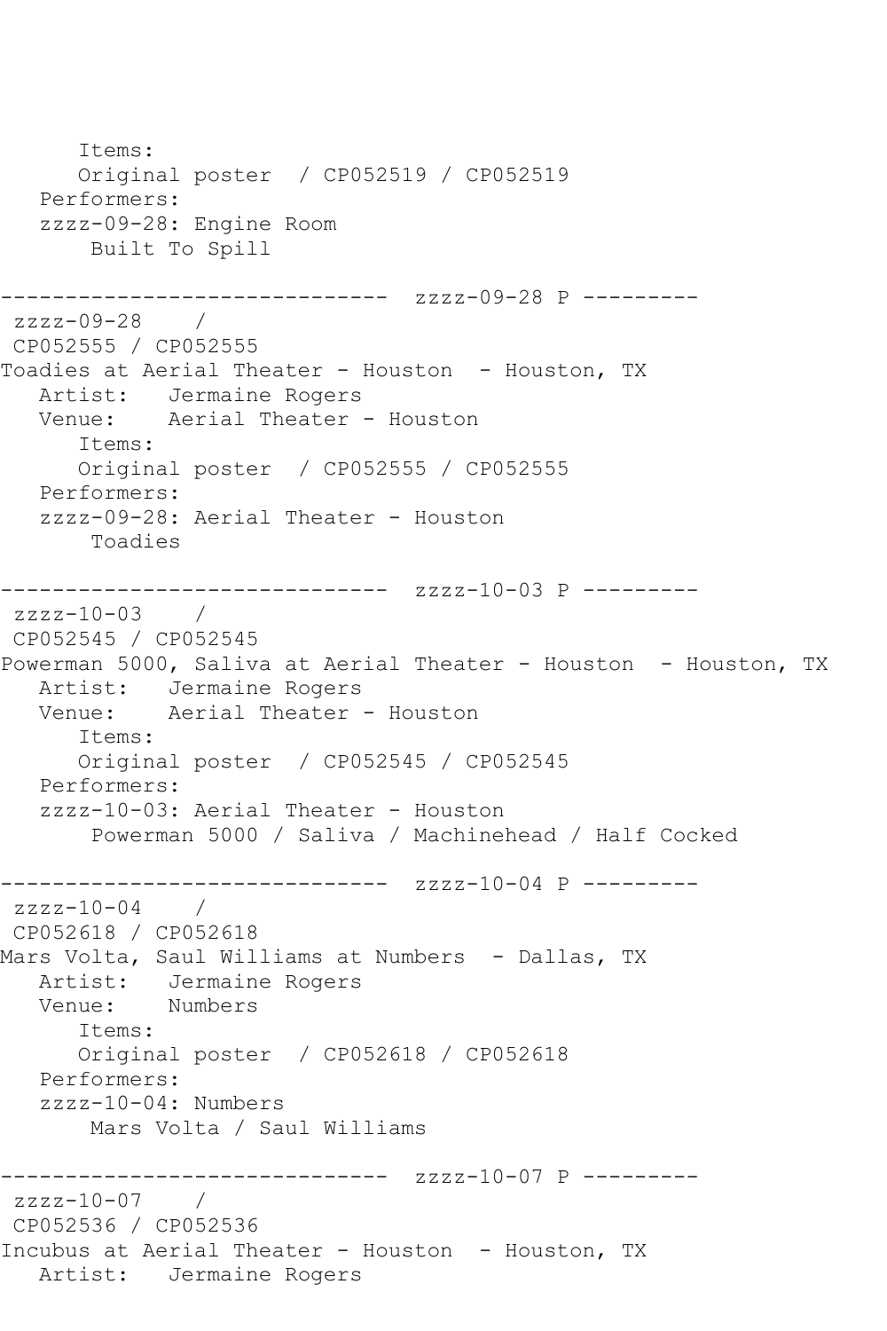```
      Items:
      Original poster  / CP052519 / CP052519
   Performers:
   zzzz-09-28: Engine Room
       Built To Spill

------------------------------  zzzz-09-28 P ---------
 zzzz-09-28    / 
 CP052555 / CP052555
Toadies at Aerial Theater - Houston  - Houston, TX
   Artist:   Jermaine Rogers
   Venue:    Aerial Theater - Houston
      Items:
      Original poster  / CP052555 / CP052555
   Performers:
   zzzz-09-28: Aerial Theater - Houston
       Toadies

------------------------------  zzzz-10-03 P ---------
 zzzz-10-03    / 
 CP052545 / CP052545
Powerman 5000, Saliva at Aerial Theater - Houston  - Houston, TX
   Artist:   Jermaine Rogers
   Venue:    Aerial Theater - Houston
      Items:
      Original poster  / CP052545 / CP052545
   Performers:
   zzzz-10-03: Aerial Theater - Houston
       Powerman 5000 / Saliva / Machinehead / Half Cocked

------------------------------  zzzz-10-04 P ---------
 zzzz-10-04    / 
 CP052618 / CP052618
Mars Volta, Saul Williams at Numbers  - Dallas, TX
   Artist:   Jermaine Rogers
   Venue:    Numbers
      Items:
      Original poster  / CP052618 / CP052618
   Performers:
   zzzz-10-04: Numbers
       Mars Volta / Saul Williams

------------------------------  zzzz-10-07 P ---------
 zzzz-10-07    / 
 CP052536 / CP052536
Incubus at Aerial Theater - Houston  - Houston, TX
   Artist:   Jermaine Rogers
```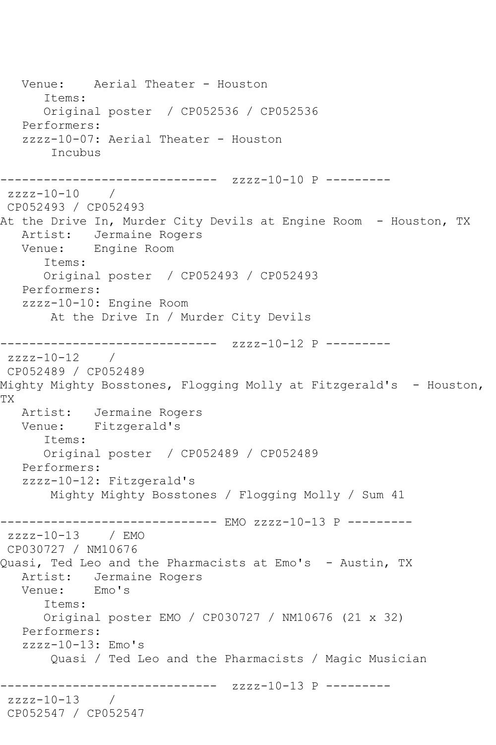```
   Venue:    Aerial Theater - Houston
      Items:
      Original poster  / CP052536 / CP052536
   Performers:
   zzzz-10-07: Aerial Theater - Houston
       Incubus

------------------------------  zzzz-10-10 P ---------
 zzzz-10-10    /
 CP052493 / CP052493
At the Drive In, Murder City Devils at Engine Room  - Houston, TX
   Artist:   Jermaine Rogers
   Venue:    Engine Room
      Items:
      Original poster  / CP052493 / CP052493
   Performers:
   zzzz-10-10: Engine Room
       At the Drive In / Murder City Devils

------------------------------  zzzz-10-12 P ---------
 zzzz-10-12    /
 CP052489 / CP052489
Mighty Mighty Bosstones, Flogging Molly at Fitzgerald's  - Houston,
TX
   Artist:   Jermaine Rogers
   Venue:    Fitzgerald's
      Items:
      Original poster  / CP052489 / CP052489
   Performers:
   zzzz-10-12: Fitzgerald's
       Mighty Mighty Bosstones / Flogging Molly / Sum 41

------------------------------ EMO zzzz-10-13 P ---------
 zzzz-10-13    / EMO
 CP030727 / NM10676
Quasi, Ted Leo and the Pharmacists at Emo's  - Austin, TX
   Artist:   Jermaine Rogers
   Venue:    Emo's
      Items:
      Original poster EMO / CP030727 / NM10676 (21 x 32)
   Performers:
   zzzz-10-13: Emo's
       Quasi / Ted Leo and the Pharmacists / Magic Musician

------------------------------  zzzz-10-13 P ---------
 zzzz-10-13    /
 CP052547 / CP052547
```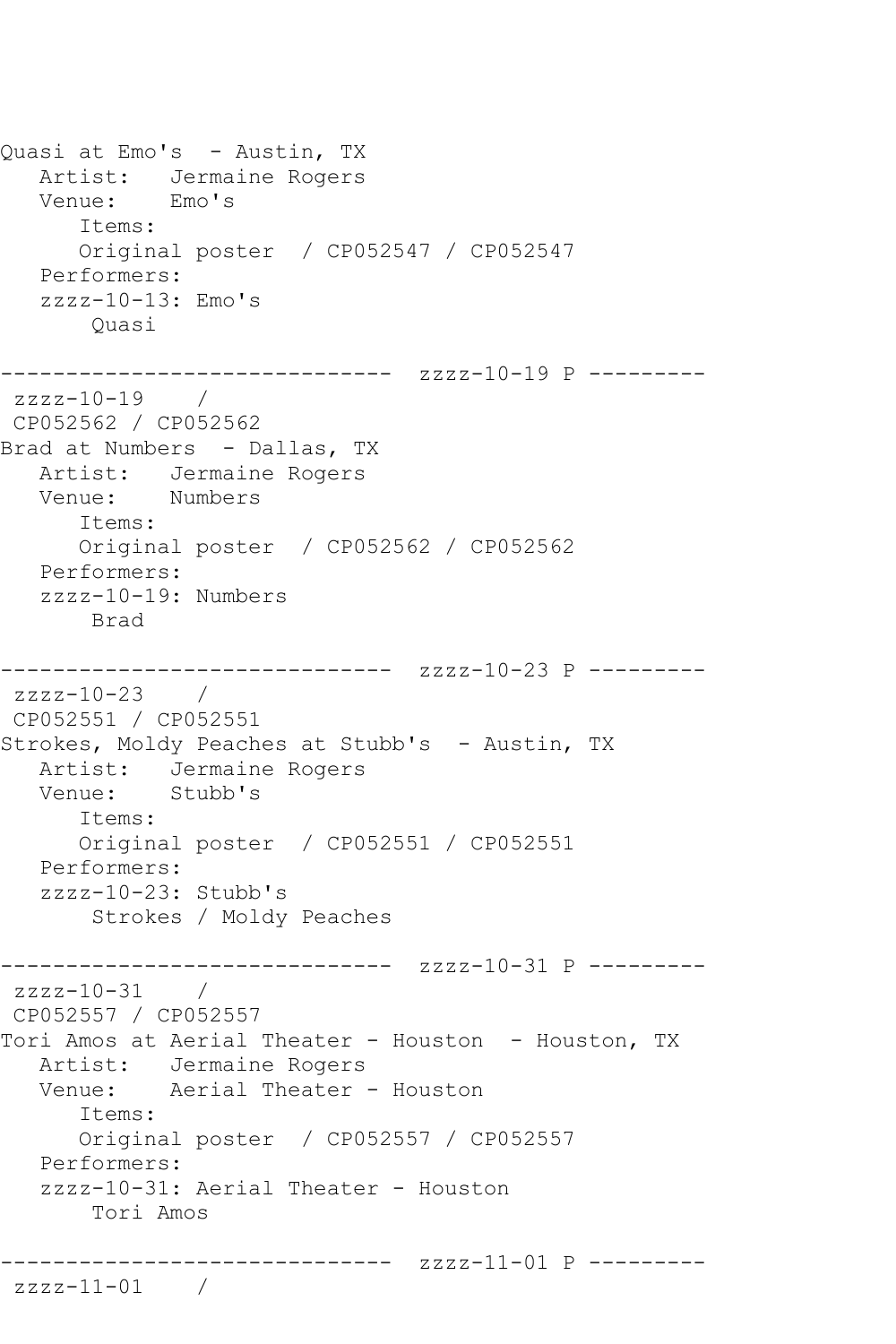Quasi at Emo's  - Austin, TX
   Artist:   Jermaine Rogers
   Venue:    Emo's
      Items:
      Original poster  / CP052547 / CP052547
   Performers:
   zzzz-10-13: Emo's
       Quasi

------------------------------  zzzz-10-19 P ---------
 zzzz-10-19    /
 CP052562 / CP052562
Brad at Numbers  - Dallas, TX
   Artist:   Jermaine Rogers
   Venue:    Numbers
      Items:
      Original poster  / CP052562 / CP052562
   Performers:
   zzzz-10-19: Numbers
       Brad

------------------------------  zzzz-10-23 P ---------
 zzzz-10-23    /
 CP052551 / CP052551
Strokes, Moldy Peaches at Stubb's  - Austin, TX
   Artist:   Jermaine Rogers
   Venue:    Stubb's
      Items:
      Original poster  / CP052551 / CP052551
   Performers:
   zzzz-10-23: Stubb's
       Strokes / Moldy Peaches

------------------------------  zzzz-10-31 P ---------
 zzzz-10-31    /
 CP052557 / CP052557
Tori Amos at Aerial Theater - Houston  - Houston, TX
   Artist:   Jermaine Rogers
   Venue:    Aerial Theater - Houston
      Items:
      Original poster  / CP052557 / CP052557
   Performers:
   zzzz-10-31: Aerial Theater - Houston
       Tori Amos

------------------------------  zzzz-11-01 P ---------
 zzzz-11-01    /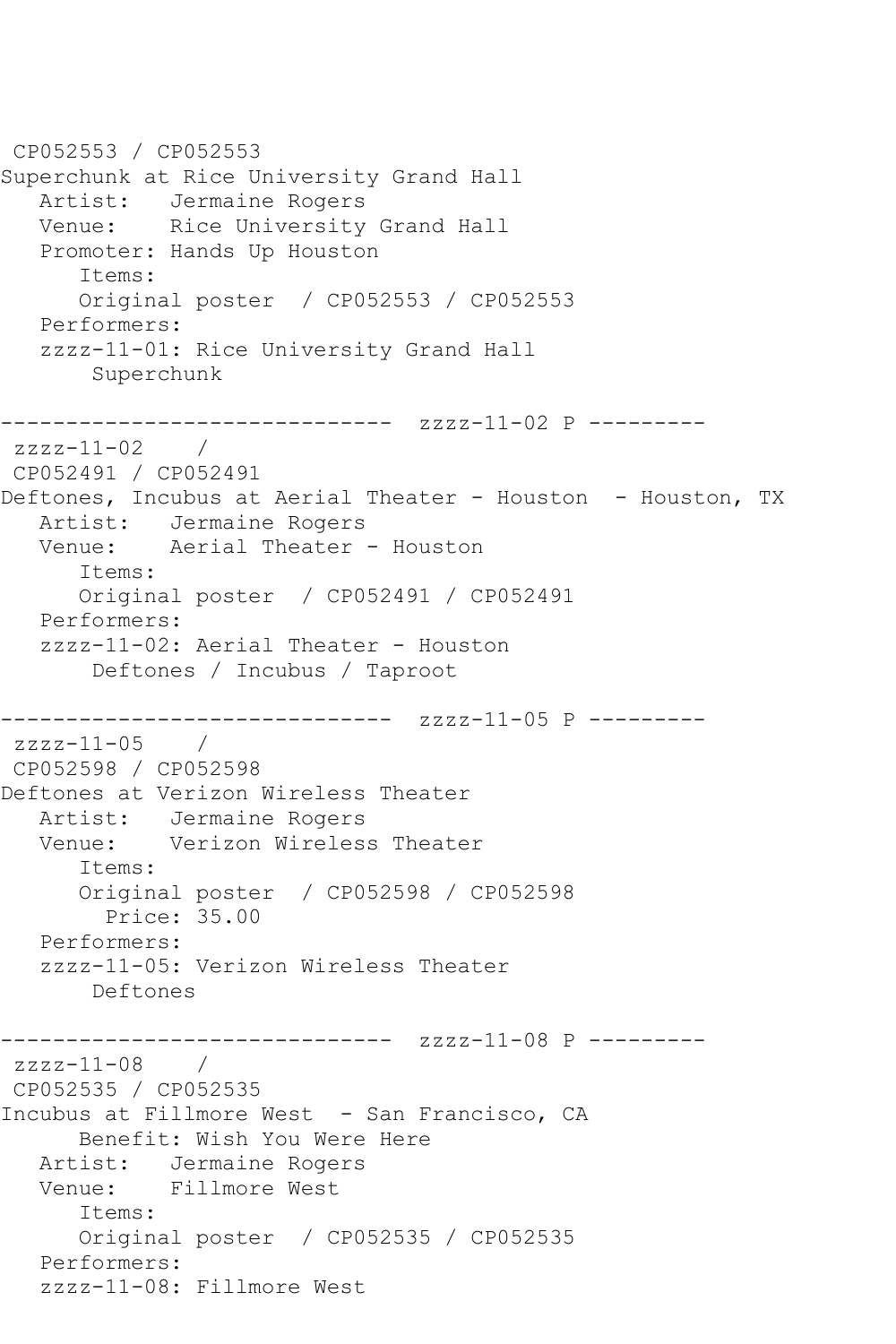```
 CP052553 / CP052553
Superchunk at Rice University Grand Hall
   Artist:   Jermaine Rogers
   Venue:    Rice University Grand Hall
   Promoter: Hands Up Houston
      Items:
      Original poster  / CP052553 / CP052553
   Performers:
   zzzz-11-01: Rice University Grand Hall
       Superchunk

------------------------------  zzzz-11-02 P ---------
 zzzz-11-02    /
 CP052491 / CP052491
Deftones, Incubus at Aerial Theater - Houston  - Houston, TX
   Artist:   Jermaine Rogers
   Venue:    Aerial Theater - Houston
      Items:
      Original poster  / CP052491 / CP052491
   Performers:
   zzzz-11-02: Aerial Theater - Houston
       Deftones / Incubus / Taproot

------------------------------  zzzz-11-05 P ---------
 zzzz-11-05    /
 CP052598 / CP052598
Deftones at Verizon Wireless Theater
   Artist:   Jermaine Rogers
   Venue:    Verizon Wireless Theater
      Items:
      Original poster  / CP052598 / CP052598
        Price: 35.00
   Performers:
   zzzz-11-05: Verizon Wireless Theater
       Deftones

------------------------------  zzzz-11-08 P ---------
 zzzz-11-08    /
 CP052535 / CP052535
Incubus at Fillmore West  - San Francisco, CA
      Benefit: Wish You Were Here
   Artist:   Jermaine Rogers
   Venue:    Fillmore West
      Items:
      Original poster  / CP052535 / CP052535
   Performers:
   zzzz-11-08: Fillmore West
```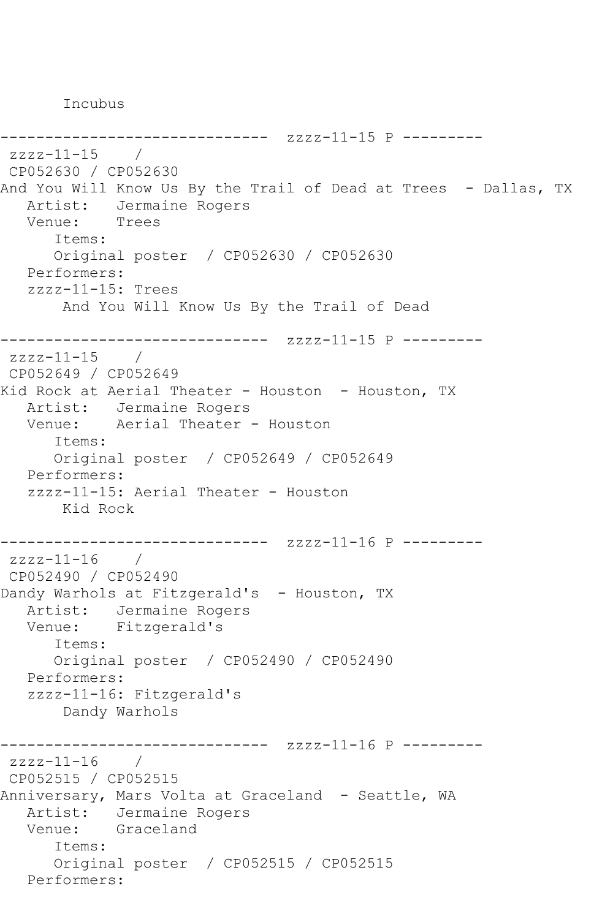```
       Incubus

------------------------------  zzzz-11-15 P ---------
 zzzz-11-15    / 
 CP052630 / CP052630
And You Will Know Us By the Trail of Dead at Trees  - Dallas, TX
   Artist:   Jermaine Rogers
   Venue:    Trees
      Items:
      Original poster  / CP052630 / CP052630
   Performers:
   zzzz-11-15: Trees
       And You Will Know Us By the Trail of Dead

------------------------------  zzzz-11-15 P ---------
 zzzz-11-15    / 
 CP052649 / CP052649
Kid Rock at Aerial Theater - Houston  - Houston, TX
   Artist:   Jermaine Rogers
   Venue:    Aerial Theater - Houston
      Items:
      Original poster  / CP052649 / CP052649
   Performers:
   zzzz-11-15: Aerial Theater - Houston
       Kid Rock

------------------------------  zzzz-11-16 P ---------
 zzzz-11-16    / 
 CP052490 / CP052490
Dandy Warhols at Fitzgerald's  - Houston, TX
   Artist:   Jermaine Rogers
   Venue:    Fitzgerald's
      Items:
      Original poster  / CP052490 / CP052490
   Performers:
   zzzz-11-16: Fitzgerald's
       Dandy Warhols

------------------------------  zzzz-11-16 P ---------
 zzzz-11-16    / 
 CP052515 / CP052515
Anniversary, Mars Volta at Graceland  - Seattle, WA
   Artist:   Jermaine Rogers
   Venue:    Graceland
      Items:
      Original poster  / CP052515 / CP052515
   Performers:
```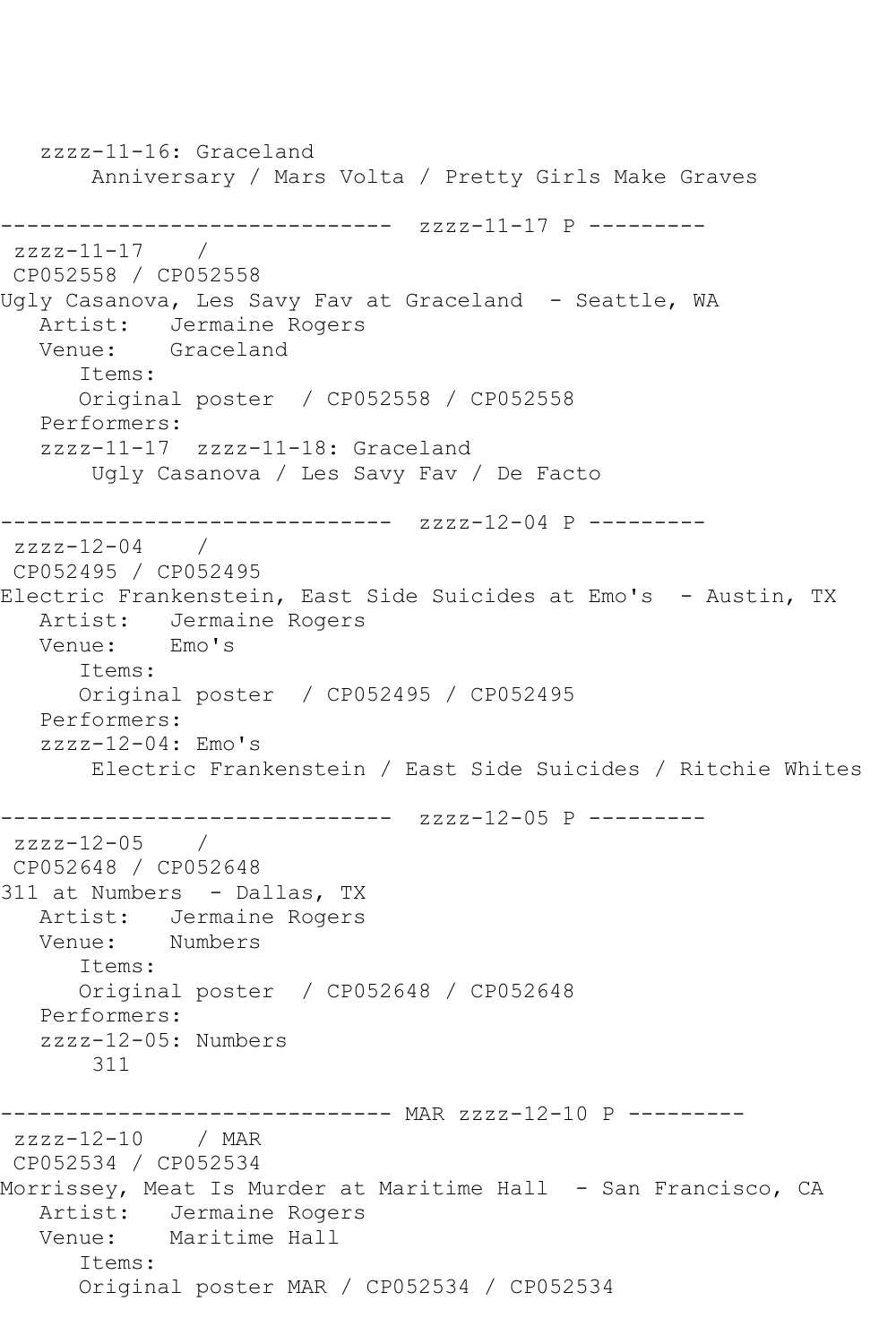```
   zzzz-11-16: Graceland
       Anniversary / Mars Volta / Pretty Girls Make Graves

------------------------------  zzzz-11-17 P ---------
 zzzz-11-17    /
 CP052558 / CP052558
Ugly Casanova, Les Savy Fav at Graceland  - Seattle, WA
   Artist:   Jermaine Rogers
   Venue:    Graceland
      Items:
      Original poster  / CP052558 / CP052558
   Performers:
   zzzz-11-17  zzzz-11-18: Graceland
       Ugly Casanova / Les Savy Fav / De Facto

------------------------------  zzzz-12-04 P ---------
 zzzz-12-04    /
 CP052495 / CP052495
Electric Frankenstein, East Side Suicides at Emo's  - Austin, TX
   Artist:   Jermaine Rogers
   Venue:    Emo's
      Items:
      Original poster  / CP052495 / CP052495
   Performers:
   zzzz-12-04: Emo's
       Electric Frankenstein / East Side Suicides / Ritchie Whites

------------------------------  zzzz-12-05 P ---------
 zzzz-12-05    /
 CP052648 / CP052648
311 at Numbers  - Dallas, TX
   Artist:   Jermaine Rogers
   Venue:    Numbers
      Items:
      Original poster  / CP052648 / CP052648
   Performers:
   zzzz-12-05: Numbers
       311

------------------------------ MAR zzzz-12-10 P ---------
 zzzz-12-10    / MAR
 CP052534 / CP052534
Morrissey, Meat Is Murder at Maritime Hall  - San Francisco, CA
   Artist:   Jermaine Rogers
   Venue:    Maritime Hall
      Items:
      Original poster MAR / CP052534 / CP052534
```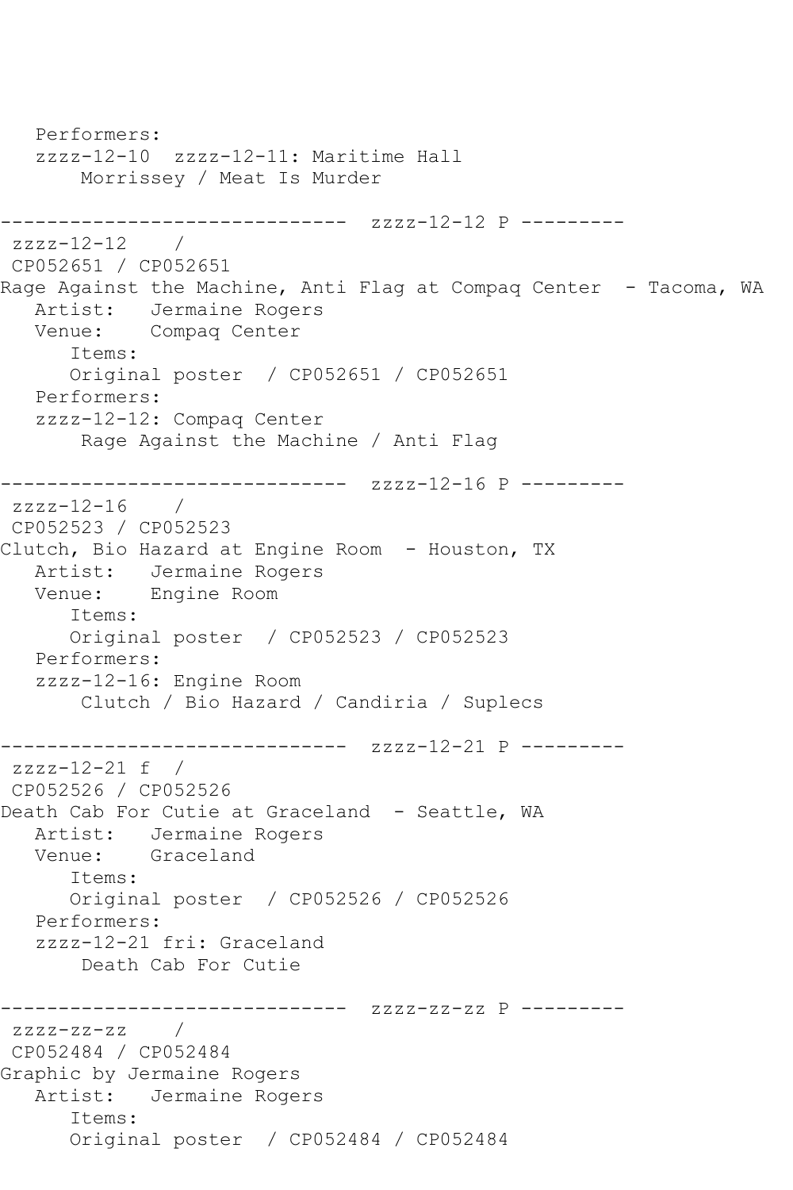```
   Performers:
   zzzz-12-10  zzzz-12-11: Maritime Hall
       Morrissey / Meat Is Murder

------------------------------  zzzz-12-12 P ---------
 zzzz-12-12    /
 CP052651 / CP052651
Rage Against the Machine, Anti Flag at Compaq Center  - Tacoma, WA
   Artist:   Jermaine Rogers
   Venue:    Compaq Center
      Items:
      Original poster  / CP052651 / CP052651
   Performers:
   zzzz-12-12: Compaq Center
       Rage Against the Machine / Anti Flag

------------------------------  zzzz-12-16 P ---------
 zzzz-12-16    /
 CP052523 / CP052523
Clutch, Bio Hazard at Engine Room  - Houston, TX
   Artist:   Jermaine Rogers
   Venue:    Engine Room
      Items:
      Original poster  / CP052523 / CP052523
   Performers:
   zzzz-12-16: Engine Room
       Clutch / Bio Hazard / Candiria / Suplecs

------------------------------  zzzz-12-21 P ---------
 zzzz-12-21 f  /
 CP052526 / CP052526
Death Cab For Cutie at Graceland  - Seattle, WA
   Artist:   Jermaine Rogers
   Venue:    Graceland
      Items:
      Original poster  / CP052526 / CP052526
   Performers:
   zzzz-12-21 fri: Graceland
       Death Cab For Cutie

------------------------------  zzzz-zz-zz P ---------
 zzzz-zz-zz    /
 CP052484 / CP052484
Graphic by Jermaine Rogers
   Artist:   Jermaine Rogers
      Items:
      Original poster  / CP052484 / CP052484
```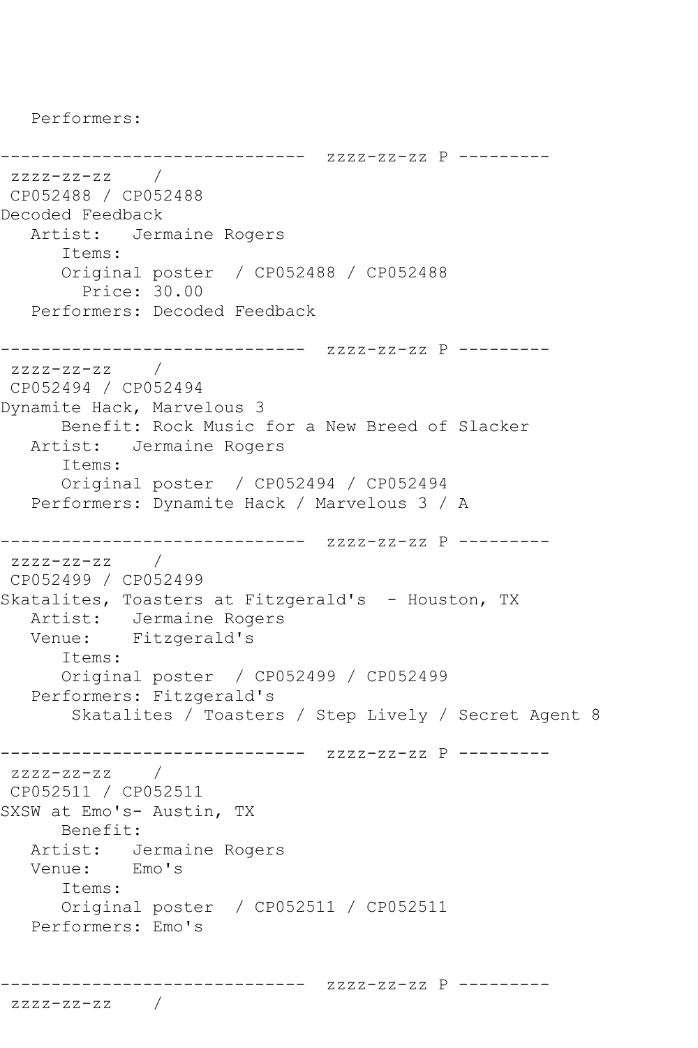```
   Performers:

------------------------------  zzzz-zz-zz P ---------
 zzzz-zz-zz    /
 CP052488 / CP052488
Decoded Feedback
   Artist:   Jermaine Rogers
      Items:
      Original poster  / CP052488 / CP052488
        Price: 30.00
   Performers: Decoded Feedback

------------------------------  zzzz-zz-zz P ---------
 zzzz-zz-zz    /
 CP052494 / CP052494
Dynamite Hack, Marvelous 3
      Benefit: Rock Music for a New Breed of Slacker
   Artist:   Jermaine Rogers
      Items:
      Original poster  / CP052494 / CP052494
   Performers: Dynamite Hack / Marvelous 3 / A

------------------------------  zzzz-zz-zz P ---------
 zzzz-zz-zz    /
 CP052499 / CP052499
Skatalites, Toasters at Fitzgerald's  - Houston, TX
   Artist:   Jermaine Rogers
   Venue:    Fitzgerald's
      Items:
      Original poster  / CP052499 / CP052499
   Performers: Fitzgerald's
       Skatalites / Toasters / Step Lively / Secret Agent 8

------------------------------  zzzz-zz-zz P ---------
 zzzz-zz-zz    /
 CP052511 / CP052511
SXSW at Emo's- Austin, TX
      Benefit:
   Artist:   Jermaine Rogers
   Venue:    Emo's
      Items:
      Original poster  / CP052511 / CP052511
   Performers: Emo's


------------------------------  zzzz-zz-zz P ---------
 zzzz-zz-zz    /
```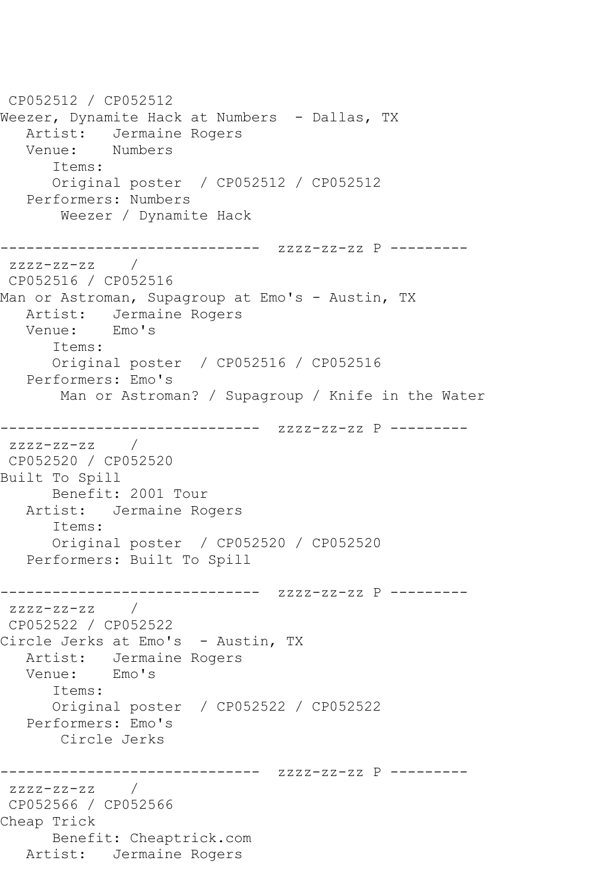```
 CP052512 / CP052512
Weezer, Dynamite Hack at Numbers  - Dallas, TX
   Artist:   Jermaine Rogers
   Venue:    Numbers
      Items:
      Original poster  / CP052512 / CP052512
   Performers: Numbers
       Weezer / Dynamite Hack

------------------------------  zzzz-zz-zz P ---------
 zzzz-zz-zz    /
 CP052516 / CP052516
Man or Astroman, Supagroup at Emo's - Austin, TX
   Artist:   Jermaine Rogers
   Venue:    Emo's
      Items:
      Original poster  / CP052516 / CP052516
   Performers: Emo's
       Man or Astroman? / Supagroup / Knife in the Water

------------------------------  zzzz-zz-zz P ---------
 zzzz-zz-zz    /
 CP052520 / CP052520
Built To Spill
      Benefit: 2001 Tour
   Artist:   Jermaine Rogers
      Items:
      Original poster  / CP052520 / CP052520
   Performers: Built To Spill

------------------------------  zzzz-zz-zz P ---------
 zzzz-zz-zz    /
 CP052522 / CP052522
Circle Jerks at Emo's  - Austin, TX
   Artist:   Jermaine Rogers
   Venue:    Emo's
      Items:
      Original poster  / CP052522 / CP052522
   Performers: Emo's
       Circle Jerks

------------------------------  zzzz-zz-zz P ---------
 zzzz-zz-zz    /
 CP052566 / CP052566
Cheap Trick
      Benefit: Cheaptrick.com
   Artist:   Jermaine Rogers
```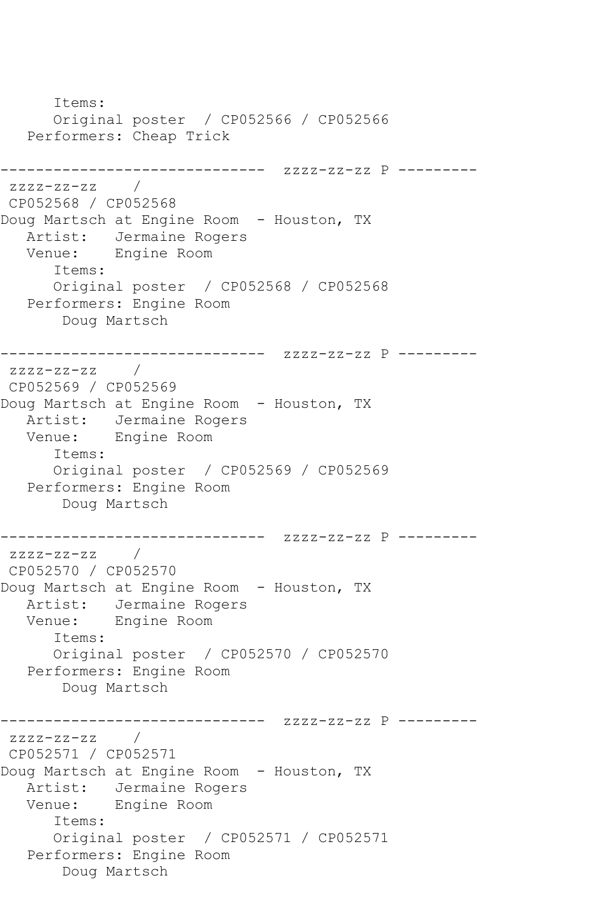```
      Items:
      Original poster  / CP052566 / CP052566
   Performers: Cheap Trick

------------------------------  zzzz-zz-zz P ---------
 zzzz-zz-zz    /
 CP052568 / CP052568
Doug Martsch at Engine Room  - Houston, TX
   Artist:   Jermaine Rogers
   Venue:    Engine Room
      Items:
      Original poster  / CP052568 / CP052568
   Performers: Engine Room
       Doug Martsch

------------------------------  zzzz-zz-zz P ---------
 zzzz-zz-zz    /
 CP052569 / CP052569
Doug Martsch at Engine Room  - Houston, TX
   Artist:   Jermaine Rogers
   Venue:    Engine Room
      Items:
      Original poster  / CP052569 / CP052569
   Performers: Engine Room
       Doug Martsch

------------------------------  zzzz-zz-zz P ---------
 zzzz-zz-zz    /
 CP052570 / CP052570
Doug Martsch at Engine Room  - Houston, TX
   Artist:   Jermaine Rogers
   Venue:    Engine Room
      Items:
      Original poster  / CP052570 / CP052570
   Performers: Engine Room
       Doug Martsch

------------------------------  zzzz-zz-zz P ---------
 zzzz-zz-zz    /
 CP052571 / CP052571
Doug Martsch at Engine Room  - Houston, TX
   Artist:   Jermaine Rogers
   Venue:    Engine Room
      Items:
      Original poster  / CP052571 / CP052571
   Performers: Engine Room
       Doug Martsch
```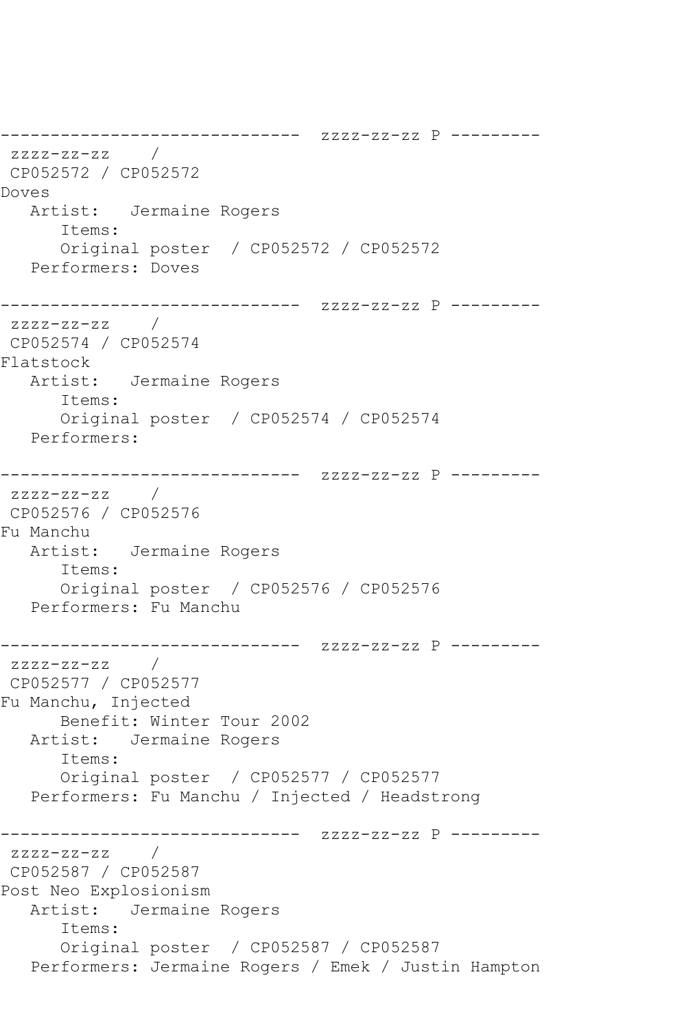```
------------------------------  zzzz-zz-zz P ---------
 zzzz-zz-zz    /
 CP052572 / CP052572
Doves
   Artist:   Jermaine Rogers
      Items:
      Original poster  / CP052572 / CP052572
   Performers: Doves

------------------------------  zzzz-zz-zz P ---------
 zzzz-zz-zz    /
 CP052574 / CP052574
Flatstock
   Artist:   Jermaine Rogers
      Items:
      Original poster  / CP052574 / CP052574
   Performers:

------------------------------  zzzz-zz-zz P ---------
 zzzz-zz-zz    /
 CP052576 / CP052576
Fu Manchu
   Artist:   Jermaine Rogers
      Items:
      Original poster  / CP052576 / CP052576
   Performers: Fu Manchu

------------------------------  zzzz-zz-zz P ---------
 zzzz-zz-zz    /
 CP052577 / CP052577
Fu Manchu, Injected
      Benefit: Winter Tour 2002
   Artist:   Jermaine Rogers
      Items:
      Original poster  / CP052577 / CP052577
   Performers: Fu Manchu / Injected / Headstrong

------------------------------  zzzz-zz-zz P ---------
 zzzz-zz-zz    /
 CP052587 / CP052587
Post Neo Explosionism
   Artist:   Jermaine Rogers
      Items:
      Original poster  / CP052587 / CP052587
   Performers: Jermaine Rogers / Emek / Justin Hampton
```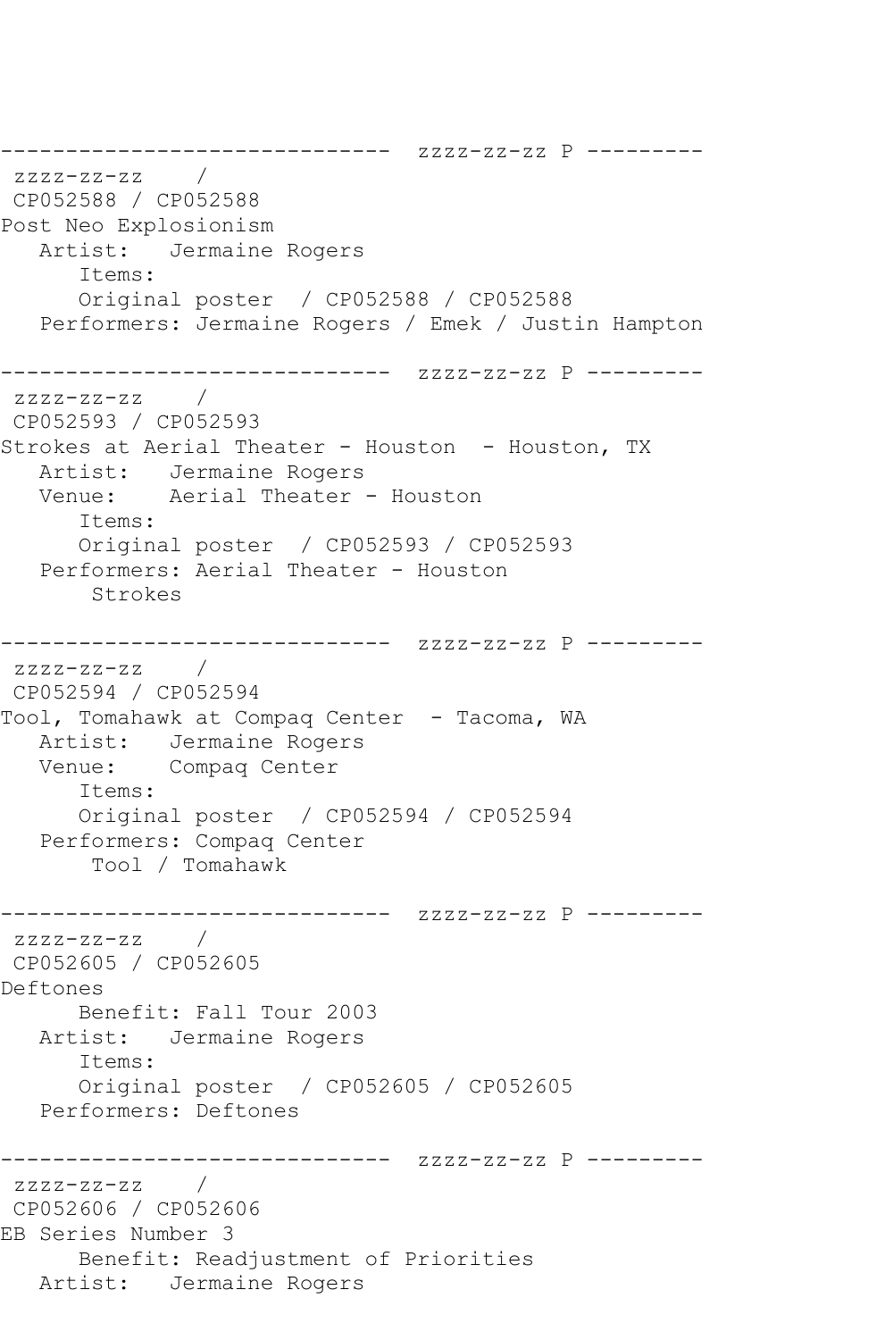```
------------------------------  zzzz-zz-zz P ---------
 zzzz-zz-zz    /
 CP052588 / CP052588
Post Neo Explosionism
   Artist:   Jermaine Rogers
      Items:
      Original poster  / CP052588 / CP052588
   Performers: Jermaine Rogers / Emek / Justin Hampton

------------------------------  zzzz-zz-zz P ---------
 zzzz-zz-zz    /
 CP052593 / CP052593
Strokes at Aerial Theater - Houston  - Houston, TX
   Artist:   Jermaine Rogers
   Venue:    Aerial Theater - Houston
      Items:
      Original poster  / CP052593 / CP052593
   Performers: Aerial Theater - Houston
       Strokes

------------------------------  zzzz-zz-zz P ---------
 zzzz-zz-zz    /
 CP052594 / CP052594
Tool, Tomahawk at Compaq Center  - Tacoma, WA
   Artist:   Jermaine Rogers
   Venue:    Compaq Center
      Items:
      Original poster  / CP052594 / CP052594
   Performers: Compaq Center
       Tool / Tomahawk

------------------------------  zzzz-zz-zz P ---------
 zzzz-zz-zz    /
 CP052605 / CP052605
Deftones
      Benefit: Fall Tour 2003
   Artist:   Jermaine Rogers
      Items:
      Original poster  / CP052605 / CP052605
   Performers: Deftones

------------------------------  zzzz-zz-zz P ---------
 zzzz-zz-zz    /
 CP052606 / CP052606
EB Series Number 3
      Benefit: Readjustment of Priorities
   Artist:   Jermaine Rogers
```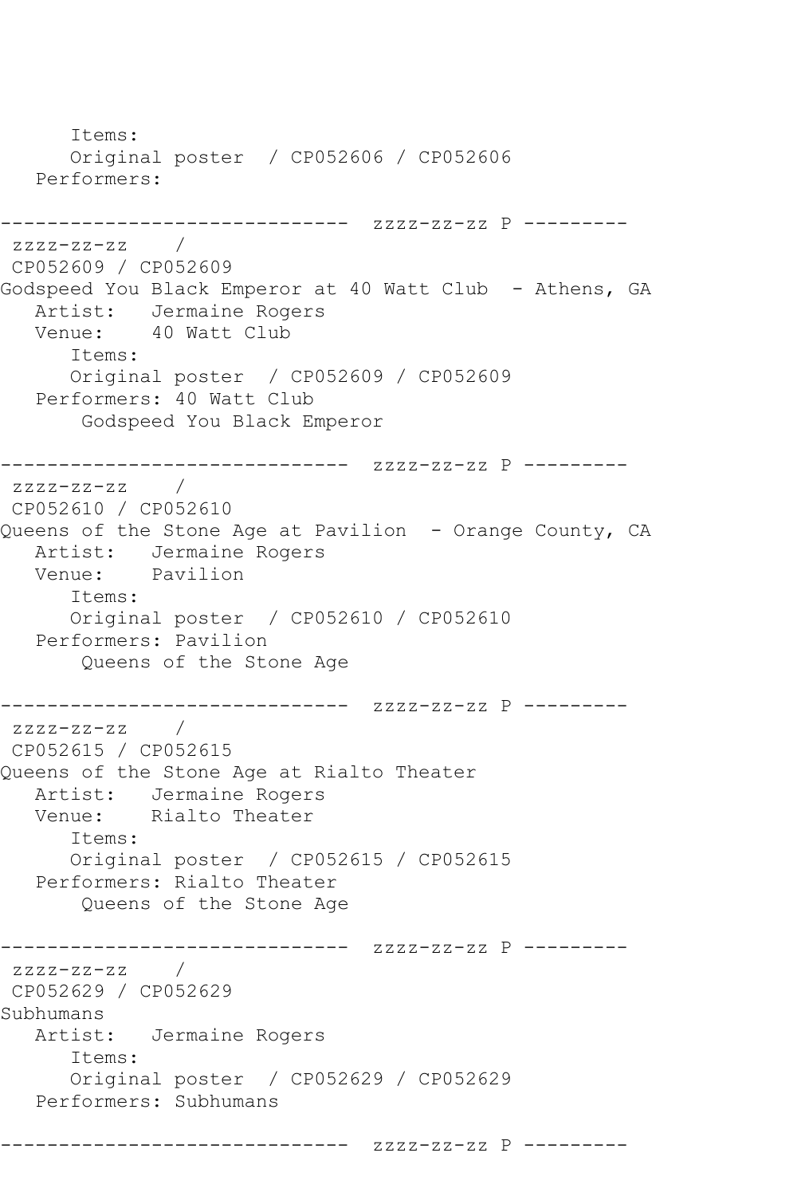```
      Items:
      Original poster  / CP052606 / CP052606
   Performers:

------------------------------  zzzz-zz-zz P ---------
 zzzz-zz-zz    /
 CP052609 / CP052609
Godspeed You Black Emperor at 40 Watt Club  - Athens, GA
   Artist:   Jermaine Rogers
   Venue:    40 Watt Club
      Items:
      Original poster  / CP052609 / CP052609
   Performers: 40 Watt Club
       Godspeed You Black Emperor

------------------------------  zzzz-zz-zz P ---------
 zzzz-zz-zz    /
 CP052610 / CP052610
Queens of the Stone Age at Pavilion  - Orange County, CA
   Artist:   Jermaine Rogers
   Venue:    Pavilion
      Items:
      Original poster  / CP052610 / CP052610
   Performers: Pavilion
       Queens of the Stone Age

------------------------------  zzzz-zz-zz P ---------
 zzzz-zz-zz    /
 CP052615 / CP052615
Queens of the Stone Age at Rialto Theater
   Artist:   Jermaine Rogers
   Venue:    Rialto Theater
      Items:
      Original poster  / CP052615 / CP052615
   Performers: Rialto Theater
       Queens of the Stone Age

------------------------------  zzzz-zz-zz P ---------
 zzzz-zz-zz    /
 CP052629 / CP052629
Subhumans
   Artist:   Jermaine Rogers
      Items:
      Original poster  / CP052629 / CP052629
   Performers: Subhumans

------------------------------  zzzz-zz-zz P ---------
```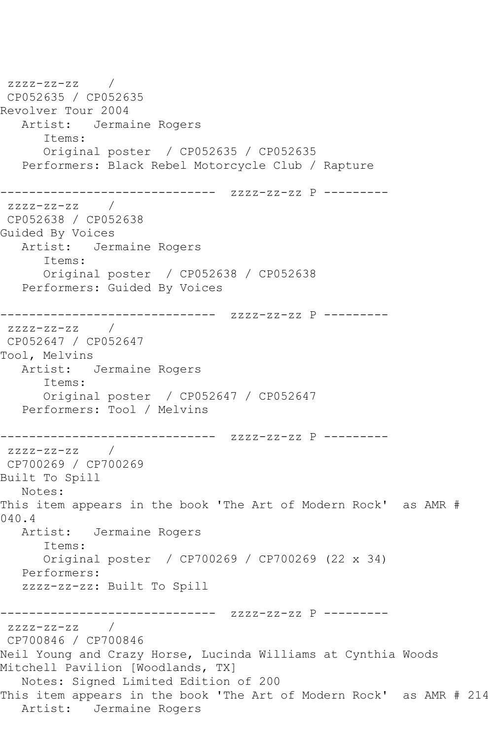zzzz-zz-zz /
CP052635 / CP052635
Revolver Tour 2004
   Artist: Jermaine Rogers
      Items:
      Original poster / CP052635 / CP052635
   Performers: Black Rebel Motorcycle Club / Rapture

------------------------------ zzzz-zz-zz P ---------
zzzz-zz-zz /
CP052638 / CP052638
Guided By Voices
   Artist: Jermaine Rogers
      Items:
      Original poster / CP052638 / CP052638
   Performers: Guided By Voices

------------------------------ zzzz-zz-zz P ---------
zzzz-zz-zz /
CP052647 / CP052647
Tool, Melvins
   Artist: Jermaine Rogers
      Items:
      Original poster / CP052647 / CP052647
   Performers: Tool / Melvins

------------------------------ zzzz-zz-zz P ---------
zzzz-zz-zz /
CP700269 / CP700269
Built To Spill
   Notes:
This item appears in the book 'The Art of Modern Rock' as AMR # 040.4
   Artist: Jermaine Rogers
      Items:
      Original poster / CP700269 / CP700269 (22 x 34)
   Performers:
   zzzz-zz-zz: Built To Spill

------------------------------ zzzz-zz-zz P ---------
zzzz-zz-zz /
CP700846 / CP700846
Neil Young and Crazy Horse, Lucinda Williams at Cynthia Woods Mitchell Pavilion [Woodlands, TX]
   Notes: Signed Limited Edition of 200
This item appears in the book 'The Art of Modern Rock' as AMR # 214
   Artist: Jermaine Rogers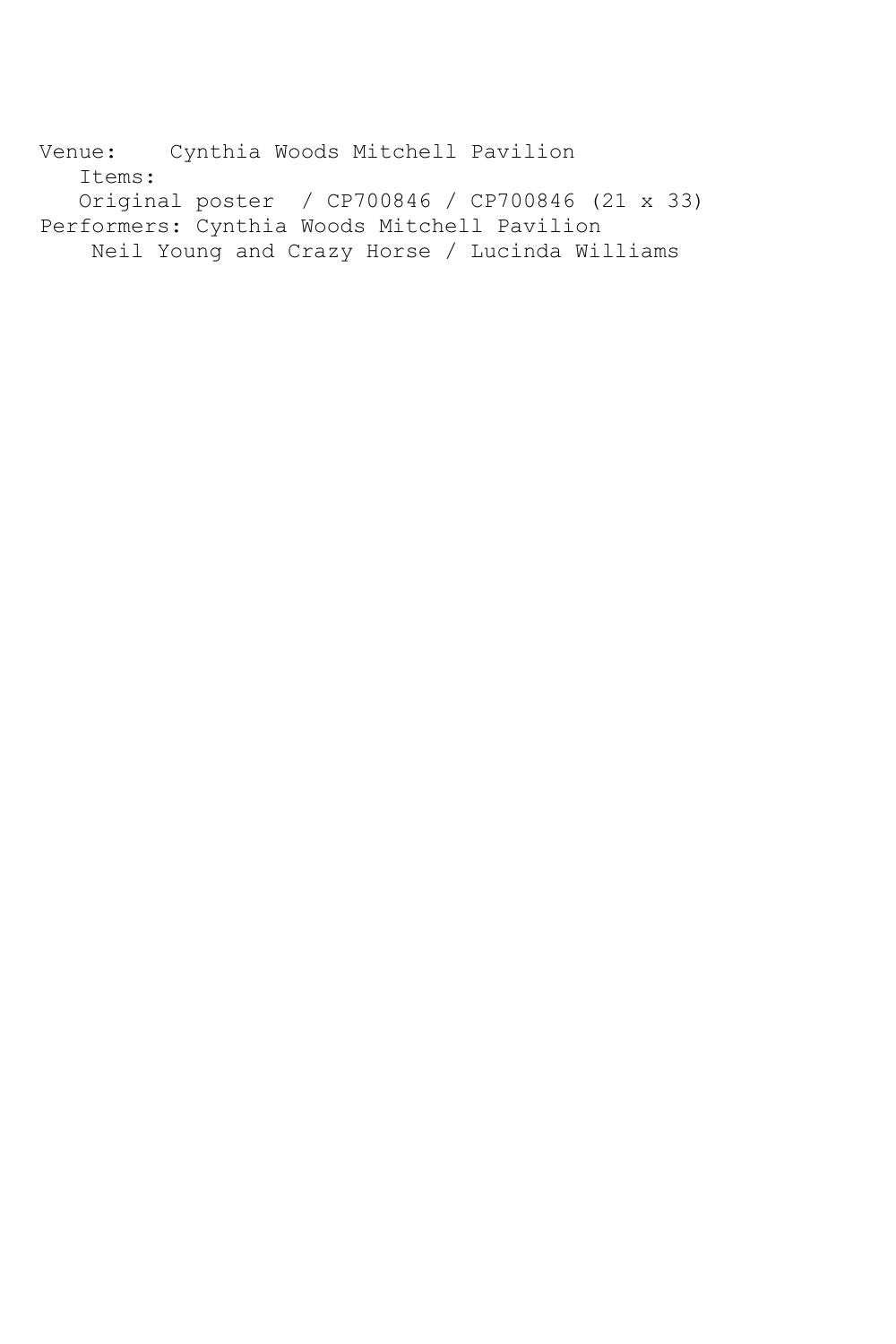Venue: Cynthia Woods Mitchell Pavilion

Items:

Original poster / CP700846 / CP700846 (21 x 33)

Performers: Cynthia Woods Mitchell Pavilion

Neil Young and Crazy Horse / Lucinda Williams